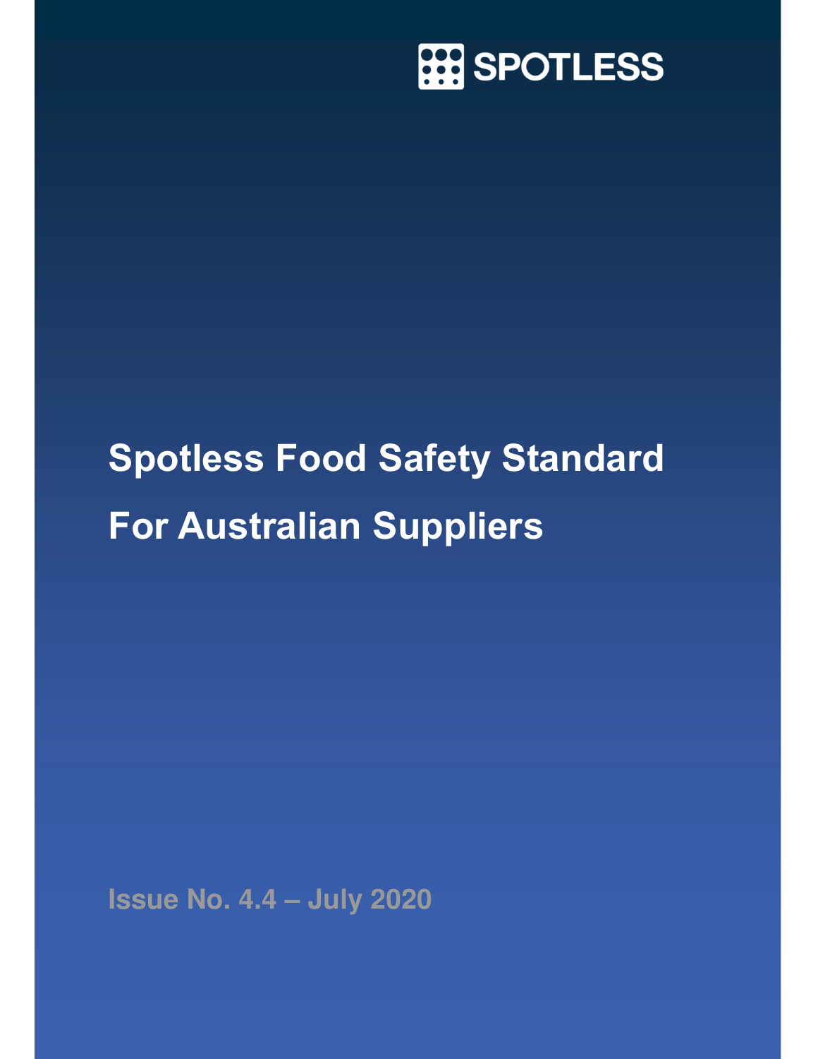SPOTLESS

# Spotless Food Safety Standard For Australian Suppliers

Issue No. 4.4 – July 2020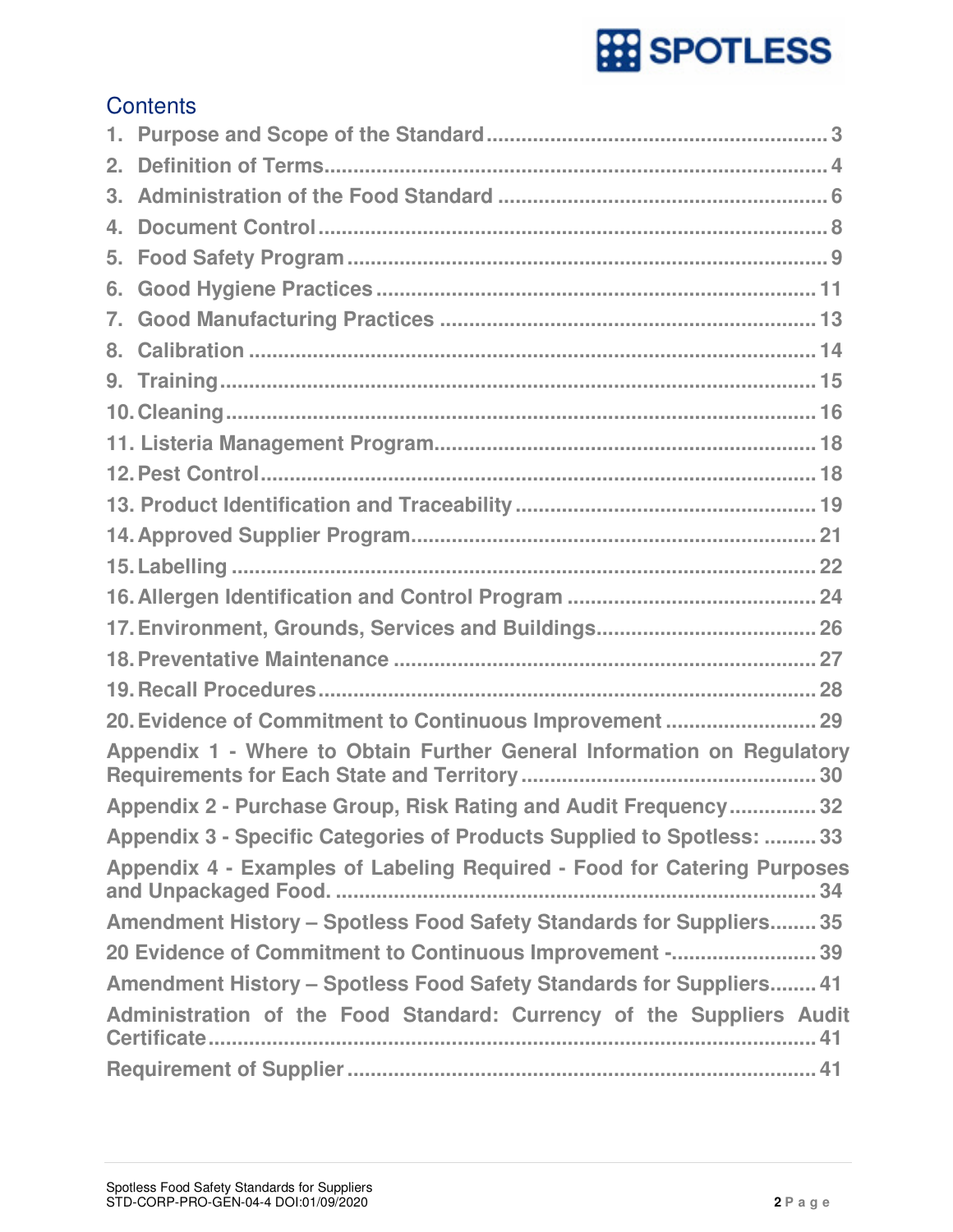# Contents

1. Purpose and Scope of the Standard ........ 3
2. Definition of Terms ........ 4
3. Administration of the Food Standard ........ 6
4. Document Control ........ 8
5. Food Safety Program ........ 9
6. Good Hygiene Practices ........ 11
7. Good Manufacturing Practices ........ 13
8. Calibration ........ 14
9. Training ........ 15
10. Cleaning ........ 16
11. Listeria Management Program ........ 18
12. Pest Control ........ 18
13. Product Identification and Traceability ........ 19
14. Approved Supplier Program ........ 21
15. Labelling ........ 22
16. Allergen Identification and Control Program ........ 24
17. Environment, Grounds, Services and Buildings ........ 26
18. Preventative Maintenance ........ 27
19. Recall Procedures ........ 28
20. Evidence of Commitment to Continuous Improvement ........ 29

Appendix 1 - Where to Obtain Further General Information on Regulatory Requirements for Each State and Territory ........ 30

Appendix 2 - Purchase Group, Risk Rating and Audit Frequency ........ 32

Appendix 3 - Specific Categories of Products Supplied to Spotless: ........ 33

Appendix 4 - Examples of Labeling Required - Food for Catering Purposes and Unpackaged Food. ........ 34

Amendment History – Spotless Food Safety Standards for Suppliers ........ 35

20 Evidence of Commitment to Continuous Improvement - ........ 39

Amendment History – Spotless Food Safety Standards for Suppliers ........ 41

Administration of the Food Standard: Currency of the Suppliers Audit Certificate ........ 41

Requirement of Supplier ........ 41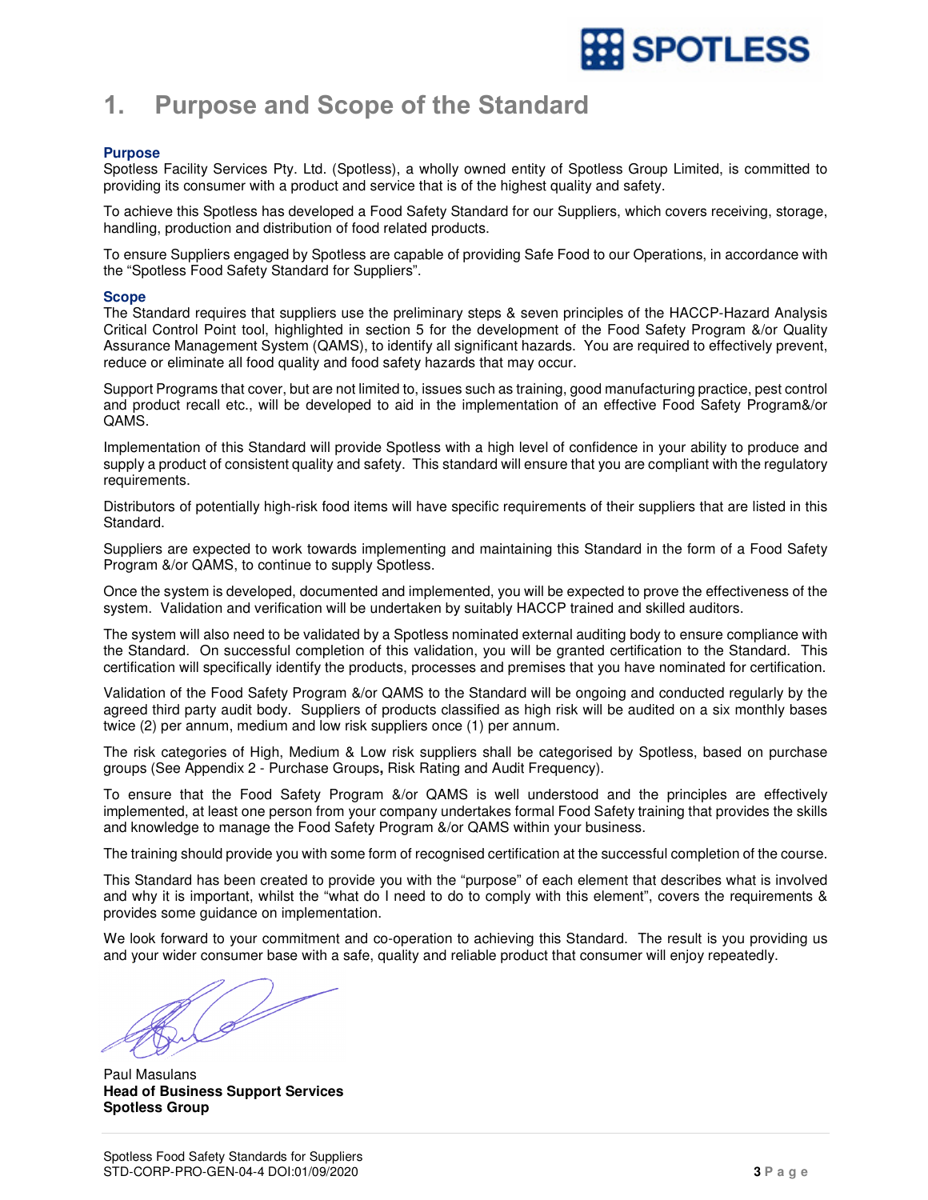# 1. Purpose and Scope of the Standard

### Purpose

Spotless Facility Services Pty. Ltd. (Spotless), a wholly owned entity of Spotless Group Limited, is committed to providing its consumer with a product and service that is of the highest quality and safety.

To achieve this Spotless has developed a Food Safety Standard for our Suppliers, which covers receiving, storage, handling, production and distribution of food related products.

To ensure Suppliers engaged by Spotless are capable of providing Safe Food to our Operations, in accordance with the "Spotless Food Safety Standard for Suppliers".

### Scope

The Standard requires that suppliers use the preliminary steps & seven principles of the HACCP-Hazard Analysis Critical Control Point tool, highlighted in section 5 for the development of the Food Safety Program &/or Quality Assurance Management System (QAMS), to identify all significant hazards. You are required to effectively prevent, reduce or eliminate all food quality and food safety hazards that may occur.

Support Programs that cover, but are not limited to, issues such as training, good manufacturing practice, pest control and product recall etc., will be developed to aid in the implementation of an effective Food Safety Program&/or QAMS.

Implementation of this Standard will provide Spotless with a high level of confidence in your ability to produce and supply a product of consistent quality and safety. This standard will ensure that you are compliant with the regulatory requirements.

Distributors of potentially high-risk food items will have specific requirements of their suppliers that are listed in this Standard.

Suppliers are expected to work towards implementing and maintaining this Standard in the form of a Food Safety Program &/or QAMS, to continue to supply Spotless.

Once the system is developed, documented and implemented, you will be expected to prove the effectiveness of the system. Validation and verification will be undertaken by suitably HACCP trained and skilled auditors.

The system will also need to be validated by a Spotless nominated external auditing body to ensure compliance with the Standard. On successful completion of this validation, you will be granted certification to the Standard. This certification will specifically identify the products, processes and premises that you have nominated for certification.

Validation of the Food Safety Program &/or QAMS to the Standard will be ongoing and conducted regularly by the agreed third party audit body. Suppliers of products classified as high risk will be audited on a six monthly bases twice (2) per annum, medium and low risk suppliers once (1) per annum.

The risk categories of High, Medium & Low risk suppliers shall be categorised by Spotless, based on purchase groups (See Appendix 2 - Purchase Groups**,** Risk Rating and Audit Frequency).

To ensure that the Food Safety Program &/or QAMS is well understood and the principles are effectively implemented, at least one person from your company undertakes formal Food Safety training that provides the skills and knowledge to manage the Food Safety Program &/or QAMS within your business.

The training should provide you with some form of recognised certification at the successful completion of the course.

This Standard has been created to provide you with the "purpose" of each element that describes what is involved and why it is important, whilst the "what do I need to do to comply with this element", covers the requirements & provides some guidance on implementation.

We look forward to your commitment and co-operation to achieving this Standard. The result is you providing us and your wider consumer base with a safe, quality and reliable product that consumer will enjoy repeatedly.

Paul Masulans
**Head of Business Support Services**
**Spotless Group**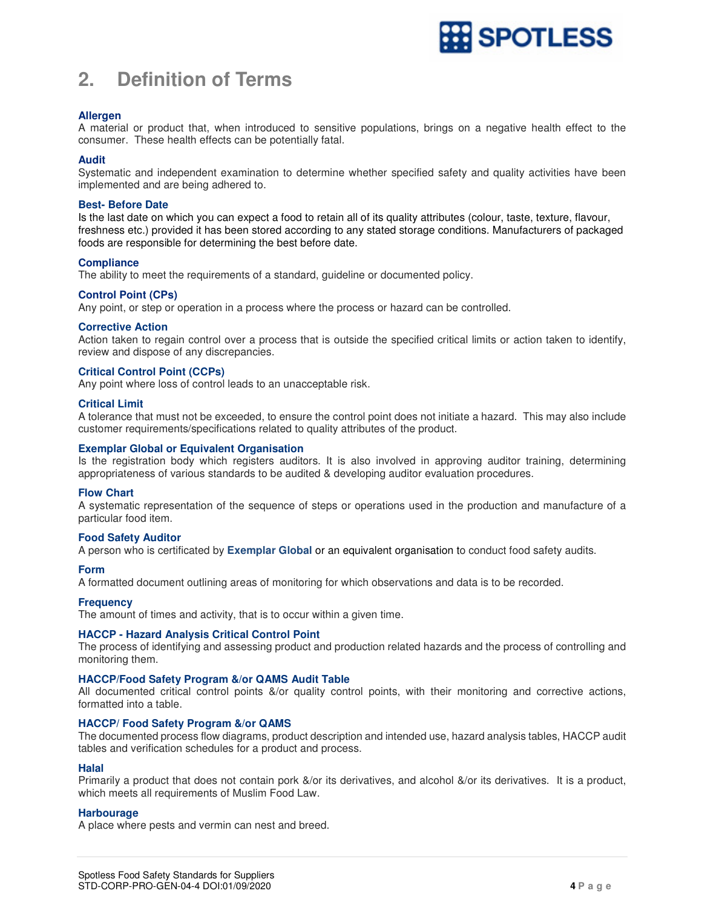## 2. Definition of Terms

**Allergen**
A material or product that, when introduced to sensitive populations, brings on a negative health effect to the consumer. These health effects can be potentially fatal.

**Audit**
Systematic and independent examination to determine whether specified safety and quality activities have been implemented and are being adhered to.

**Best- Before Date**
Is the last date on which you can expect a food to retain all of its quality attributes (colour, taste, texture, flavour, freshness etc.) provided it has been stored according to any stated storage conditions. Manufacturers of packaged foods are responsible for determining the best before date.

**Compliance**
The ability to meet the requirements of a standard, guideline or documented policy.

**Control Point (CPs)**
Any point, or step or operation in a process where the process or hazard can be controlled.

**Corrective Action**
Action taken to regain control over a process that is outside the specified critical limits or action taken to identify, review and dispose of any discrepancies.

**Critical Control Point (CCPs)**
Any point where loss of control leads to an unacceptable risk.

**Critical Limit**
A tolerance that must not be exceeded, to ensure the control point does not initiate a hazard. This may also include customer requirements/specifications related to quality attributes of the product.

**Exemplar Global or Equivalent Organisation**
Is the registration body which registers auditors. It is also involved in approving auditor training, determining appropriateness of various standards to be audited & developing auditor evaluation procedures.

**Flow Chart**
A systematic representation of the sequence of steps or operations used in the production and manufacture of a particular food item.

**Food Safety Auditor**
A person who is certificated by **Exemplar Global** or an equivalent organisation to conduct food safety audits.

**Form**
A formatted document outlining areas of monitoring for which observations and data is to be recorded.

**Frequency**
The amount of times and activity, that is to occur within a given time.

**HACCP - Hazard Analysis Critical Control Point**
The process of identifying and assessing product and production related hazards and the process of controlling and monitoring them.

**HACCP/Food Safety Program &/or QAMS Audit Table**
All documented critical control points &/or quality control points, with their monitoring and corrective actions, formatted into a table.

**HACCP/ Food Safety Program &/or QAMS**
The documented process flow diagrams, product description and intended use, hazard analysis tables, HACCP audit tables and verification schedules for a product and process.

**Halal**
Primarily a product that does not contain pork &/or its derivatives, and alcohol &/or its derivatives. It is a product, which meets all requirements of Muslim Food Law.

**Harbourage**
A place where pests and vermin can nest and breed.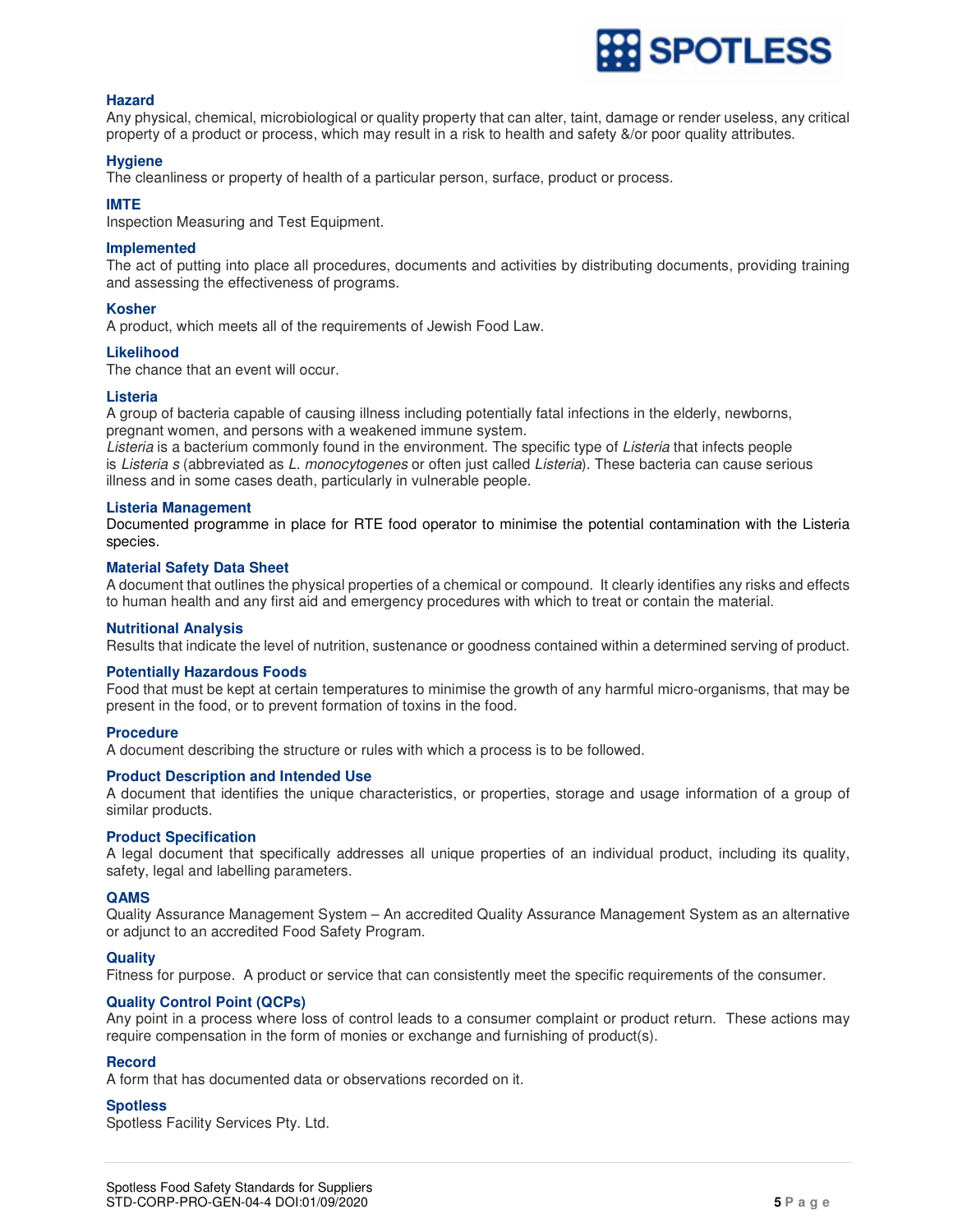### Hazard

Any physical, chemical, microbiological or quality property that can alter, taint, damage or render useless, any critical property of a product or process, which may result in a risk to health and safety &/or poor quality attributes.

### Hygiene

The cleanliness or property of health of a particular person, surface, product or process.

### IMTE

Inspection Measuring and Test Equipment.

### Implemented

The act of putting into place all procedures, documents and activities by distributing documents, providing training and assessing the effectiveness of programs.

### Kosher

A product, which meets all of the requirements of Jewish Food Law.

### Likelihood

The chance that an event will occur.

### Listeria

A group of bacteria capable of causing illness including potentially fatal infections in the elderly, newborns, pregnant women, and persons with a weakened immune system.

*Listeria* is a bacterium commonly found in the environment. The specific type of *Listeria* that infects people is *Listeria s* (abbreviated as *L. monocytogenes* or often just called *Listeria*). These bacteria can cause serious illness and in some cases death, particularly in vulnerable people.

### Listeria Management

Documented programme in place for RTE food operator to minimise the potential contamination with the Listeria species.

### Material Safety Data Sheet

A document that outlines the physical properties of a chemical or compound. It clearly identifies any risks and effects to human health and any first aid and emergency procedures with which to treat or contain the material.

### Nutritional Analysis

Results that indicate the level of nutrition, sustenance or goodness contained within a determined serving of product.

### Potentially Hazardous Foods

Food that must be kept at certain temperatures to minimise the growth of any harmful micro-organisms, that may be present in the food, or to prevent formation of toxins in the food.

### Procedure

A document describing the structure or rules with which a process is to be followed.

### Product Description and Intended Use

A document that identifies the unique characteristics, or properties, storage and usage information of a group of similar products.

### Product Specification

A legal document that specifically addresses all unique properties of an individual product, including its quality, safety, legal and labelling parameters.

### QAMS

Quality Assurance Management System – An accredited Quality Assurance Management System as an alternative or adjunct to an accredited Food Safety Program.

### Quality

Fitness for purpose. A product or service that can consistently meet the specific requirements of the consumer.

### Quality Control Point (QCPs)

Any point in a process where loss of control leads to a consumer complaint or product return. These actions may require compensation in the form of monies or exchange and furnishing of product(s).

### Record

A form that has documented data or observations recorded on it.

### Spotless

Spotless Facility Services Pty. Ltd.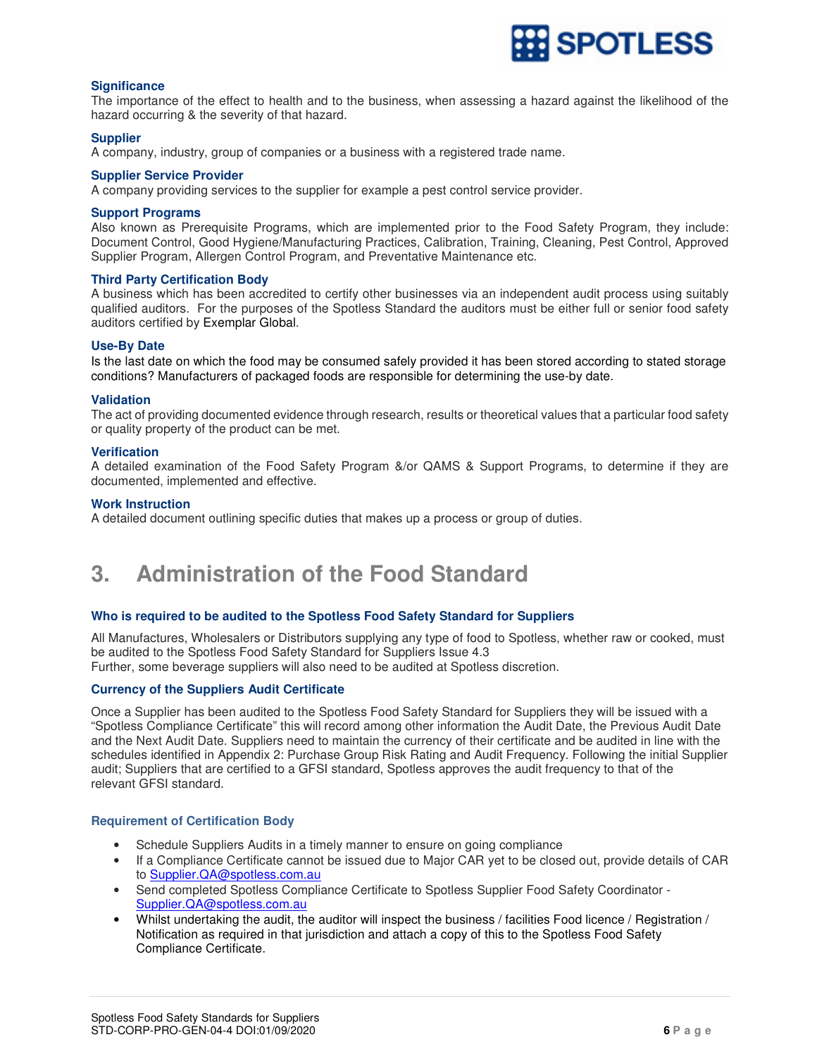### Significance

The importance of the effect to health and to the business, when assessing a hazard against the likelihood of the hazard occurring & the severity of that hazard.

### Supplier

A company, industry, group of companies or a business with a registered trade name.

### Supplier Service Provider

A company providing services to the supplier for example a pest control service provider.

### Support Programs

Also known as Prerequisite Programs, which are implemented prior to the Food Safety Program, they include: Document Control, Good Hygiene/Manufacturing Practices, Calibration, Training, Cleaning, Pest Control, Approved Supplier Program, Allergen Control Program, and Preventative Maintenance etc.

### Third Party Certification Body

A business which has been accredited to certify other businesses via an independent audit process using suitably qualified auditors. For the purposes of the Spotless Standard the auditors must be either full or senior food safety auditors certified by Exemplar Global.

### Use-By Date

Is the last date on which the food may be consumed safely provided it has been stored according to stated storage conditions? Manufacturers of packaged foods are responsible for determining the use-by date.

### Validation

The act of providing documented evidence through research, results or theoretical values that a particular food safety or quality property of the product can be met.

### Verification

A detailed examination of the Food Safety Program &/or QAMS & Support Programs, to determine if they are documented, implemented and effective.

### Work Instruction

A detailed document outlining specific duties that makes up a process or group of duties.

# 3. Administration of the Food Standard

### Who is required to be audited to the Spotless Food Safety Standard for Suppliers

All Manufactures, Wholesalers or Distributors supplying any type of food to Spotless, whether raw or cooked, must be audited to the Spotless Food Safety Standard for Suppliers Issue 4.3
Further, some beverage suppliers will also need to be audited at Spotless discretion.

### Currency of the Suppliers Audit Certificate

Once a Supplier has been audited to the Spotless Food Safety Standard for Suppliers they will be issued with a "Spotless Compliance Certificate" this will record among other information the Audit Date, the Previous Audit Date and the Next Audit Date. Suppliers need to maintain the currency of their certificate and be audited in line with the schedules identified in Appendix 2: Purchase Group Risk Rating and Audit Frequency. Following the initial Supplier audit; Suppliers that are certified to a GFSI standard, Spotless approves the audit frequency to that of the relevant GFSI standard.

### Requirement of Certification Body

- Schedule Suppliers Audits in a timely manner to ensure on going compliance
- If a Compliance Certificate cannot be issued due to Major CAR yet to be closed out, provide details of CAR to Supplier.QA@spotless.com.au
- Send completed Spotless Compliance Certificate to Spotless Supplier Food Safety Coordinator - Supplier.QA@spotless.com.au
- Whilst undertaking the audit, the auditor will inspect the business / facilities Food licence / Registration / Notification as required in that jurisdiction and attach a copy of this to the Spotless Food Safety Compliance Certificate.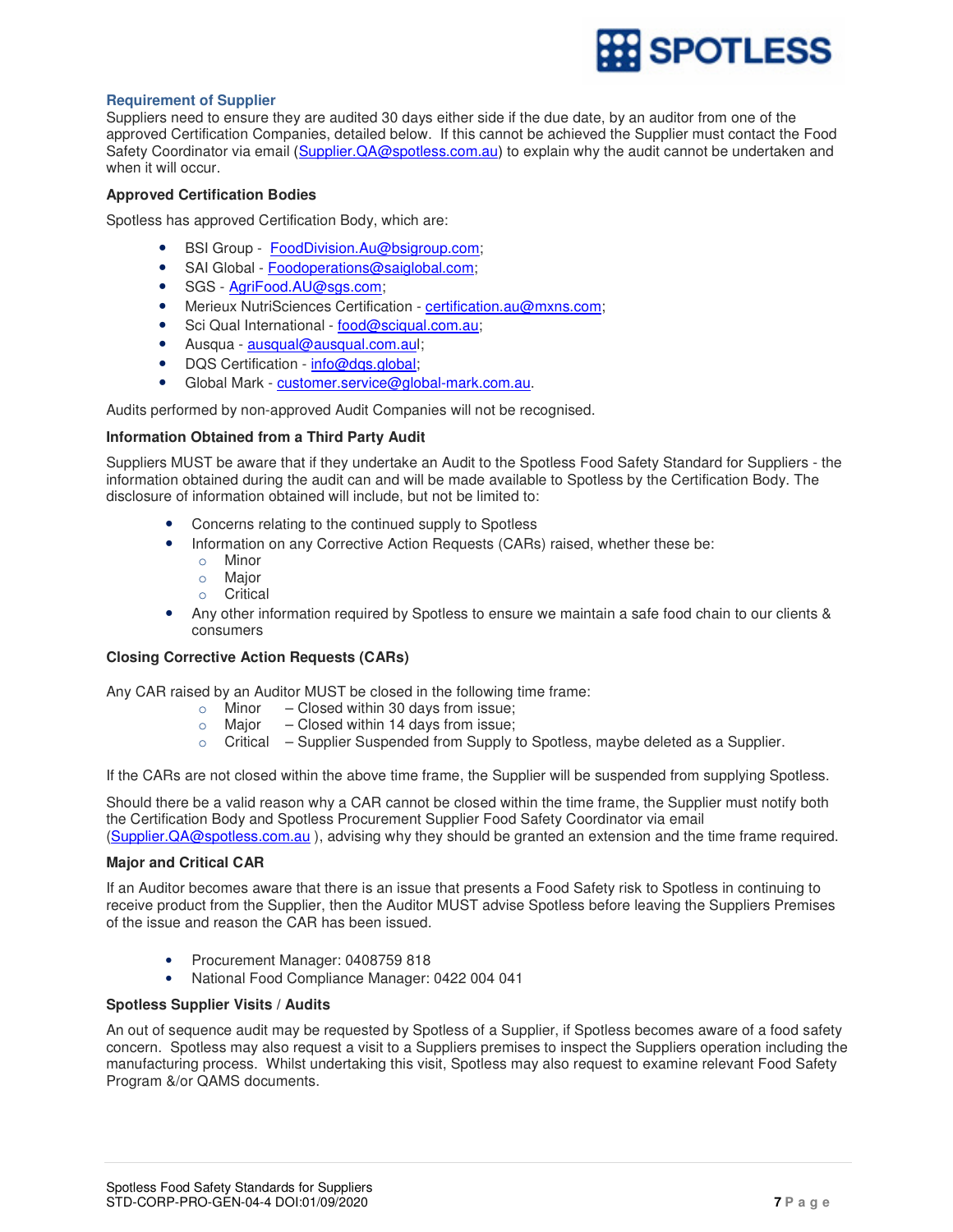### Requirement of Supplier

Suppliers need to ensure they are audited 30 days either side if the due date, by an auditor from one of the approved Certification Companies, detailed below. If this cannot be achieved the Supplier must contact the Food Safety Coordinator via email (Supplier.QA@spotless.com.au) to explain why the audit cannot be undertaken and when it will occur.

**Approved Certification Bodies**

Spotless has approved Certification Body, which are:

- BSI Group - FoodDivision.Au@bsigroup.com;
- SAI Global - Foodoperations@saiglobal.com;
- SGS - AgriFood.AU@sgs.com;
- Merieux NutriSciences Certification - certification.au@mxns.com;
- Sci Qual International - food@sciqual.com.au;
- Ausqua - ausqual@ausqual.com.aul;
- DQS Certification - info@dqs.global;
- Global Mark - customer.service@global-mark.com.au.

Audits performed by non-approved Audit Companies will not be recognised.

**Information Obtained from a Third Party Audit**

Suppliers MUST be aware that if they undertake an Audit to the Spotless Food Safety Standard for Suppliers - the information obtained during the audit can and will be made available to Spotless by the Certification Body. The disclosure of information obtained will include, but not be limited to:

- Concerns relating to the continued supply to Spotless
- Information on any Corrective Action Requests (CARs) raised, whether these be:
  - Minor
  - Major
  - Critical
- Any other information required by Spotless to ensure we maintain a safe food chain to our clients & consumers

**Closing Corrective Action Requests (CARs)**

Any CAR raised by an Auditor MUST be closed in the following time frame:

- Minor – Closed within 30 days from issue;
- Major – Closed within 14 days from issue;
- Critical – Supplier Suspended from Supply to Spotless, maybe deleted as a Supplier.

If the CARs are not closed within the above time frame, the Supplier will be suspended from supplying Spotless.

Should there be a valid reason why a CAR cannot be closed within the time frame, the Supplier must notify both the Certification Body and Spotless Procurement Supplier Food Safety Coordinator via email (Supplier.QA@spotless.com.au ), advising why they should be granted an extension and the time frame required.

**Major and Critical CAR**

If an Auditor becomes aware that there is an issue that presents a Food Safety risk to Spotless in continuing to receive product from the Supplier, then the Auditor MUST advise Spotless before leaving the Suppliers Premises of the issue and reason the CAR has been issued.

- Procurement Manager: 0408759 818
- National Food Compliance Manager: 0422 004 041

**Spotless Supplier Visits / Audits**

An out of sequence audit may be requested by Spotless of a Supplier, if Spotless becomes aware of a food safety concern. Spotless may also request a visit to a Suppliers premises to inspect the Suppliers operation including the manufacturing process. Whilst undertaking this visit, Spotless may also request to examine relevant Food Safety Program &/or QAMS documents.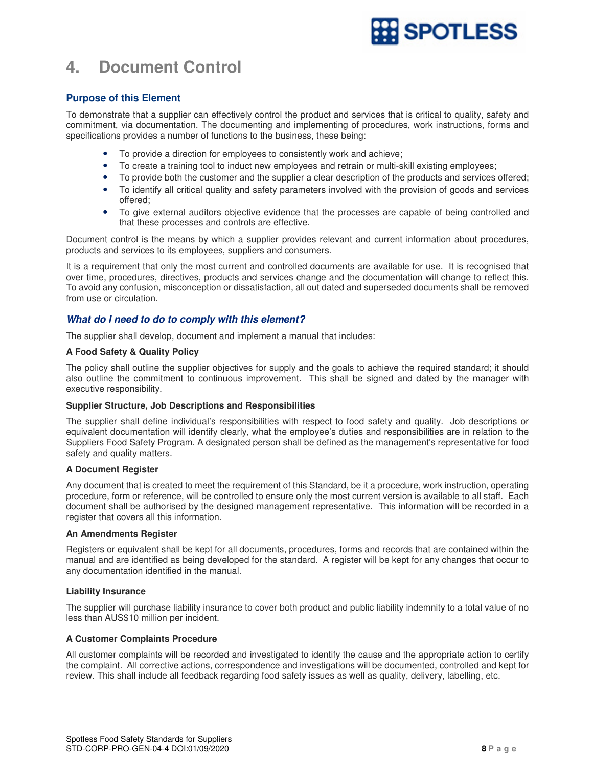# 4. Document Control

### Purpose of this Element

To demonstrate that a supplier can effectively control the product and services that is critical to quality, safety and commitment, via documentation. The documenting and implementing of procedures, work instructions, forms and specifications provides a number of functions to the business, these being:

- To provide a direction for employees to consistently work and achieve;
- To create a training tool to induct new employees and retrain or multi-skill existing employees;
- To provide both the customer and the supplier a clear description of the products and services offered;
- To identify all critical quality and safety parameters involved with the provision of goods and services offered;
- To give external auditors objective evidence that the processes are capable of being controlled and that these processes and controls are effective.

Document control is the means by which a supplier provides relevant and current information about procedures, products and services to its employees, suppliers and consumers.

It is a requirement that only the most current and controlled documents are available for use. It is recognised that over time, procedures, directives, products and services change and the documentation will change to reflect this. To avoid any confusion, misconception or dissatisfaction, all out dated and superseded documents shall be removed from use or circulation.

### *What do I need to do to comply with this element?*

The supplier shall develop, document and implement a manual that includes:

**A Food Safety & Quality Policy**

The policy shall outline the supplier objectives for supply and the goals to achieve the required standard; it should also outline the commitment to continuous improvement. This shall be signed and dated by the manager with executive responsibility.

**Supplier Structure, Job Descriptions and Responsibilities**

The supplier shall define individual's responsibilities with respect to food safety and quality. Job descriptions or equivalent documentation will identify clearly, what the employee's duties and responsibilities are in relation to the Suppliers Food Safety Program. A designated person shall be defined as the management's representative for food safety and quality matters.

**A Document Register**

Any document that is created to meet the requirement of this Standard, be it a procedure, work instruction, operating procedure, form or reference, will be controlled to ensure only the most current version is available to all staff. Each document shall be authorised by the designed management representative. This information will be recorded in a register that covers all this information.

**An Amendments Register**

Registers or equivalent shall be kept for all documents, procedures, forms and records that are contained within the manual and are identified as being developed for the standard. A register will be kept for any changes that occur to any documentation identified in the manual.

**Liability Insurance**

The supplier will purchase liability insurance to cover both product and public liability indemnity to a total value of no less than AUS$10 million per incident.

**A Customer Complaints Procedure**

All customer complaints will be recorded and investigated to identify the cause and the appropriate action to certify the complaint. All corrective actions, correspondence and investigations will be documented, controlled and kept for review. This shall include all feedback regarding food safety issues as well as quality, delivery, labelling, etc.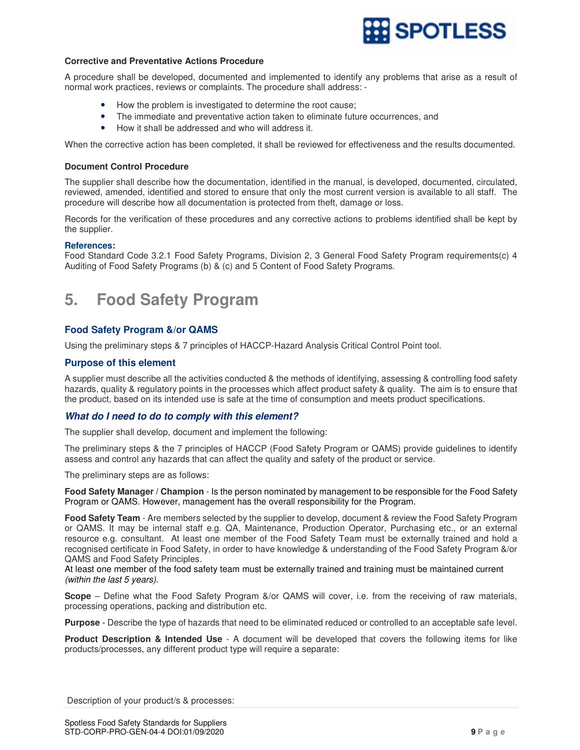**Corrective and Preventative Actions Procedure**

A procedure shall be developed, documented and implemented to identify any problems that arise as a result of normal work practices, reviews or complaints. The procedure shall address: -

- How the problem is investigated to determine the root cause;
- The immediate and preventative action taken to eliminate future occurrences, and
- How it shall be addressed and who will address it.

When the corrective action has been completed, it shall be reviewed for effectiveness and the results documented.

**Document Control Procedure**

The supplier shall describe how the documentation, identified in the manual, is developed, documented, circulated, reviewed, amended, identified and stored to ensure that only the most current version is available to all staff. The procedure will describe how all documentation is protected from theft, damage or loss.

Records for the verification of these procedures and any corrective actions to problems identified shall be kept by the supplier.

**References:**
Food Standard Code 3.2.1 Food Safety Programs, Division 2, 3 General Food Safety Program requirements(c) 4 Auditing of Food Safety Programs (b) & (c) and 5 Content of Food Safety Programs.

# 5. Food Safety Program

### Food Safety Program &/or QAMS

Using the preliminary steps & 7 principles of HACCP-Hazard Analysis Critical Control Point tool.

### Purpose of this element

A supplier must describe all the activities conducted & the methods of identifying, assessing & controlling food safety hazards, quality & regulatory points in the processes which affect product safety & quality. The aim is to ensure that the product, based on its intended use is safe at the time of consumption and meets product specifications.

### *What do I need to do to comply with this element?*

The supplier shall develop, document and implement the following:

The preliminary steps & the 7 principles of HACCP (Food Safety Program or QAMS) provide guidelines to identify assess and control any hazards that can affect the quality and safety of the product or service.

The preliminary steps are as follows:

**Food Safety Manager / Champion** - Is the person nominated by management to be responsible for the Food Safety Program or QAMS. However, management has the overall responsibility for the Program.

**Food Safety Team** - Are members selected by the supplier to develop, document & review the Food Safety Program or QAMS. It may be internal staff e.g. QA, Maintenance, Production Operator, Purchasing etc., or an external resource e.g. consultant. At least one member of the Food Safety Team must be externally trained and hold a recognised certificate in Food Safety, in order to have knowledge & understanding of the Food Safety Program &/or QAMS and Food Safety Principles.
At least one member of the food safety team must be externally trained and training must be maintained current *(within the last 5 years)*.

**Scope** – Define what the Food Safety Program &/or QAMS will cover, i.e. from the receiving of raw materials, processing operations, packing and distribution etc.

**Purpose** - Describe the type of hazards that need to be eliminated reduced or controlled to an acceptable safe level.

**Product Description & Intended Use** - A document will be developed that covers the following items for like products/processes, any different product type will require a separate:

Description of your product/s & processes: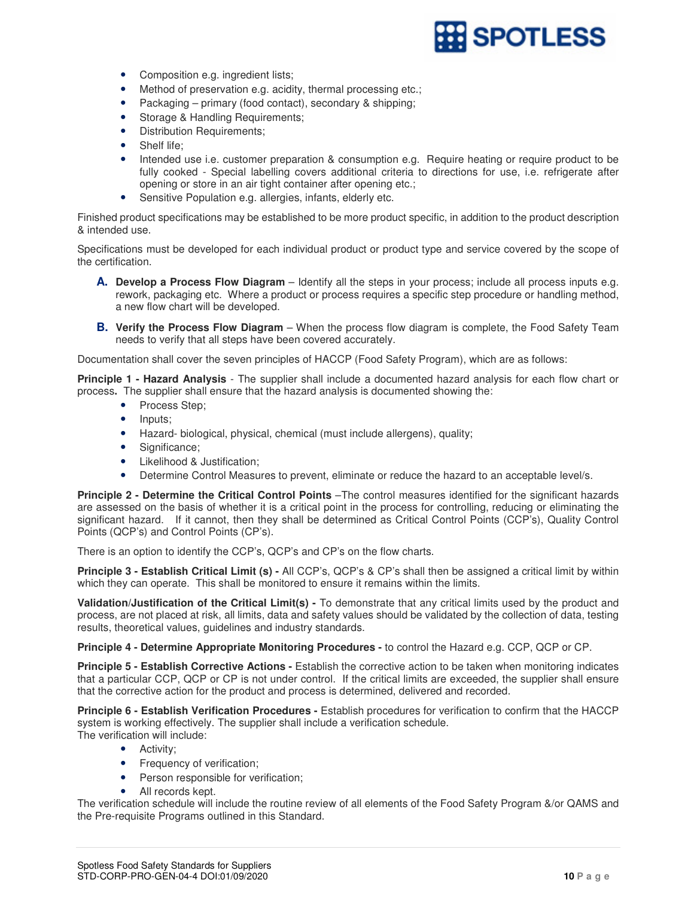- Composition e.g. ingredient lists;
- Method of preservation e.g. acidity, thermal processing etc.;
- Packaging – primary (food contact), secondary & shipping;
- Storage & Handling Requirements;
- Distribution Requirements;
- Shelf life;
- Intended use i.e. customer preparation & consumption e.g. Require heating or require product to be fully cooked - Special labelling covers additional criteria to directions for use, i.e. refrigerate after opening or store in an air tight container after opening etc.;
- Sensitive Population e.g. allergies, infants, elderly etc.

Finished product specifications may be established to be more product specific, in addition to the product description & intended use.

Specifications must be developed for each individual product or product type and service covered by the scope of the certification.

**A. Develop a Process Flow Diagram** – Identify all the steps in your process; include all process inputs e.g. rework, packaging etc. Where a product or process requires a specific step procedure or handling method, a new flow chart will be developed.

**B. Verify the Process Flow Diagram** – When the process flow diagram is complete, the Food Safety Team needs to verify that all steps have been covered accurately.

Documentation shall cover the seven principles of HACCP (Food Safety Program), which are as follows:

**Principle 1 - Hazard Analysis** - The supplier shall include a documented hazard analysis for each flow chart or process**.** The supplier shall ensure that the hazard analysis is documented showing the:

- Process Step;
- Inputs;
- Hazard- biological, physical, chemical (must include allergens), quality;
- Significance;
- Likelihood & Justification;
- Determine Control Measures to prevent, eliminate or reduce the hazard to an acceptable level/s.

**Principle 2 - Determine the Critical Control Points** –The control measures identified for the significant hazards are assessed on the basis of whether it is a critical point in the process for controlling, reducing or eliminating the significant hazard. If it cannot, then they shall be determined as Critical Control Points (CCP's), Quality Control Points (QCP's) and Control Points (CP's).

There is an option to identify the CCP's, QCP's and CP's on the flow charts.

**Principle 3 - Establish Critical Limit (s) -** All CCP's, QCP's & CP's shall then be assigned a critical limit by within which they can operate. This shall be monitored to ensure it remains within the limits.

**Validation/Justification of the Critical Limit(s) -** To demonstrate that any critical limits used by the product and process, are not placed at risk, all limits, data and safety values should be validated by the collection of data, testing results, theoretical values, guidelines and industry standards.

**Principle 4 - Determine Appropriate Monitoring Procedures -** to control the Hazard e.g. CCP, QCP or CP.

**Principle 5 - Establish Corrective Actions -** Establish the corrective action to be taken when monitoring indicates that a particular CCP, QCP or CP is not under control. If the critical limits are exceeded, the supplier shall ensure that the corrective action for the product and process is determined, delivered and recorded.

**Principle 6 - Establish Verification Procedures -** Establish procedures for verification to confirm that the HACCP system is working effectively. The supplier shall include a verification schedule.
The verification will include:

- Activity;
- Frequency of verification;
- Person responsible for verification;
- All records kept.

The verification schedule will include the routine review of all elements of the Food Safety Program &/or QAMS and the Pre-requisite Programs outlined in this Standard.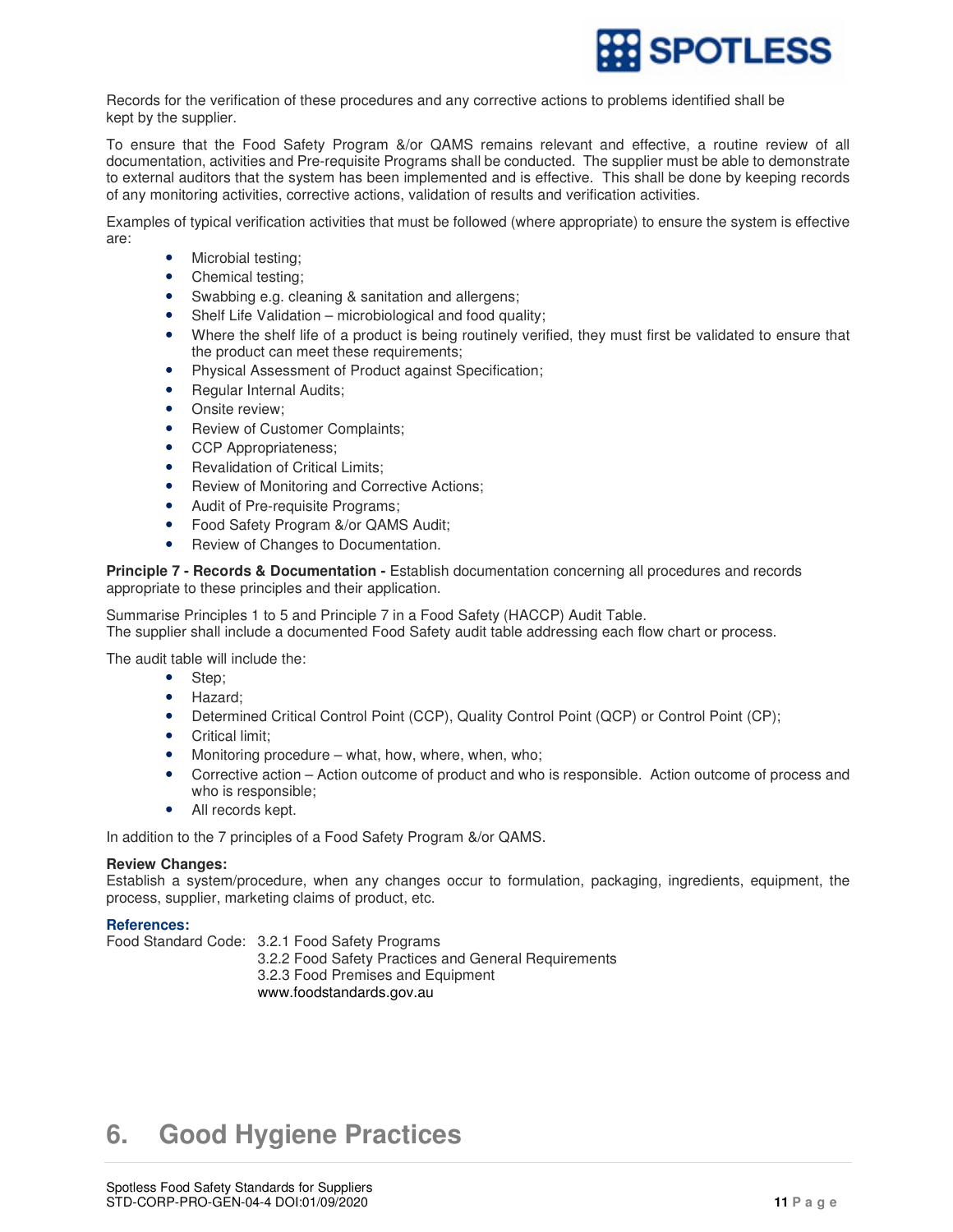Records for the verification of these procedures and any corrective actions to problems identified shall be kept by the supplier.

To ensure that the Food Safety Program &/or QAMS remains relevant and effective, a routine review of all documentation, activities and Pre-requisite Programs shall be conducted. The supplier must be able to demonstrate to external auditors that the system has been implemented and is effective. This shall be done by keeping records of any monitoring activities, corrective actions, validation of results and verification activities.

Examples of typical verification activities that must be followed (where appropriate) to ensure the system is effective are:

- Microbial testing;
- Chemical testing;
- Swabbing e.g. cleaning & sanitation and allergens;
- Shelf Life Validation – microbiological and food quality;
- Where the shelf life of a product is being routinely verified, they must first be validated to ensure that the product can meet these requirements;
- Physical Assessment of Product against Specification;
- Regular Internal Audits;
- Onsite review;
- Review of Customer Complaints;
- CCP Appropriateness;
- Revalidation of Critical Limits;
- Review of Monitoring and Corrective Actions;
- Audit of Pre-requisite Programs;
- Food Safety Program &/or QAMS Audit;
- Review of Changes to Documentation.

**Principle 7 - Records & Documentation -** Establish documentation concerning all procedures and records appropriate to these principles and their application.

Summarise Principles 1 to 5 and Principle 7 in a Food Safety (HACCP) Audit Table.
The supplier shall include a documented Food Safety audit table addressing each flow chart or process.

The audit table will include the:

- Step;
- Hazard;
- Determined Critical Control Point (CCP), Quality Control Point (QCP) or Control Point (CP);
- Critical limit;
- Monitoring procedure – what, how, where, when, who;
- Corrective action – Action outcome of product and who is responsible. Action outcome of process and who is responsible;
- All records kept.

In addition to the 7 principles of a Food Safety Program &/or QAMS.

**Review Changes:**
Establish a system/procedure, when any changes occur to formulation, packaging, ingredients, equipment, the process, supplier, marketing claims of product, etc.

**References:**
Food Standard Code: 3.2.1 Food Safety Programs
3.2.2 Food Safety Practices and General Requirements
3.2.3 Food Premises and Equipment
www.foodstandards.gov.au

# 6. Good Hygiene Practices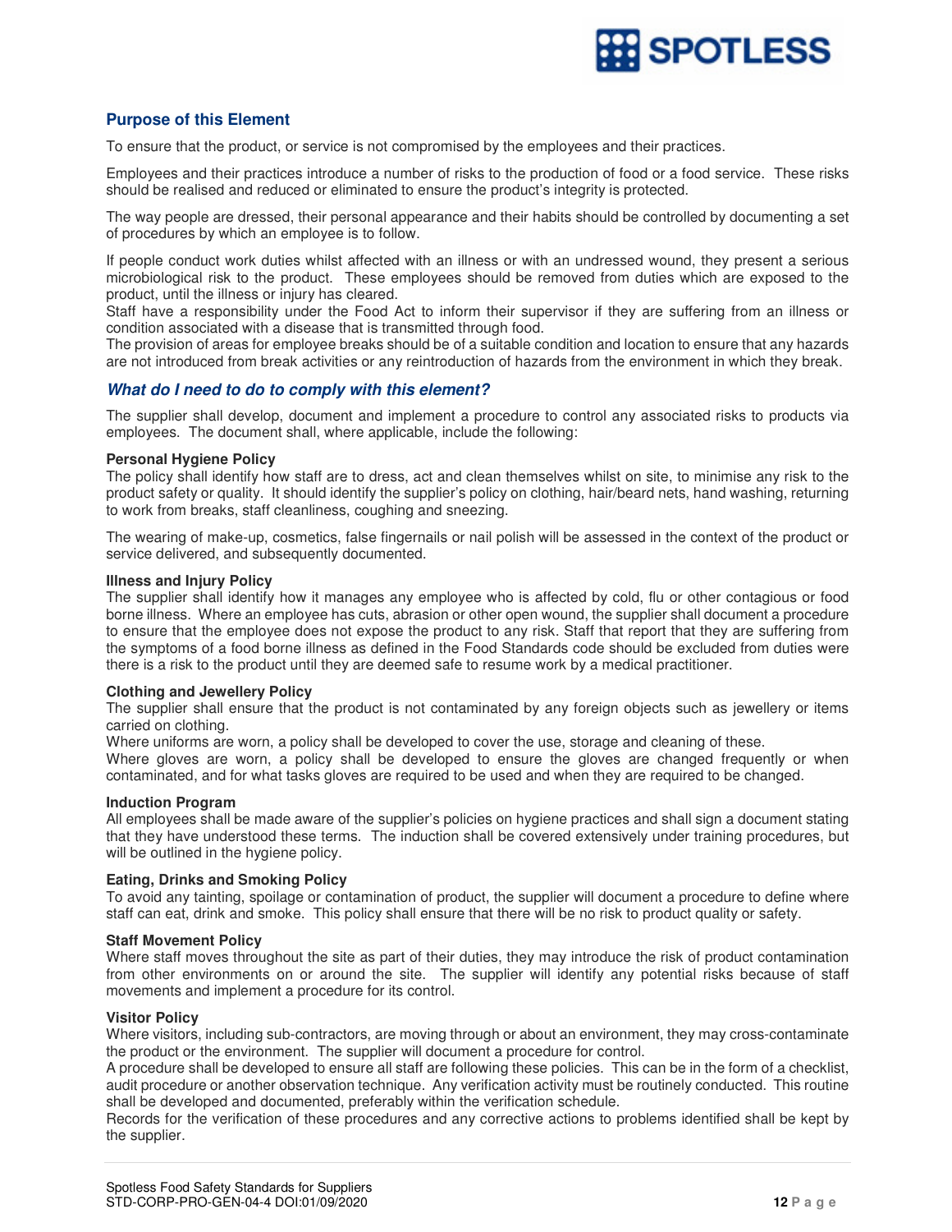## Purpose of this Element

To ensure that the product, or service is not compromised by the employees and their practices.

Employees and their practices introduce a number of risks to the production of food or a food service. These risks should be realised and reduced or eliminated to ensure the product's integrity is protected.

The way people are dressed, their personal appearance and their habits should be controlled by documenting a set of procedures by which an employee is to follow.

If people conduct work duties whilst affected with an illness or with an undressed wound, they present a serious microbiological risk to the product. These employees should be removed from duties which are exposed to the product, until the illness or injury has cleared.
Staff have a responsibility under the Food Act to inform their supervisor if they are suffering from an illness or condition associated with a disease that is transmitted through food.
The provision of areas for employee breaks should be of a suitable condition and location to ensure that any hazards are not introduced from break activities or any reintroduction of hazards from the environment in which they break.

### *What do I need to do to comply with this element?*

The supplier shall develop, document and implement a procedure to control any associated risks to products via employees. The document shall, where applicable, include the following:

**Personal Hygiene Policy**
The policy shall identify how staff are to dress, act and clean themselves whilst on site, to minimise any risk to the product safety or quality. It should identify the supplier's policy on clothing, hair/beard nets, hand washing, returning to work from breaks, staff cleanliness, coughing and sneezing.

The wearing of make-up, cosmetics, false fingernails or nail polish will be assessed in the context of the product or service delivered, and subsequently documented.

**Illness and Injury Policy**
The supplier shall identify how it manages any employee who is affected by cold, flu or other contagious or food borne illness. Where an employee has cuts, abrasion or other open wound, the supplier shall document a procedure to ensure that the employee does not expose the product to any risk. Staff that report that they are suffering from the symptoms of a food borne illness as defined in the Food Standards code should be excluded from duties were there is a risk to the product until they are deemed safe to resume work by a medical practitioner.

**Clothing and Jewellery Policy**
The supplier shall ensure that the product is not contaminated by any foreign objects such as jewellery or items carried on clothing.
Where uniforms are worn, a policy shall be developed to cover the use, storage and cleaning of these.
Where gloves are worn, a policy shall be developed to ensure the gloves are changed frequently or when contaminated, and for what tasks gloves are required to be used and when they are required to be changed.

**Induction Program**
All employees shall be made aware of the supplier's policies on hygiene practices and shall sign a document stating that they have understood these terms. The induction shall be covered extensively under training procedures, but will be outlined in the hygiene policy.

**Eating, Drinks and Smoking Policy**
To avoid any tainting, spoilage or contamination of product, the supplier will document a procedure to define where staff can eat, drink and smoke. This policy shall ensure that there will be no risk to product quality or safety.

**Staff Movement Policy**
Where staff moves throughout the site as part of their duties, they may introduce the risk of product contamination from other environments on or around the site. The supplier will identify any potential risks because of staff movements and implement a procedure for its control.

**Visitor Policy**
Where visitors, including sub-contractors, are moving through or about an environment, they may cross-contaminate the product or the environment. The supplier will document a procedure for control.
A procedure shall be developed to ensure all staff are following these policies. This can be in the form of a checklist, audit procedure or another observation technique. Any verification activity must be routinely conducted. This routine shall be developed and documented, preferably within the verification schedule.
Records for the verification of these procedures and any corrective actions to problems identified shall be kept by the supplier.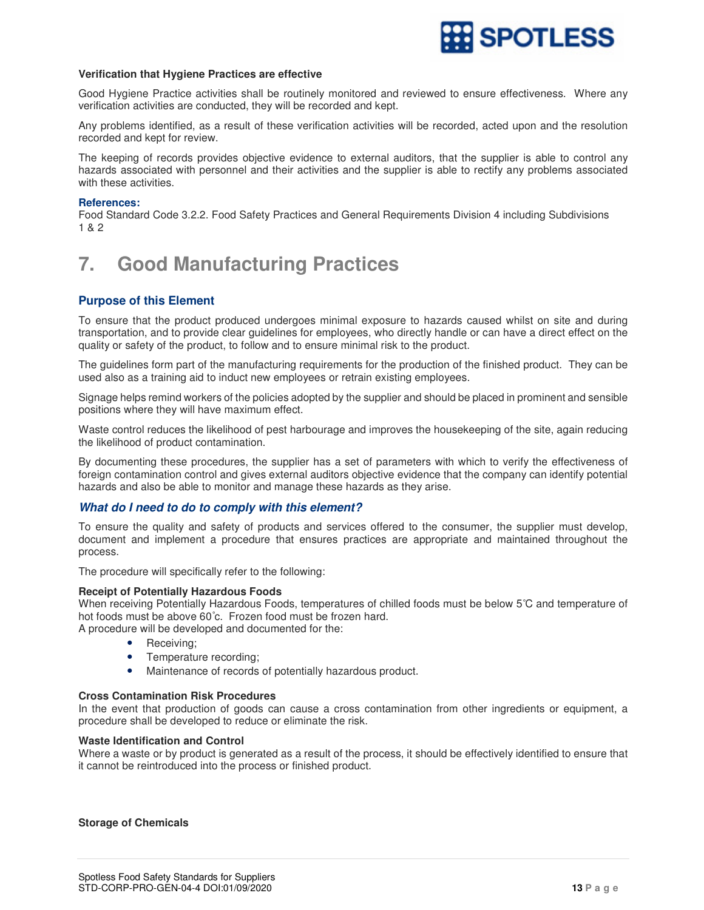**Verification that Hygiene Practices are effective**

Good Hygiene Practice activities shall be routinely monitored and reviewed to ensure effectiveness. Where any verification activities are conducted, they will be recorded and kept.

Any problems identified, as a result of these verification activities will be recorded, acted upon and the resolution recorded and kept for review.

The keeping of records provides objective evidence to external auditors, that the supplier is able to control any hazards associated with personnel and their activities and the supplier is able to rectify any problems associated with these activities.

**References:**
Food Standard Code 3.2.2. Food Safety Practices and General Requirements Division 4 including Subdivisions 1 & 2

# 7. Good Manufacturing Practices

## Purpose of this Element

To ensure that the product produced undergoes minimal exposure to hazards caused whilst on site and during transportation, and to provide clear guidelines for employees, who directly handle or can have a direct effect on the quality or safety of the product, to follow and to ensure minimal risk to the product.

The guidelines form part of the manufacturing requirements for the production of the finished product. They can be used also as a training aid to induct new employees or retrain existing employees.

Signage helps remind workers of the policies adopted by the supplier and should be placed in prominent and sensible positions where they will have maximum effect.

Waste control reduces the likelihood of pest harbourage and improves the housekeeping of the site, again reducing the likelihood of product contamination.

By documenting these procedures, the supplier has a set of parameters with which to verify the effectiveness of foreign contamination control and gives external auditors objective evidence that the company can identify potential hazards and also be able to monitor and manage these hazards as they arise.

### *What do I need to do to comply with this element?*

To ensure the quality and safety of products and services offered to the consumer, the supplier must develop, document and implement a procedure that ensures practices are appropriate and maintained throughout the process.

The procedure will specifically refer to the following:

**Receipt of Potentially Hazardous Foods**
When receiving Potentially Hazardous Foods, temperatures of chilled foods must be below 5℃ and temperature of hot foods must be above 60˚c. Frozen food must be frozen hard.
A procedure will be developed and documented for the:

- Receiving;
- Temperature recording;
- Maintenance of records of potentially hazardous product.

**Cross Contamination Risk Procedures**
In the event that production of goods can cause a cross contamination from other ingredients or equipment, a procedure shall be developed to reduce or eliminate the risk.

**Waste Identification and Control**
Where a waste or by product is generated as a result of the process, it should be effectively identified to ensure that it cannot be reintroduced into the process or finished product.

**Storage of Chemicals**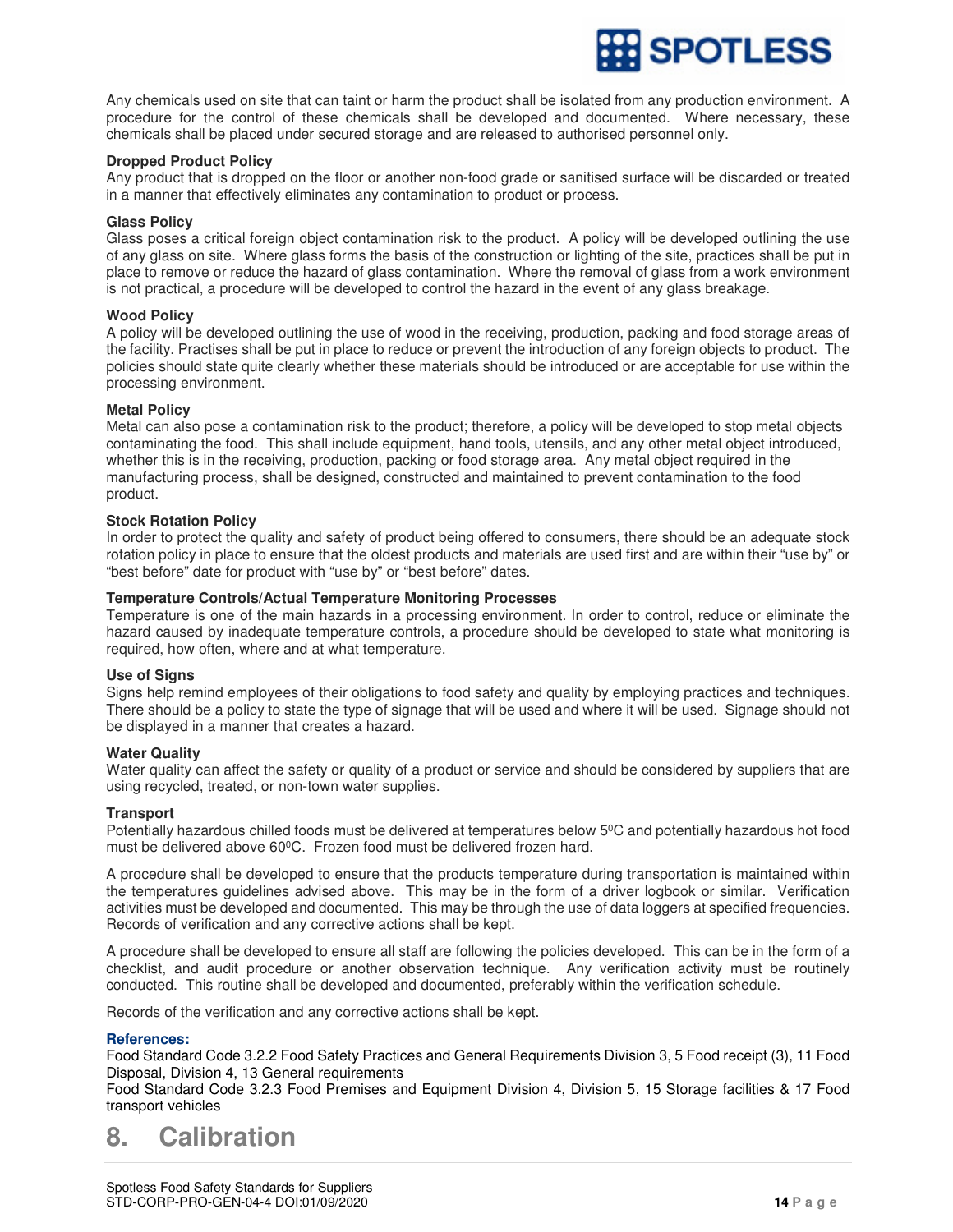Any chemicals used on site that can taint or harm the product shall be isolated from any production environment. A procedure for the control of these chemicals shall be developed and documented. Where necessary, these chemicals shall be placed under secured storage and are released to authorised personnel only.

**Dropped Product Policy**
Any product that is dropped on the floor or another non-food grade or sanitised surface will be discarded or treated in a manner that effectively eliminates any contamination to product or process.

**Glass Policy**
Glass poses a critical foreign object contamination risk to the product. A policy will be developed outlining the use of any glass on site. Where glass forms the basis of the construction or lighting of the site, practices shall be put in place to remove or reduce the hazard of glass contamination. Where the removal of glass from a work environment is not practical, a procedure will be developed to control the hazard in the event of any glass breakage.

**Wood Policy**
A policy will be developed outlining the use of wood in the receiving, production, packing and food storage areas of the facility. Practises shall be put in place to reduce or prevent the introduction of any foreign objects to product. The policies should state quite clearly whether these materials should be introduced or are acceptable for use within the processing environment.

**Metal Policy**
Metal can also pose a contamination risk to the product; therefore, a policy will be developed to stop metal objects contaminating the food. This shall include equipment, hand tools, utensils, and any other metal object introduced, whether this is in the receiving, production, packing or food storage area. Any metal object required in the manufacturing process, shall be designed, constructed and maintained to prevent contamination to the food product.

**Stock Rotation Policy**
In order to protect the quality and safety of product being offered to consumers, there should be an adequate stock rotation policy in place to ensure that the oldest products and materials are used first and are within their "use by" or "best before" date for product with "use by" or "best before" dates.

**Temperature Controls/Actual Temperature Monitoring Processes**
Temperature is one of the main hazards in a processing environment. In order to control, reduce or eliminate the hazard caused by inadequate temperature controls, a procedure should be developed to state what monitoring is required, how often, where and at what temperature.

**Use of Signs**
Signs help remind employees of their obligations to food safety and quality by employing practices and techniques. There should be a policy to state the type of signage that will be used and where it will be used. Signage should not be displayed in a manner that creates a hazard.

**Water Quality**
Water quality can affect the safety or quality of a product or service and should be considered by suppliers that are using recycled, treated, or non-town water supplies.

**Transport**
Potentially hazardous chilled foods must be delivered at temperatures below $5^0$C and potentially hazardous hot food must be delivered above $60^0$C. Frozen food must be delivered frozen hard.

A procedure shall be developed to ensure that the products temperature during transportation is maintained within the temperatures guidelines advised above. This may be in the form of a driver logbook or similar. Verification activities must be developed and documented. This may be through the use of data loggers at specified frequencies. Records of verification and any corrective actions shall be kept.

A procedure shall be developed to ensure all staff are following the policies developed. This can be in the form of a checklist, and audit procedure or another observation technique. Any verification activity must be routinely conducted. This routine shall be developed and documented, preferably within the verification schedule.

Records of the verification and any corrective actions shall be kept.

**References:**
Food Standard Code 3.2.2 Food Safety Practices and General Requirements Division 3, 5 Food receipt (3), 11 Food Disposal, Division 4, 13 General requirements
Food Standard Code 3.2.3 Food Premises and Equipment Division 4, Division 5, 15 Storage facilities & 17 Food transport vehicles

# 8. Calibration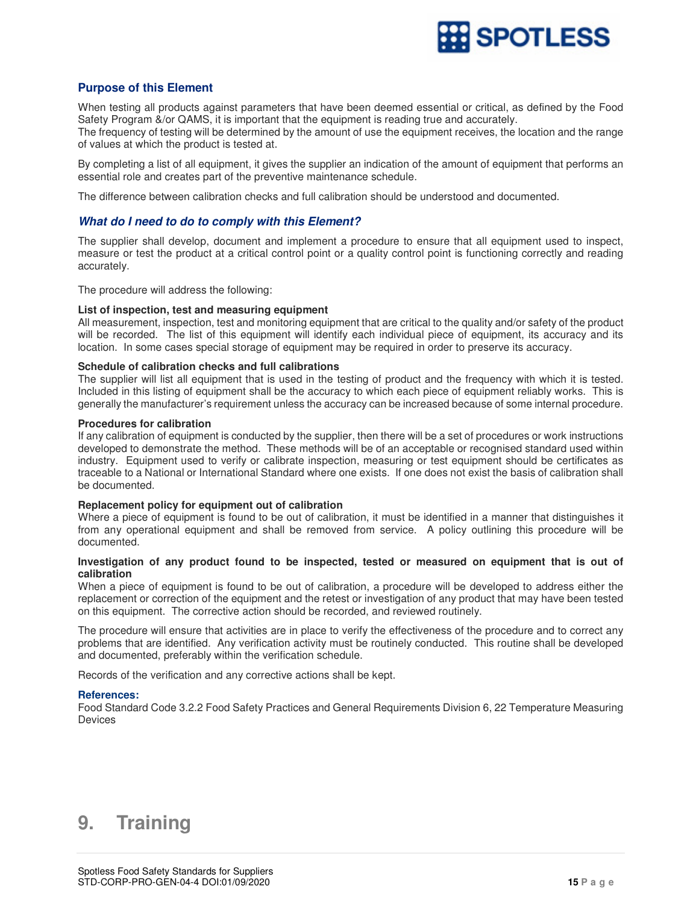## Purpose of this Element

When testing all products against parameters that have been deemed essential or critical, as defined by the Food Safety Program &/or QAMS, it is important that the equipment is reading true and accurately.
The frequency of testing will be determined by the amount of use the equipment receives, the location and the range of values at which the product is tested at.

By completing a list of all equipment, it gives the supplier an indication of the amount of equipment that performs an essential role and creates part of the preventive maintenance schedule.

The difference between calibration checks and full calibration should be understood and documented.

## *What do I need to do to comply with this Element?*

The supplier shall develop, document and implement a procedure to ensure that all equipment used to inspect, measure or test the product at a critical control point or a quality control point is functioning correctly and reading accurately.

The procedure will address the following:

**List of inspection, test and measuring equipment**
All measurement, inspection, test and monitoring equipment that are critical to the quality and/or safety of the product will be recorded. The list of this equipment will identify each individual piece of equipment, its accuracy and its location. In some cases special storage of equipment may be required in order to preserve its accuracy.

**Schedule of calibration checks and full calibrations**
The supplier will list all equipment that is used in the testing of product and the frequency with which it is tested. Included in this listing of equipment shall be the accuracy to which each piece of equipment reliably works. This is generally the manufacturer's requirement unless the accuracy can be increased because of some internal procedure.

**Procedures for calibration**
If any calibration of equipment is conducted by the supplier, then there will be a set of procedures or work instructions developed to demonstrate the method. These methods will be of an acceptable or recognised standard used within industry. Equipment used to verify or calibrate inspection, measuring or test equipment should be certificates as traceable to a National or International Standard where one exists. If one does not exist the basis of calibration shall be documented.

**Replacement policy for equipment out of calibration**
Where a piece of equipment is found to be out of calibration, it must be identified in a manner that distinguishes it from any operational equipment and shall be removed from service. A policy outlining this procedure will be documented.

**Investigation of any product found to be inspected, tested or measured on equipment that is out of calibration**
When a piece of equipment is found to be out of calibration, a procedure will be developed to address either the replacement or correction of the equipment and the retest or investigation of any product that may have been tested on this equipment. The corrective action should be recorded, and reviewed routinely.

The procedure will ensure that activities are in place to verify the effectiveness of the procedure and to correct any problems that are identified. Any verification activity must be routinely conducted. This routine shall be developed and documented, preferably within the verification schedule.

Records of the verification and any corrective actions shall be kept.

**References:**
Food Standard Code 3.2.2 Food Safety Practices and General Requirements Division 6, 22 Temperature Measuring Devices

# 9. Training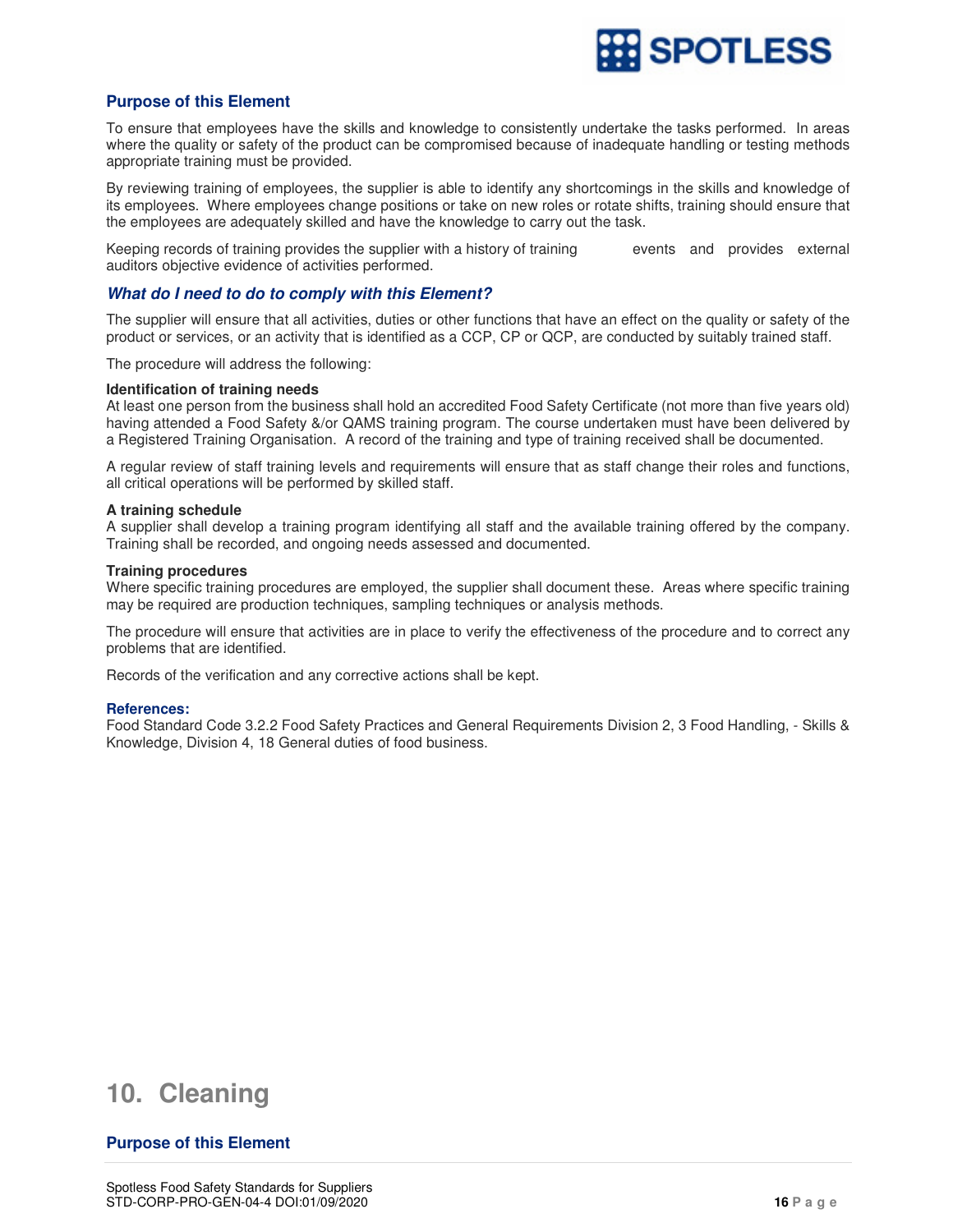### Purpose of this Element

To ensure that employees have the skills and knowledge to consistently undertake the tasks performed. In areas where the quality or safety of the product can be compromised because of inadequate handling or testing methods appropriate training must be provided.

By reviewing training of employees, the supplier is able to identify any shortcomings in the skills and knowledge of its employees. Where employees change positions or take on new roles or rotate shifts, training should ensure that the employees are adequately skilled and have the knowledge to carry out the task.

Keeping records of training provides the supplier with a history of training events and provides external auditors objective evidence of activities performed.

### *What do I need to do to comply with this Element?*

The supplier will ensure that all activities, duties or other functions that have an effect on the quality or safety of the product or services, or an activity that is identified as a CCP, CP or QCP, are conducted by suitably trained staff.

The procedure will address the following:

**Identification of training needs**
At least one person from the business shall hold an accredited Food Safety Certificate (not more than five years old) having attended a Food Safety &/or QAMS training program. The course undertaken must have been delivered by a Registered Training Organisation. A record of the training and type of training received shall be documented.

A regular review of staff training levels and requirements will ensure that as staff change their roles and functions, all critical operations will be performed by skilled staff.

**A training schedule**
A supplier shall develop a training program identifying all staff and the available training offered by the company. Training shall be recorded, and ongoing needs assessed and documented.

**Training procedures**
Where specific training procedures are employed, the supplier shall document these. Areas where specific training may be required are production techniques, sampling techniques or analysis methods.

The procedure will ensure that activities are in place to verify the effectiveness of the procedure and to correct any problems that are identified.

Records of the verification and any corrective actions shall be kept.

**References:**
Food Standard Code 3.2.2 Food Safety Practices and General Requirements Division 2, 3 Food Handling, - Skills & Knowledge, Division 4, 18 General duties of food business.

# 10. Cleaning

### Purpose of this Element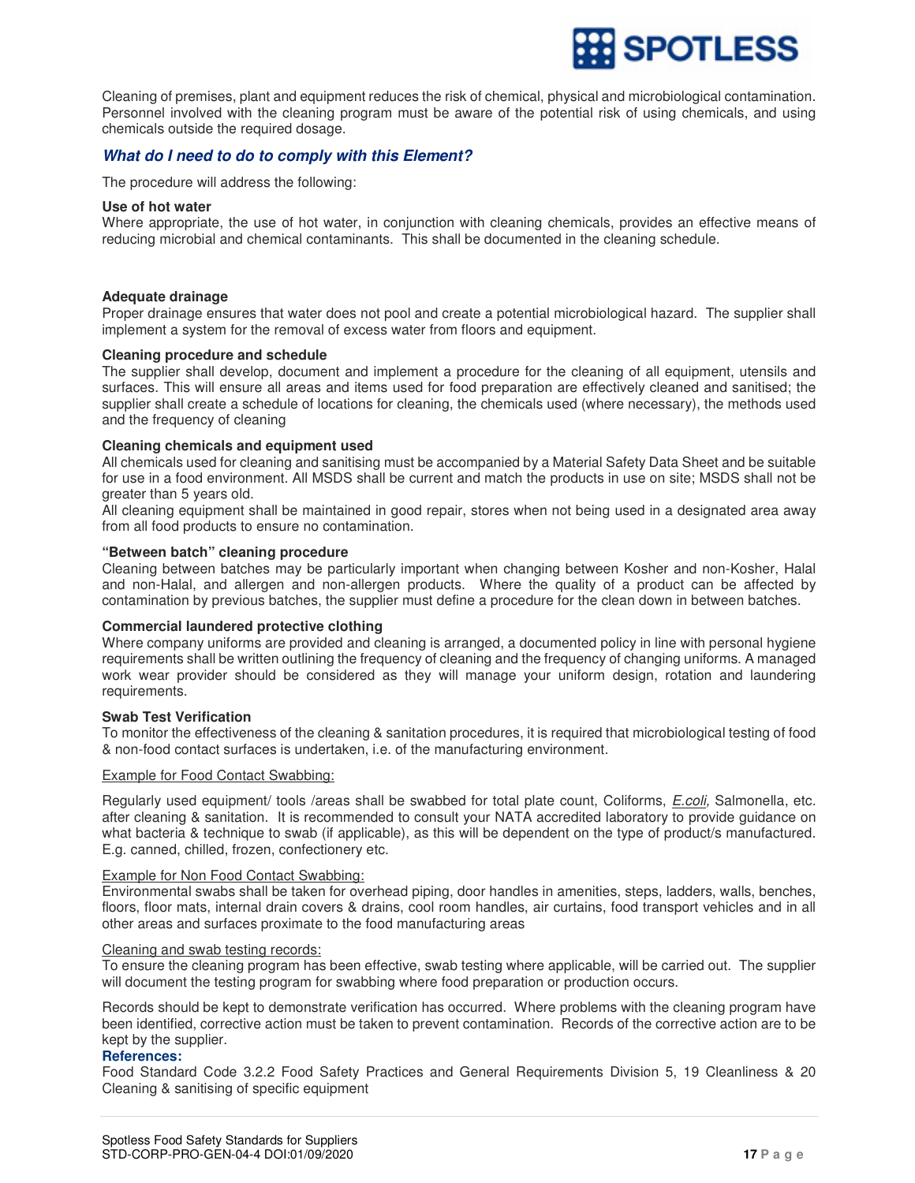Cleaning of premises, plant and equipment reduces the risk of chemical, physical and microbiological contamination. Personnel involved with the cleaning program must be aware of the potential risk of using chemicals, and using chemicals outside the required dosage.

## *What do I need to do to comply with this Element?*

The procedure will address the following:

**Use of hot water**

Where appropriate, the use of hot water, in conjunction with cleaning chemicals, provides an effective means of reducing microbial and chemical contaminants. This shall be documented in the cleaning schedule.

**Adequate drainage**

Proper drainage ensures that water does not pool and create a potential microbiological hazard. The supplier shall implement a system for the removal of excess water from floors and equipment.

**Cleaning procedure and schedule**

The supplier shall develop, document and implement a procedure for the cleaning of all equipment, utensils and surfaces. This will ensure all areas and items used for food preparation are effectively cleaned and sanitised; the supplier shall create a schedule of locations for cleaning, the chemicals used (where necessary), the methods used and the frequency of cleaning

**Cleaning chemicals and equipment used**

All chemicals used for cleaning and sanitising must be accompanied by a Material Safety Data Sheet and be suitable for use in a food environment. All MSDS shall be current and match the products in use on site; MSDS shall not be greater than 5 years old.

All cleaning equipment shall be maintained in good repair, stores when not being used in a designated area away from all food products to ensure no contamination.

**"Between batch" cleaning procedure**

Cleaning between batches may be particularly important when changing between Kosher and non-Kosher, Halal and non-Halal, and allergen and non-allergen products. Where the quality of a product can be affected by contamination by previous batches, the supplier must define a procedure for the clean down in between batches.

**Commercial laundered protective clothing**

Where company uniforms are provided and cleaning is arranged, a documented policy in line with personal hygiene requirements shall be written outlining the frequency of cleaning and the frequency of changing uniforms. A managed work wear provider should be considered as they will manage your uniform design, rotation and laundering requirements.

**Swab Test Verification**

To monitor the effectiveness of the cleaning & sanitation procedures, it is required that microbiological testing of food & non-food contact surfaces is undertaken, i.e. of the manufacturing environment.

Example for Food Contact Swabbing:

Regularly used equipment/ tools /areas shall be swabbed for total plate count, Coliforms, *E.coli,* Salmonella, etc. after cleaning & sanitation. It is recommended to consult your NATA accredited laboratory to provide guidance on what bacteria & technique to swab (if applicable), as this will be dependent on the type of product/s manufactured. E.g. canned, chilled, frozen, confectionery etc.

Example for Non Food Contact Swabbing:

Environmental swabs shall be taken for overhead piping, door handles in amenities, steps, ladders, walls, benches, floors, floor mats, internal drain covers & drains, cool room handles, air curtains, food transport vehicles and in all other areas and surfaces proximate to the food manufacturing areas

Cleaning and swab testing records:

To ensure the cleaning program has been effective, swab testing where applicable, will be carried out. The supplier will document the testing program for swabbing where food preparation or production occurs.

Records should be kept to demonstrate verification has occurred. Where problems with the cleaning program have been identified, corrective action must be taken to prevent contamination. Records of the corrective action are to be kept by the supplier.

**References:**

Food Standard Code 3.2.2 Food Safety Practices and General Requirements Division 5, 19 Cleanliness & 20 Cleaning & sanitising of specific equipment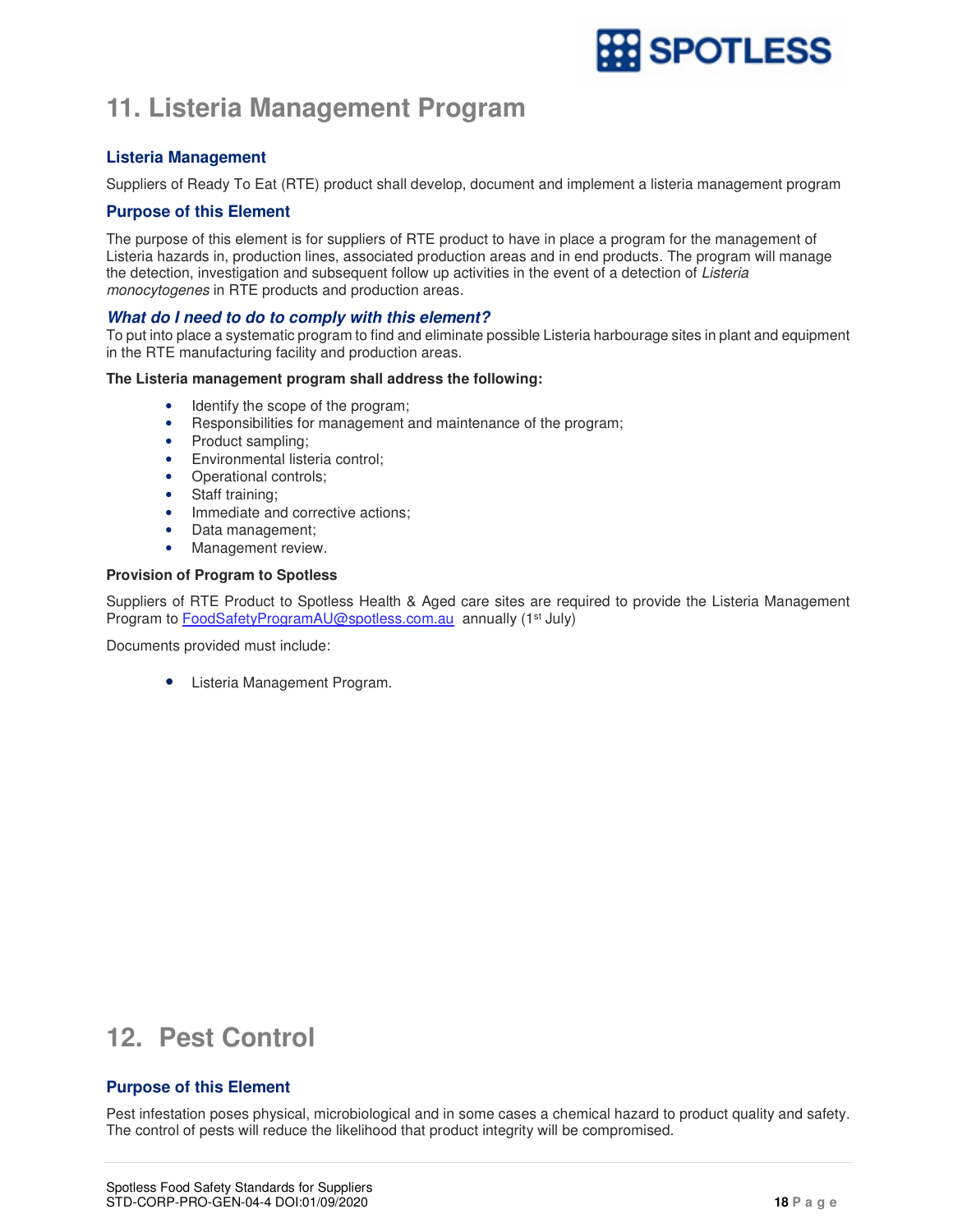# 11. Listeria Management Program

### Listeria Management

Suppliers of Ready To Eat (RTE) product shall develop, document and implement a listeria management program

### Purpose of this Element

The purpose of this element is for suppliers of RTE product to have in place a program for the management of Listeria hazards in, production lines, associated production areas and in end products. The program will manage the detection, investigation and subsequent follow up activities in the event of a detection of *Listeria monocytogenes* in RTE products and production areas.

### *What do I need to do to comply with this element?*

To put into place a systematic program to find and eliminate possible Listeria harbourage sites in plant and equipment in the RTE manufacturing facility and production areas.

**The Listeria management program shall address the following:**

- Identify the scope of the program;
- Responsibilities for management and maintenance of the program;
- Product sampling;
- Environmental listeria control;
- Operational controls;
- Staff training;
- Immediate and corrective actions;
- Data management;
- Management review.

**Provision of Program to Spotless**

Suppliers of RTE Product to Spotless Health & Aged care sites are required to provide the Listeria Management Program to FoodSafetyProgramAU@spotless.com.au annually (1st July)

Documents provided must include:

- Listeria Management Program.

# 12. Pest Control

### Purpose of this Element

Pest infestation poses physical, microbiological and in some cases a chemical hazard to product quality and safety. The control of pests will reduce the likelihood that product integrity will be compromised.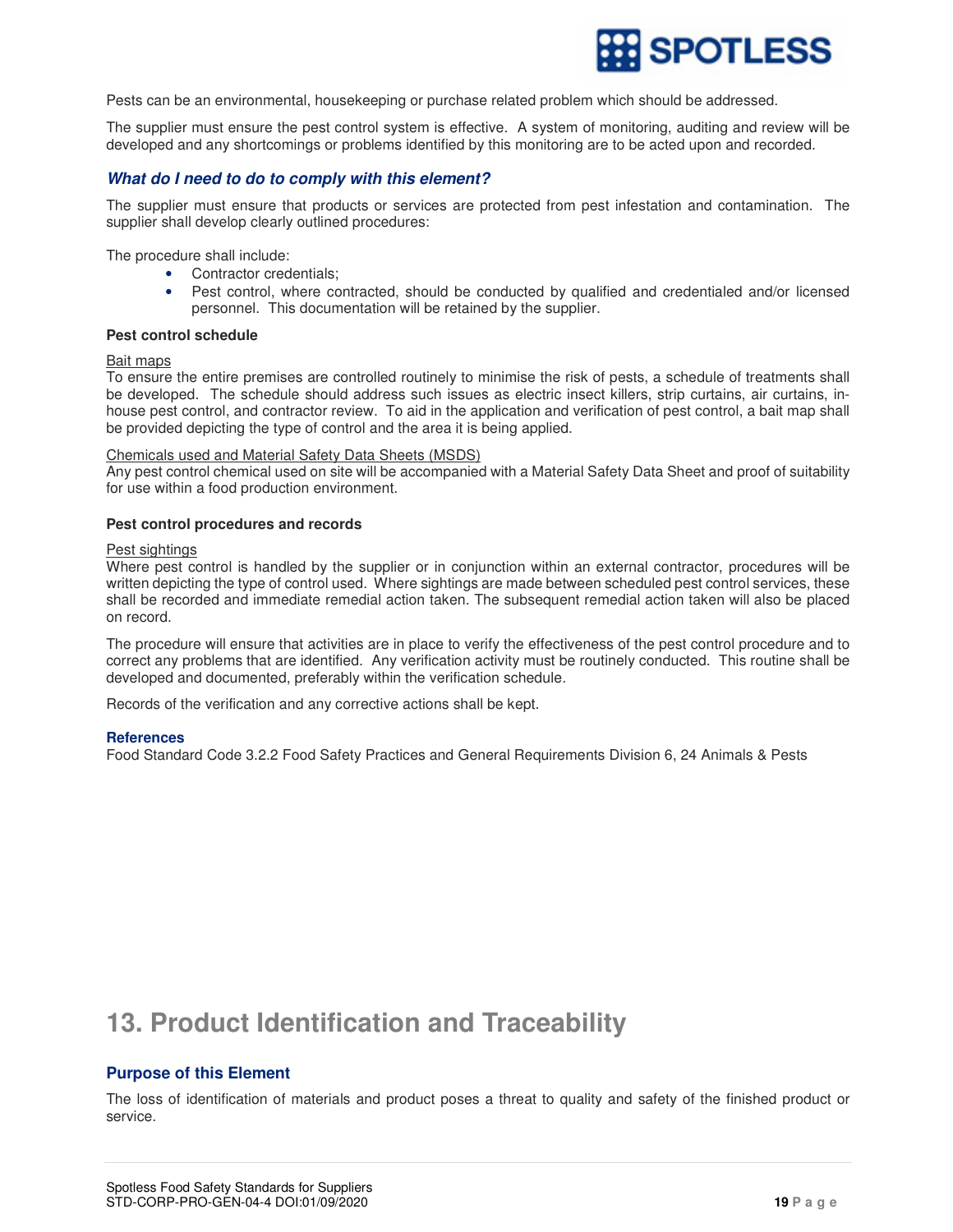Pests can be an environmental, housekeeping or purchase related problem which should be addressed.

The supplier must ensure the pest control system is effective. A system of monitoring, auditing and review will be developed and any shortcomings or problems identified by this monitoring are to be acted upon and recorded.

### *What do I need to do to comply with this element?*

The supplier must ensure that products or services are protected from pest infestation and contamination. The supplier shall develop clearly outlined procedures:

The procedure shall include:

- Contractor credentials;
- Pest control, where contracted, should be conducted by qualified and credentialed and/or licensed personnel. This documentation will be retained by the supplier.

**Pest control schedule**

Bait maps

To ensure the entire premises are controlled routinely to minimise the risk of pests, a schedule of treatments shall be developed. The schedule should address such issues as electric insect killers, strip curtains, air curtains, in-house pest control, and contractor review. To aid in the application and verification of pest control, a bait map shall be provided depicting the type of control and the area it is being applied.

Chemicals used and Material Safety Data Sheets (MSDS)

Any pest control chemical used on site will be accompanied with a Material Safety Data Sheet and proof of suitability for use within a food production environment.

**Pest control procedures and records**

Pest sightings

Where pest control is handled by the supplier or in conjunction within an external contractor, procedures will be written depicting the type of control used. Where sightings are made between scheduled pest control services, these shall be recorded and immediate remedial action taken. The subsequent remedial action taken will also be placed on record.

The procedure will ensure that activities are in place to verify the effectiveness of the pest control procedure and to correct any problems that are identified. Any verification activity must be routinely conducted. This routine shall be developed and documented, preferably within the verification schedule.

Records of the verification and any corrective actions shall be kept.

**References**

Food Standard Code 3.2.2 Food Safety Practices and General Requirements Division 6, 24 Animals & Pests

# 13. Product Identification and Traceability

### Purpose of this Element

The loss of identification of materials and product poses a threat to quality and safety of the finished product or service.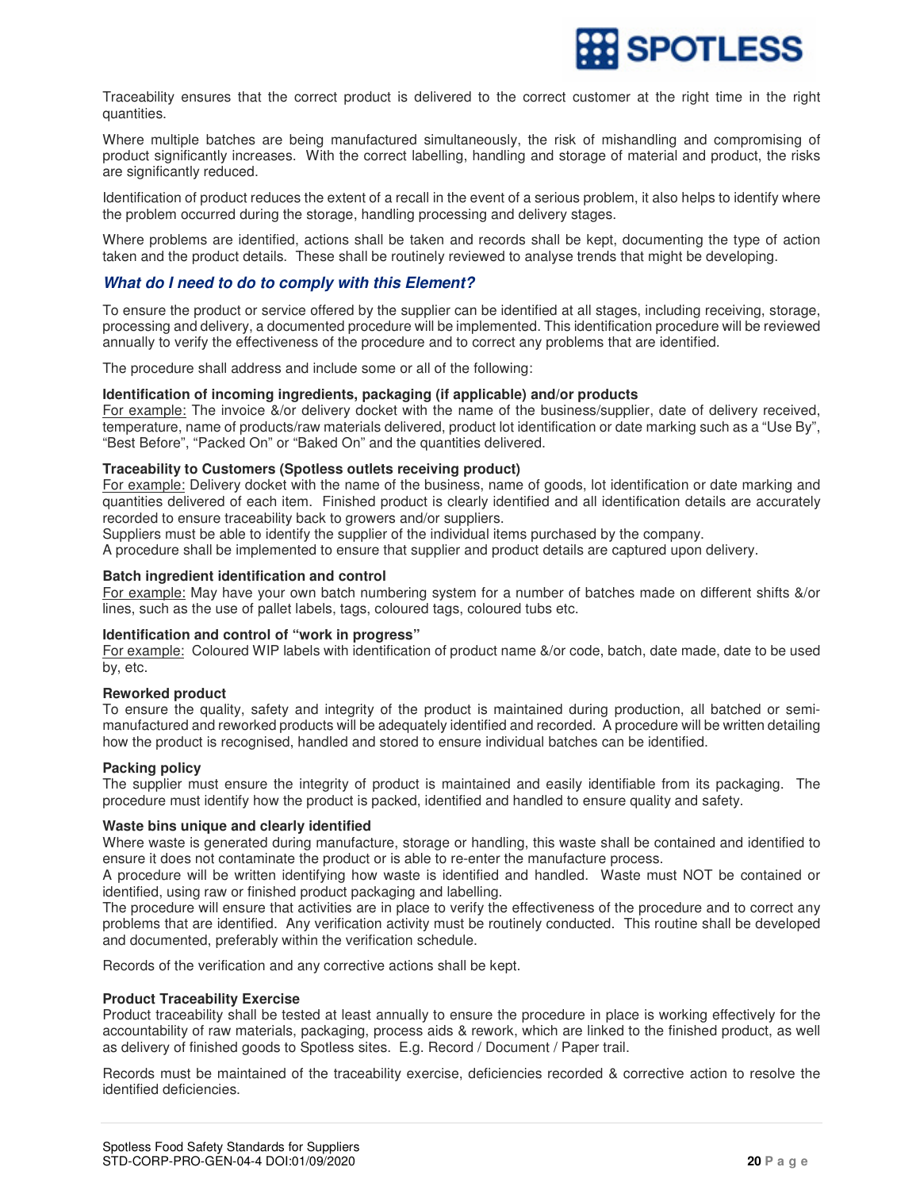Traceability ensures that the correct product is delivered to the correct customer at the right time in the right quantities.

Where multiple batches are being manufactured simultaneously, the risk of mishandling and compromising of product significantly increases. With the correct labelling, handling and storage of material and product, the risks are significantly reduced.

Identification of product reduces the extent of a recall in the event of a serious problem, it also helps to identify where the problem occurred during the storage, handling processing and delivery stages.

Where problems are identified, actions shall be taken and records shall be kept, documenting the type of action taken and the product details. These shall be routinely reviewed to analyse trends that might be developing.

### *What do I need to do to comply with this Element?*

To ensure the product or service offered by the supplier can be identified at all stages, including receiving, storage, processing and delivery, a documented procedure will be implemented. This identification procedure will be reviewed annually to verify the effectiveness of the procedure and to correct any problems that are identified.

The procedure shall address and include some or all of the following:

**Identification of incoming ingredients, packaging (if applicable) and/or products**
For example: The invoice &/or delivery docket with the name of the business/supplier, date of delivery received, temperature, name of products/raw materials delivered, product lot identification or date marking such as a "Use By", "Best Before", "Packed On" or "Baked On" and the quantities delivered.

**Traceability to Customers (Spotless outlets receiving product)**
For example: Delivery docket with the name of the business, name of goods, lot identification or date marking and quantities delivered of each item. Finished product is clearly identified and all identification details are accurately recorded to ensure traceability back to growers and/or suppliers.
Suppliers must be able to identify the supplier of the individual items purchased by the company.
A procedure shall be implemented to ensure that supplier and product details are captured upon delivery.

**Batch ingredient identification and control**
For example: May have your own batch numbering system for a number of batches made on different shifts &/or lines, such as the use of pallet labels, tags, coloured tags, coloured tubs etc.

**Identification and control of "work in progress"**
For example: Coloured WIP labels with identification of product name &/or code, batch, date made, date to be used by, etc.

**Reworked product**
To ensure the quality, safety and integrity of the product is maintained during production, all batched or semi-manufactured and reworked products will be adequately identified and recorded. A procedure will be written detailing how the product is recognised, handled and stored to ensure individual batches can be identified.

**Packing policy**
The supplier must ensure the integrity of product is maintained and easily identifiable from its packaging. The procedure must identify how the product is packed, identified and handled to ensure quality and safety.

**Waste bins unique and clearly identified**
Where waste is generated during manufacture, storage or handling, this waste shall be contained and identified to ensure it does not contaminate the product or is able to re-enter the manufacture process.
A procedure will be written identifying how waste is identified and handled. Waste must NOT be contained or identified, using raw or finished product packaging and labelling.
The procedure will ensure that activities are in place to verify the effectiveness of the procedure and to correct any problems that are identified. Any verification activity must be routinely conducted. This routine shall be developed and documented, preferably within the verification schedule.

Records of the verification and any corrective actions shall be kept.

**Product Traceability Exercise**
Product traceability shall be tested at least annually to ensure the procedure in place is working effectively for the accountability of raw materials, packaging, process aids & rework, which are linked to the finished product, as well as delivery of finished goods to Spotless sites. E.g. Record / Document / Paper trail.

Records must be maintained of the traceability exercise, deficiencies recorded & corrective action to resolve the identified deficiencies.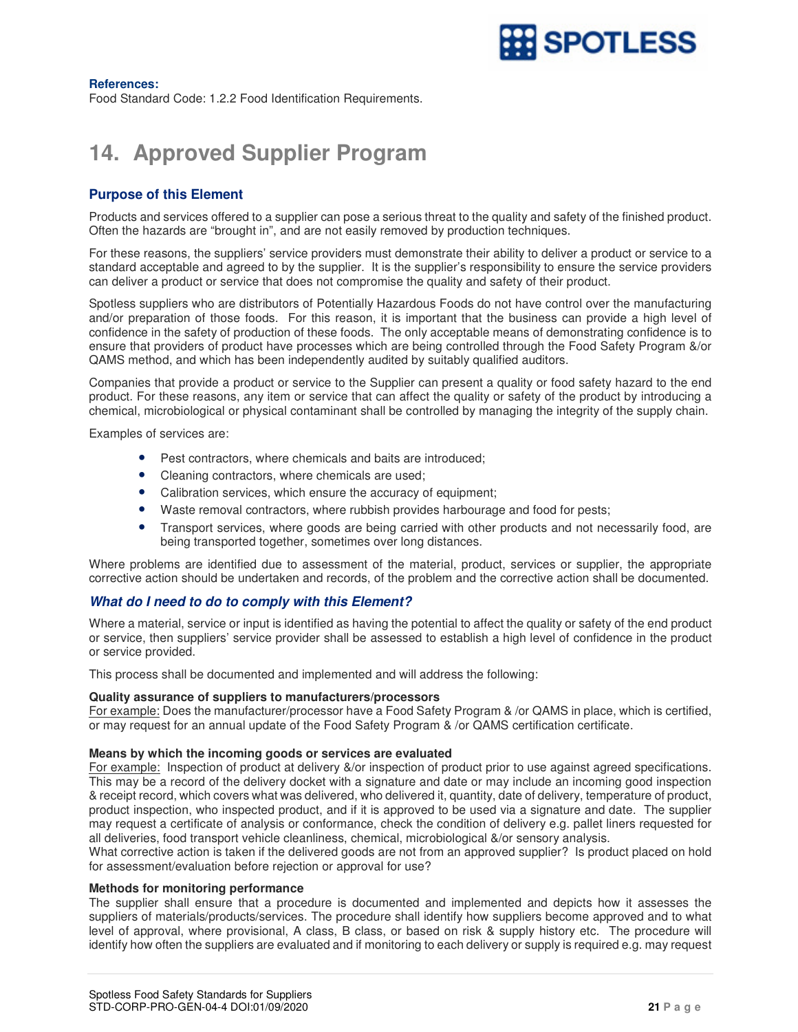**References:**
Food Standard Code: 1.2.2 Food Identification Requirements.

# 14. Approved Supplier Program

### Purpose of this Element

Products and services offered to a supplier can pose a serious threat to the quality and safety of the finished product. Often the hazards are "brought in", and are not easily removed by production techniques.

For these reasons, the suppliers' service providers must demonstrate their ability to deliver a product or service to a standard acceptable and agreed to by the supplier. It is the supplier's responsibility to ensure the service providers can deliver a product or service that does not compromise the quality and safety of their product.

Spotless suppliers who are distributors of Potentially Hazardous Foods do not have control over the manufacturing and/or preparation of those foods. For this reason, it is important that the business can provide a high level of confidence in the safety of production of these foods. The only acceptable means of demonstrating confidence is to ensure that providers of product have processes which are being controlled through the Food Safety Program &/or QAMS method, and which has been independently audited by suitably qualified auditors.

Companies that provide a product or service to the Supplier can present a quality or food safety hazard to the end product. For these reasons, any item or service that can affect the quality or safety of the product by introducing a chemical, microbiological or physical contaminant shall be controlled by managing the integrity of the supply chain.

Examples of services are:

- Pest contractors, where chemicals and baits are introduced;
- Cleaning contractors, where chemicals are used;
- Calibration services, which ensure the accuracy of equipment;
- Waste removal contractors, where rubbish provides harbourage and food for pests;
- Transport services, where goods are being carried with other products and not necessarily food, are being transported together, sometimes over long distances.

Where problems are identified due to assessment of the material, product, services or supplier, the appropriate corrective action should be undertaken and records, of the problem and the corrective action shall be documented.

### *What do I need to do to comply with this Element?*

Where a material, service or input is identified as having the potential to affect the quality or safety of the end product or service, then suppliers' service provider shall be assessed to establish a high level of confidence in the product or service provided.

This process shall be documented and implemented and will address the following:

**Quality assurance of suppliers to manufacturers/processors**
For example: Does the manufacturer/processor have a Food Safety Program & /or QAMS in place, which is certified, or may request for an annual update of the Food Safety Program & /or QAMS certification certificate.

**Means by which the incoming goods or services are evaluated**
For example: Inspection of product at delivery &/or inspection of product prior to use against agreed specifications. This may be a record of the delivery docket with a signature and date or may include an incoming good inspection & receipt record, which covers what was delivered, who delivered it, quantity, date of delivery, temperature of product, product inspection, who inspected product, and if it is approved to be used via a signature and date. The supplier may request a certificate of analysis or conformance, check the condition of delivery e.g. pallet liners requested for all deliveries, food transport vehicle cleanliness, chemical, microbiological &/or sensory analysis.
What corrective action is taken if the delivered goods are not from an approved supplier? Is product placed on hold for assessment/evaluation before rejection or approval for use?

**Methods for monitoring performance**
The supplier shall ensure that a procedure is documented and implemented and depicts how it assesses the suppliers of materials/products/services. The procedure shall identify how suppliers become approved and to what level of approval, where provisional, A class, B class, or based on risk & supply history etc. The procedure will identify how often the suppliers are evaluated and if monitoring to each delivery or supply is required e.g. may request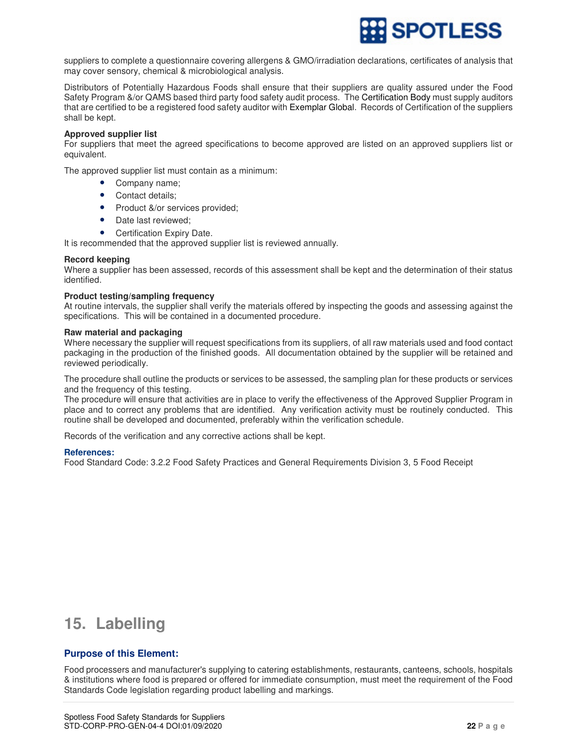suppliers to complete a questionnaire covering allergens & GMO/irradiation declarations, certificates of analysis that may cover sensory, chemical & microbiological analysis.

Distributors of Potentially Hazardous Foods shall ensure that their suppliers are quality assured under the Food Safety Program &/or QAMS based third party food safety audit process. The Certification Body must supply auditors that are certified to be a registered food safety auditor with Exemplar Global. Records of Certification of the suppliers shall be kept.

**Approved supplier list**
For suppliers that meet the agreed specifications to become approved are listed on an approved suppliers list or equivalent.

The approved supplier list must contain as a minimum:

- Company name;
- Contact details;
- Product &/or services provided;
- Date last reviewed;
- Certification Expiry Date.

It is recommended that the approved supplier list is reviewed annually.

**Record keeping**
Where a supplier has been assessed, records of this assessment shall be kept and the determination of their status identified.

**Product testing/sampling frequency**
At routine intervals, the supplier shall verify the materials offered by inspecting the goods and assessing against the specifications. This will be contained in a documented procedure.

**Raw material and packaging**
Where necessary the supplier will request specifications from its suppliers, of all raw materials used and food contact packaging in the production of the finished goods. All documentation obtained by the supplier will be retained and reviewed periodically.

The procedure shall outline the products or services to be assessed, the sampling plan for these products or services and the frequency of this testing.
The procedure will ensure that activities are in place to verify the effectiveness of the Approved Supplier Program in place and to correct any problems that are identified. Any verification activity must be routinely conducted. This routine shall be developed and documented, preferably within the verification schedule.

Records of the verification and any corrective actions shall be kept.

### References:

Food Standard Code: 3.2.2 Food Safety Practices and General Requirements Division 3, 5 Food Receipt

# 15. Labelling

### Purpose of this Element:

Food processers and manufacturer's supplying to catering establishments, restaurants, canteens, schools, hospitals & institutions where food is prepared or offered for immediate consumption, must meet the requirement of the Food Standards Code legislation regarding product labelling and markings.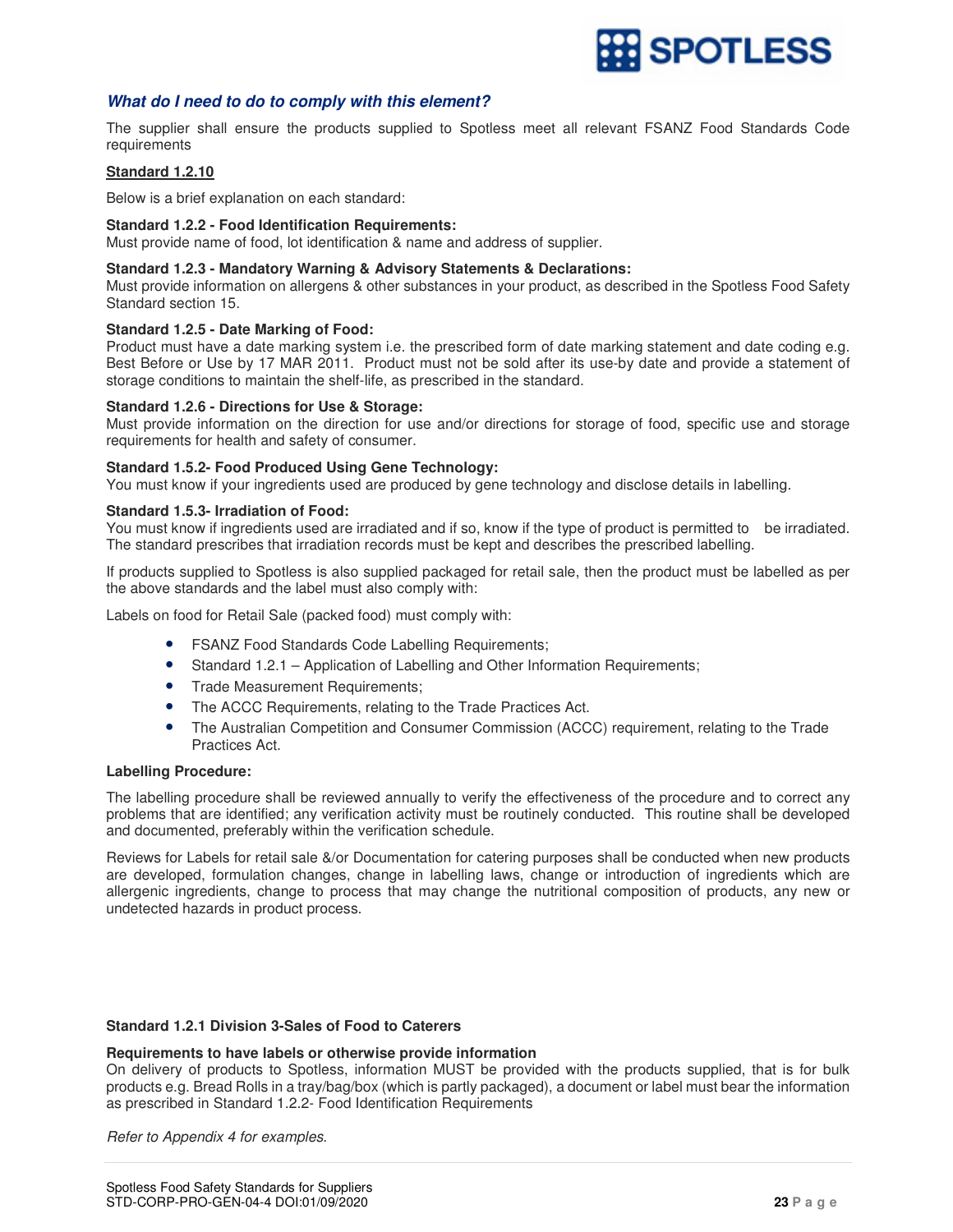## *What do I need to do to comply with this element?*

The supplier shall ensure the products supplied to Spotless meet all relevant FSANZ Food Standards Code requirements

**Standard 1.2.10**

Below is a brief explanation on each standard:

**Standard 1.2.2 - Food Identification Requirements:**
Must provide name of food, lot identification & name and address of supplier.

**Standard 1.2.3 - Mandatory Warning & Advisory Statements & Declarations:**
Must provide information on allergens & other substances in your product, as described in the Spotless Food Safety Standard section 15.

**Standard 1.2.5 - Date Marking of Food:**
Product must have a date marking system i.e. the prescribed form of date marking statement and date coding e.g. Best Before or Use by 17 MAR 2011. Product must not be sold after its use-by date and provide a statement of storage conditions to maintain the shelf-life, as prescribed in the standard.

**Standard 1.2.6 - Directions for Use & Storage:**
Must provide information on the direction for use and/or directions for storage of food, specific use and storage requirements for health and safety of consumer.

**Standard 1.5.2- Food Produced Using Gene Technology:**
You must know if your ingredients used are produced by gene technology and disclose details in labelling.

**Standard 1.5.3- Irradiation of Food:**
You must know if ingredients used are irradiated and if so, know if the type of product is permitted to be irradiated. The standard prescribes that irradiation records must be kept and describes the prescribed labelling.

If products supplied to Spotless is also supplied packaged for retail sale, then the product must be labelled as per the above standards and the label must also comply with:

Labels on food for Retail Sale (packed food) must comply with:

- FSANZ Food Standards Code Labelling Requirements;
- Standard 1.2.1 – Application of Labelling and Other Information Requirements;
- Trade Measurement Requirements;
- The ACCC Requirements, relating to the Trade Practices Act.
- The Australian Competition and Consumer Commission (ACCC) requirement, relating to the Trade Practices Act.

**Labelling Procedure:**

The labelling procedure shall be reviewed annually to verify the effectiveness of the procedure and to correct any problems that are identified; any verification activity must be routinely conducted. This routine shall be developed and documented, preferably within the verification schedule.

Reviews for Labels for retail sale &/or Documentation for catering purposes shall be conducted when new products are developed, formulation changes, change in labelling laws, change or introduction of ingredients which are allergenic ingredients, change to process that may change the nutritional composition of products, any new or undetected hazards in product process.

**Standard 1.2.1 Division 3-Sales of Food to Caterers**

**Requirements to have labels or otherwise provide information**
On delivery of products to Spotless, information MUST be provided with the products supplied, that is for bulk products e.g. Bread Rolls in a tray/bag/box (which is partly packaged), a document or label must bear the information as prescribed in Standard 1.2.2- Food Identification Requirements

*Refer to Appendix 4 for examples.*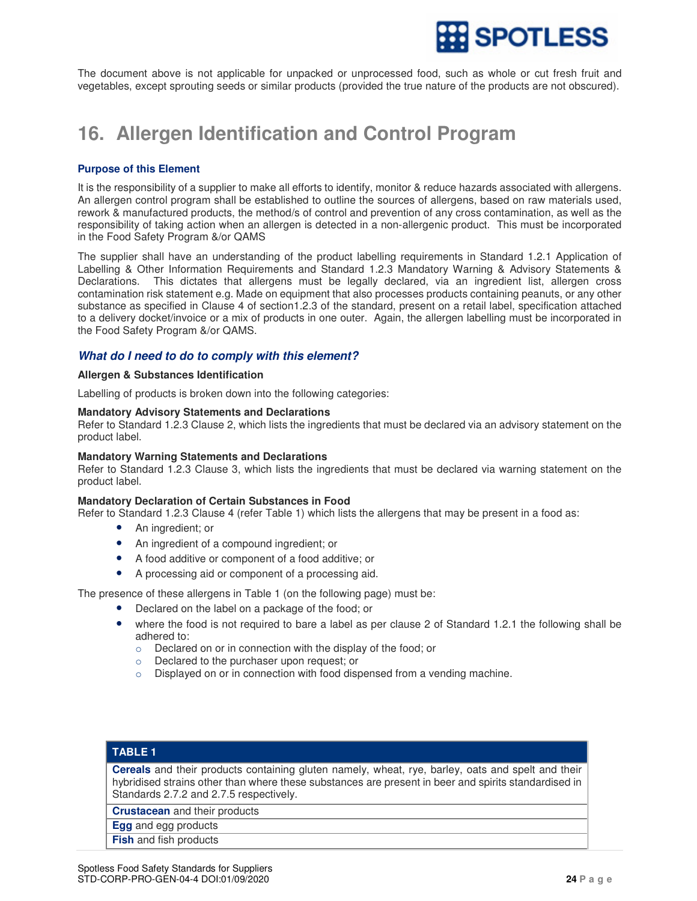The document above is not applicable for unpacked or unprocessed food, such as whole or cut fresh fruit and vegetables, except sprouting seeds or similar products (provided the true nature of the products are not obscured).

# 16. Allergen Identification and Control Program

### Purpose of this Element

It is the responsibility of a supplier to make all efforts to identify, monitor & reduce hazards associated with allergens. An allergen control program shall be established to outline the sources of allergens, based on raw materials used, rework & manufactured products, the method/s of control and prevention of any cross contamination, as well as the responsibility of taking action when an allergen is detected in a non-allergenic product. This must be incorporated in the Food Safety Program &/or QAMS

The supplier shall have an understanding of the product labelling requirements in Standard 1.2.1 Application of Labelling & Other Information Requirements and Standard 1.2.3 Mandatory Warning & Advisory Statements & Declarations. This dictates that allergens must be legally declared, via an ingredient list, allergen cross contamination risk statement e.g. Made on equipment that also processes products containing peanuts, or any other substance as specified in Clause 4 of section1.2.3 of the standard, present on a retail label, specification attached to a delivery docket/invoice or a mix of products in one outer. Again, the allergen labelling must be incorporated in the Food Safety Program &/or QAMS.

### *What do I need to do to comply with this element?*

**Allergen & Substances Identification**

Labelling of products is broken down into the following categories:

**Mandatory Advisory Statements and Declarations**
Refer to Standard 1.2.3 Clause 2, which lists the ingredients that must be declared via an advisory statement on the product label.

**Mandatory Warning Statements and Declarations**
Refer to Standard 1.2.3 Clause 3, which lists the ingredients that must be declared via warning statement on the product label.

**Mandatory Declaration of Certain Substances in Food**
Refer to Standard 1.2.3 Clause 4 (refer Table 1) which lists the allergens that may be present in a food as:

- An ingredient; or
- An ingredient of a compound ingredient; or
- A food additive or component of a food additive; or
- A processing aid or component of a processing aid.

The presence of these allergens in Table 1 (on the following page) must be:

- Declared on the label on a package of the food; or
- where the food is not required to bare a label as per clause 2 of Standard 1.2.1 the following shall be adhered to:
  - Declared on or in connection with the display of the food; or
  - Declared to the purchaser upon request; or
  - Displayed on or in connection with food dispensed from a vending machine.

| TABLE 1 |
|---|
| **Cereals** and their products containing gluten namely, wheat, rye, barley, oats and spelt and their hybridised strains other than where these substances are present in beer and spirits standardised in Standards 2.7.2 and 2.7.5 respectively. |
| **Crustacean** and their products |
| **Egg** and egg products |
| **Fish** and fish products |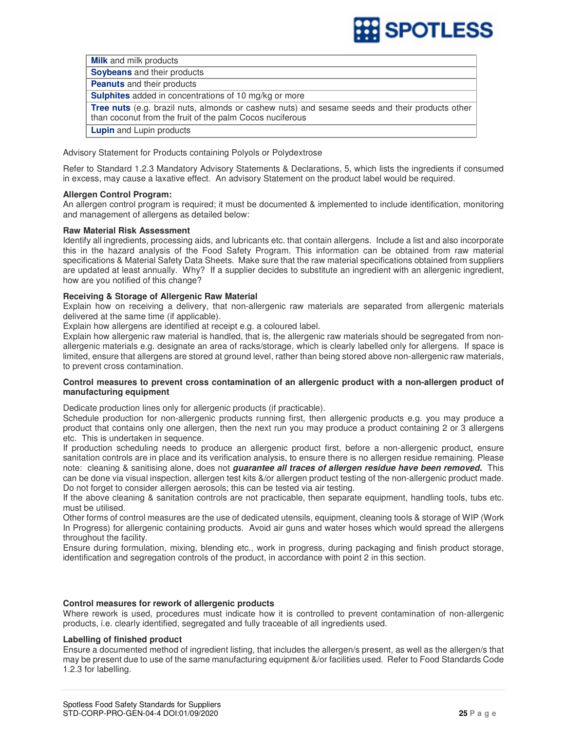| |
|---|
| **Milk** and milk products |
| **Soybeans** and their products |
| **Peanuts** and their products |
| **Sulphites** added in concentrations of 10 mg/kg or more |
| **Tree nuts** (e.g. brazil nuts, almonds or cashew nuts) and sesame seeds and their products other than coconut from the fruit of the palm Cocos nuciferous |
| **Lupin** and Lupin products |

Advisory Statement for Products containing Polyols or Polydextrose

Refer to Standard 1.2.3 Mandatory Advisory Statements & Declarations, 5, which lists the ingredients if consumed in excess, may cause a laxative effect. An advisory Statement on the product label would be required.

**Allergen Control Program:**
An allergen control program is required; it must be documented & implemented to include identification, monitoring and management of allergens as detailed below:

**Raw Material Risk Assessment**
Identify all ingredients, processing aids, and lubricants etc. that contain allergens. Include a list and also incorporate this in the hazard analysis of the Food Safety Program. This information can be obtained from raw material specifications & Material Safety Data Sheets. Make sure that the raw material specifications obtained from suppliers are updated at least annually. Why? If a supplier decides to substitute an ingredient with an allergenic ingredient, how are you notified of this change?

**Receiving & Storage of Allergenic Raw Material**
Explain how on receiving a delivery, that non-allergenic raw materials are separated from allergenic materials delivered at the same time (if applicable).
Explain how allergens are identified at receipt e.g. a coloured label.
Explain how allergenic raw material is handled, that is, the allergenic raw materials should be segregated from non-allergenic materials e.g. designate an area of racks/storage, which is clearly labelled only for allergens. If space is limited, ensure that allergens are stored at ground level, rather than being stored above non-allergenic raw materials, to prevent cross contamination.

**Control measures to prevent cross contamination of an allergenic product with a non-allergen product of manufacturing equipment**

Dedicate production lines only for allergenic products (if practicable).
Schedule production for non-allergenic products running first, then allergenic products e.g. you may produce a product that contains only one allergen, then the next run you may produce a product containing 2 or 3 allergens etc. This is undertaken in sequence.
If production scheduling needs to produce an allergenic product first, before a non-allergenic product, ensure sanitation controls are in place and its verification analysis, to ensure there is no allergen residue remaining. Please note: cleaning & sanitising alone, does not ***guarantee all traces of allergen residue have been removed.*** This can be done via visual inspection, allergen test kits &/or allergen product testing of the non-allergenic product made. Do not forget to consider allergen aerosols; this can be tested via air testing.
If the above cleaning & sanitation controls are not practicable, then separate equipment, handling tools, tubs etc. must be utilised.
Other forms of control measures are the use of dedicated utensils, equipment, cleaning tools & storage of WIP (Work In Progress) for allergenic containing products. Avoid air guns and water hoses which would spread the allergens throughout the facility.
Ensure during formulation, mixing, blending etc., work in progress, during packaging and finish product storage, identification and segregation controls of the product, in accordance with point 2 in this section.

**Control measures for rework of allergenic products**
Where rework is used, procedures must indicate how it is controlled to prevent contamination of non-allergenic products, i.e. clearly identified, segregated and fully traceable of all ingredients used.

**Labelling of finished product**
Ensure a documented method of ingredient listing, that includes the allergen/s present, as well as the allergen/s that may be present due to use of the same manufacturing equipment &/or facilities used. Refer to Food Standards Code 1.2.3 for labelling.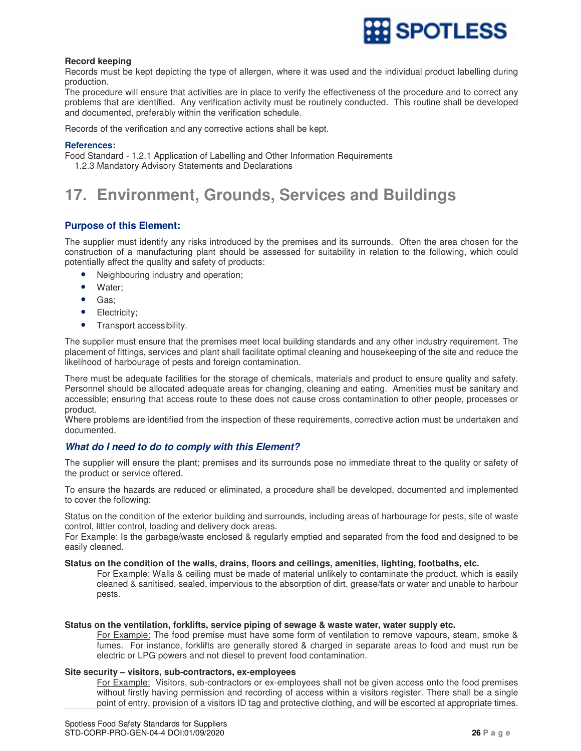**Record keeping**

Records must be kept depicting the type of allergen, where it was used and the individual product labelling during production.

The procedure will ensure that activities are in place to verify the effectiveness of the procedure and to correct any problems that are identified. Any verification activity must be routinely conducted. This routine shall be developed and documented, preferably within the verification schedule.

Records of the verification and any corrective actions shall be kept.

**References:**

Food Standard - 1.2.1 Application of Labelling and Other Information Requirements
1.2.3 Mandatory Advisory Statements and Declarations

# 17. Environment, Grounds, Services and Buildings

## Purpose of this Element:

The supplier must identify any risks introduced by the premises and its surrounds. Often the area chosen for the construction of a manufacturing plant should be assessed for suitability in relation to the following, which could potentially affect the quality and safety of products:

- Neighbouring industry and operation;
- Water;
- Gas;
- Electricity;
- Transport accessibility.

The supplier must ensure that the premises meet local building standards and any other industry requirement. The placement of fittings, services and plant shall facilitate optimal cleaning and housekeeping of the site and reduce the likelihood of harbourage of pests and foreign contamination.

There must be adequate facilities for the storage of chemicals, materials and product to ensure quality and safety. Personnel should be allocated adequate areas for changing, cleaning and eating. Amenities must be sanitary and accessible; ensuring that access route to these does not cause cross contamination to other people, processes or product.

Where problems are identified from the inspection of these requirements, corrective action must be undertaken and documented.

### *What do I need to do to comply with this Element?*

The supplier will ensure the plant; premises and its surrounds pose no immediate threat to the quality or safety of the product or service offered.

To ensure the hazards are reduced or eliminated, a procedure shall be developed, documented and implemented to cover the following:

Status on the condition of the exterior building and surrounds, including areas of harbourage for pests, site of waste control, littler control, loading and delivery dock areas.

For Example: Is the garbage/waste enclosed & regularly emptied and separated from the food and designed to be easily cleaned.

**Status on the condition of the walls, drains, floors and ceilings, amenities, lighting, footbaths, etc.**

For Example: Walls & ceiling must be made of material unlikely to contaminate the product, which is easily cleaned & sanitised, sealed, impervious to the absorption of dirt, grease/fats or water and unable to harbour pests.

**Status on the ventilation, forklifts, service piping of sewage & waste water, water supply etc.**

For Example: The food premise must have some form of ventilation to remove vapours, steam, smoke & fumes. For instance, forklifts are generally stored & charged in separate areas to food and must run be electric or LPG powers and not diesel to prevent food contamination.

**Site security – visitors, sub-contractors, ex-employees**

For Example: Visitors, sub-contractors or ex-employees shall not be given access onto the food premises without firstly having permission and recording of access within a visitors register. There shall be a single point of entry, provision of a visitors ID tag and protective clothing, and will be escorted at appropriate times.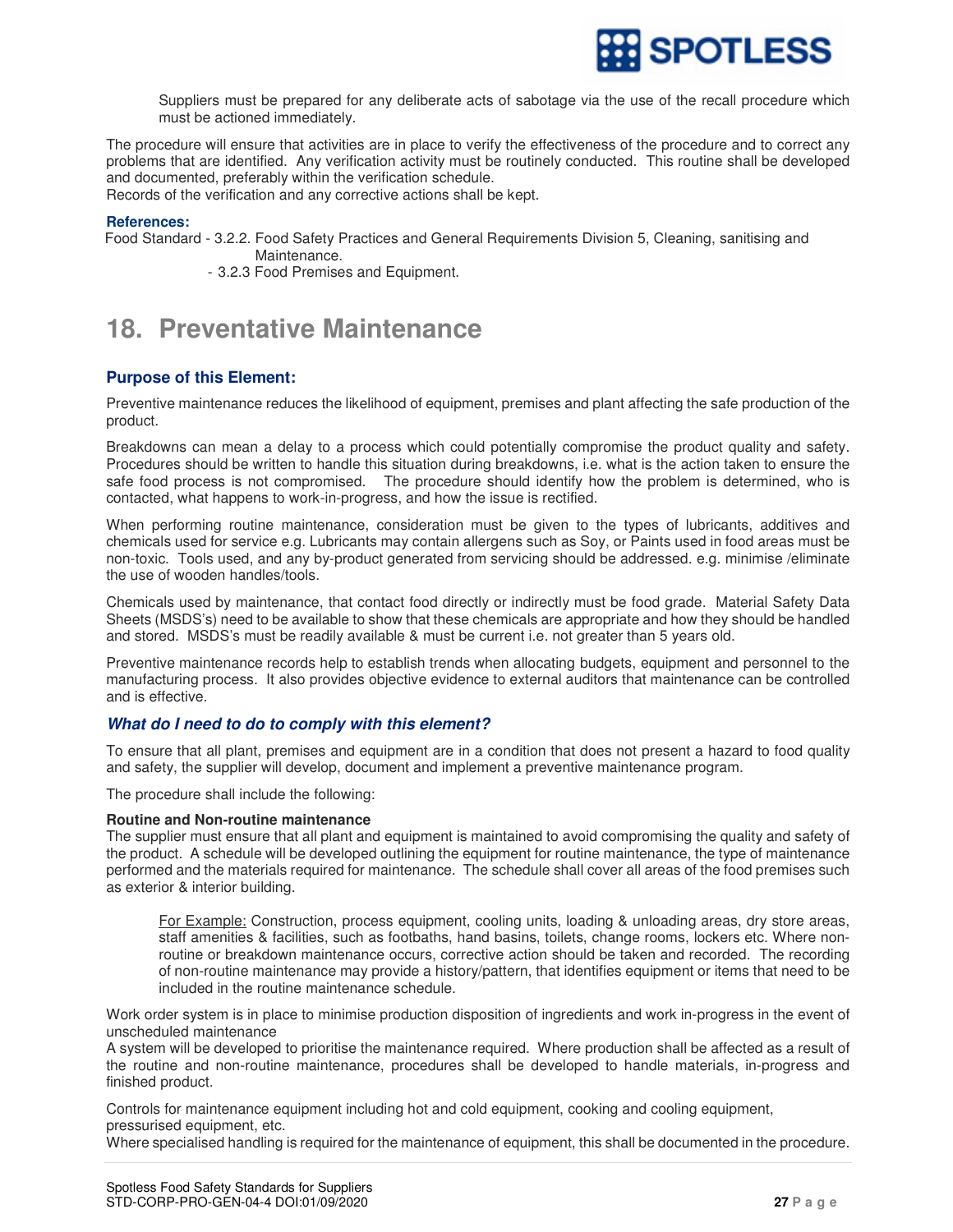Suppliers must be prepared for any deliberate acts of sabotage via the use of the recall procedure which must be actioned immediately.

The procedure will ensure that activities are in place to verify the effectiveness of the procedure and to correct any problems that are identified. Any verification activity must be routinely conducted. This routine shall be developed and documented, preferably within the verification schedule.
Records of the verification and any corrective actions shall be kept.

**References:**

Food Standard - 3.2.2. Food Safety Practices and General Requirements Division 5, Cleaning, sanitising and Maintenance.
- 3.2.3 Food Premises and Equipment.

# 18. Preventative Maintenance

### Purpose of this Element:

Preventive maintenance reduces the likelihood of equipment, premises and plant affecting the safe production of the product.

Breakdowns can mean a delay to a process which could potentially compromise the product quality and safety. Procedures should be written to handle this situation during breakdowns, i.e. what is the action taken to ensure the safe food process is not compromised. The procedure should identify how the problem is determined, who is contacted, what happens to work-in-progress, and how the issue is rectified.

When performing routine maintenance, consideration must be given to the types of lubricants, additives and chemicals used for service e.g. Lubricants may contain allergens such as Soy, or Paints used in food areas must be non-toxic. Tools used, and any by-product generated from servicing should be addressed. e.g. minimise /eliminate the use of wooden handles/tools.

Chemicals used by maintenance, that contact food directly or indirectly must be food grade. Material Safety Data Sheets (MSDS's) need to be available to show that these chemicals are appropriate and how they should be handled and stored. MSDS's must be readily available & must be current i.e. not greater than 5 years old.

Preventive maintenance records help to establish trends when allocating budgets, equipment and personnel to the manufacturing process. It also provides objective evidence to external auditors that maintenance can be controlled and is effective.

### *What do I need to do to comply with this element?*

To ensure that all plant, premises and equipment are in a condition that does not present a hazard to food quality and safety, the supplier will develop, document and implement a preventive maintenance program.

The procedure shall include the following:

**Routine and Non-routine maintenance**
The supplier must ensure that all plant and equipment is maintained to avoid compromising the quality and safety of the product. A schedule will be developed outlining the equipment for routine maintenance, the type of maintenance performed and the materials required for maintenance. The schedule shall cover all areas of the food premises such as exterior & interior building.

> For Example: Construction, process equipment, cooling units, loading & unloading areas, dry store areas, staff amenities & facilities, such as footbaths, hand basins, toilets, change rooms, lockers etc. Where non-routine or breakdown maintenance occurs, corrective action should be taken and recorded. The recording of non-routine maintenance may provide a history/pattern, that identifies equipment or items that need to be included in the routine maintenance schedule.

Work order system is in place to minimise production disposition of ingredients and work in-progress in the event of unscheduled maintenance
A system will be developed to prioritise the maintenance required. Where production shall be affected as a result of the routine and non-routine maintenance, procedures shall be developed to handle materials, in-progress and finished product.

Controls for maintenance equipment including hot and cold equipment, cooking and cooling equipment, pressurised equipment, etc.
Where specialised handling is required for the maintenance of equipment, this shall be documented in the procedure.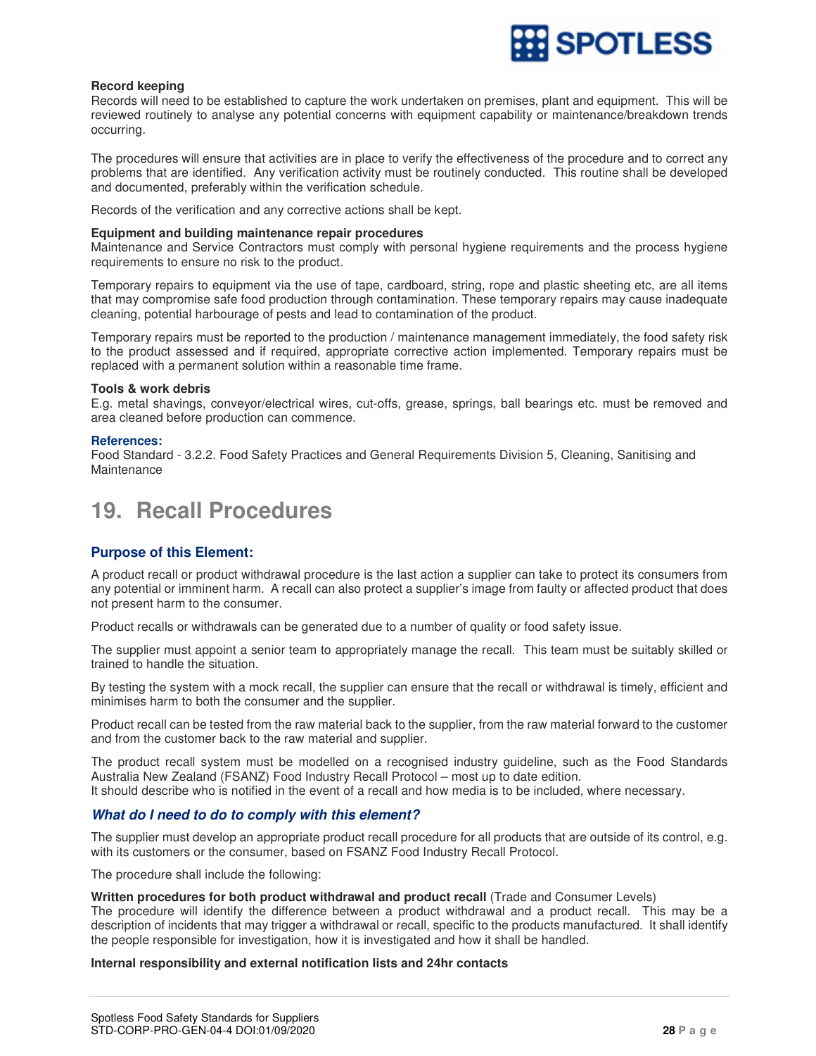**Record keeping**
Records will need to be established to capture the work undertaken on premises, plant and equipment. This will be reviewed routinely to analyse any potential concerns with equipment capability or maintenance/breakdown trends occurring.

The procedures will ensure that activities are in place to verify the effectiveness of the procedure and to correct any problems that are identified. Any verification activity must be routinely conducted. This routine shall be developed and documented, preferably within the verification schedule.

Records of the verification and any corrective actions shall be kept.

**Equipment and building maintenance repair procedures**
Maintenance and Service Contractors must comply with personal hygiene requirements and the process hygiene requirements to ensure no risk to the product.

Temporary repairs to equipment via the use of tape, cardboard, string, rope and plastic sheeting etc, are all items that may compromise safe food production through contamination. These temporary repairs may cause inadequate cleaning, potential harbourage of pests and lead to contamination of the product.

Temporary repairs must be reported to the production / maintenance management immediately, the food safety risk to the product assessed and if required, appropriate corrective action implemented. Temporary repairs must be replaced with a permanent solution within a reasonable time frame.

**Tools & work debris**
E.g. metal shavings, conveyor/electrical wires, cut-offs, grease, springs, ball bearings etc. must be removed and area cleaned before production can commence.

**References:**
Food Standard - 3.2.2. Food Safety Practices and General Requirements Division 5, Cleaning, Sanitising and Maintenance

# 19. Recall Procedures

## Purpose of this Element:

A product recall or product withdrawal procedure is the last action a supplier can take to protect its consumers from any potential or imminent harm. A recall can also protect a supplier's image from faulty or affected product that does not present harm to the consumer.

Product recalls or withdrawals can be generated due to a number of quality or food safety issue.

The supplier must appoint a senior team to appropriately manage the recall. This team must be suitably skilled or trained to handle the situation.

By testing the system with a mock recall, the supplier can ensure that the recall or withdrawal is timely, efficient and minimises harm to both the consumer and the supplier.

Product recall can be tested from the raw material back to the supplier, from the raw material forward to the customer and from the customer back to the raw material and supplier.

The product recall system must be modelled on a recognised industry guideline, such as the Food Standards Australia New Zealand (FSANZ) Food Industry Recall Protocol – most up to date edition.
It should describe who is notified in the event of a recall and how media is to be included, where necessary.

### *What do I need to do to comply with this element?*

The supplier must develop an appropriate product recall procedure for all products that are outside of its control, e.g. with its customers or the consumer, based on FSANZ Food Industry Recall Protocol.

The procedure shall include the following:

**Written procedures for both product withdrawal and product recall** (Trade and Consumer Levels)
The procedure will identify the difference between a product withdrawal and a product recall. This may be a description of incidents that may trigger a withdrawal or recall, specific to the products manufactured. It shall identify the people responsible for investigation, how it is investigated and how it shall be handled.

**Internal responsibility and external notification lists and 24hr contacts**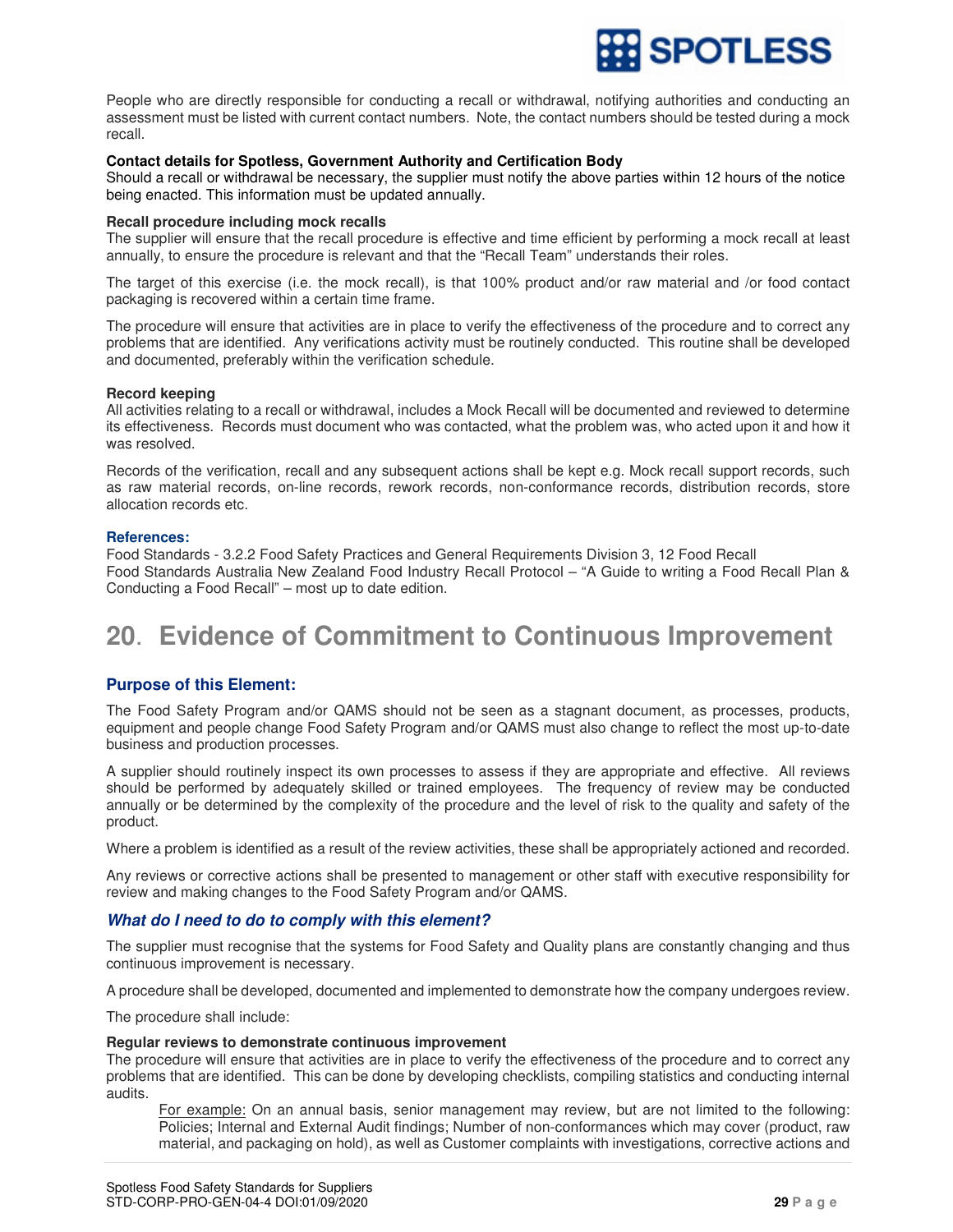People who are directly responsible for conducting a recall or withdrawal, notifying authorities and conducting an assessment must be listed with current contact numbers. Note, the contact numbers should be tested during a mock recall.

**Contact details for Spotless, Government Authority and Certification Body**
Should a recall or withdrawal be necessary, the supplier must notify the above parties within 12 hours of the notice being enacted. This information must be updated annually.

**Recall procedure including mock recalls**
The supplier will ensure that the recall procedure is effective and time efficient by performing a mock recall at least annually, to ensure the procedure is relevant and that the "Recall Team" understands their roles.

The target of this exercise (i.e. the mock recall), is that 100% product and/or raw material and /or food contact packaging is recovered within a certain time frame.

The procedure will ensure that activities are in place to verify the effectiveness of the procedure and to correct any problems that are identified. Any verifications activity must be routinely conducted. This routine shall be developed and documented, preferably within the verification schedule.

**Record keeping**
All activities relating to a recall or withdrawal, includes a Mock Recall will be documented and reviewed to determine its effectiveness. Records must document who was contacted, what the problem was, who acted upon it and how it was resolved.

Records of the verification, recall and any subsequent actions shall be kept e.g. Mock recall support records, such as raw material records, on-line records, rework records, non-conformance records, distribution records, store allocation records etc.

**References:**
Food Standards - 3.2.2 Food Safety Practices and General Requirements Division 3, 12 Food Recall
Food Standards Australia New Zealand Food Industry Recall Protocol – "A Guide to writing a Food Recall Plan & Conducting a Food Recall" – most up to date edition.

# 20. Evidence of Commitment to Continuous Improvement

## Purpose of this Element:

The Food Safety Program and/or QAMS should not be seen as a stagnant document, as processes, products, equipment and people change Food Safety Program and/or QAMS must also change to reflect the most up-to-date business and production processes.

A supplier should routinely inspect its own processes to assess if they are appropriate and effective. All reviews should be performed by adequately skilled or trained employees. The frequency of review may be conducted annually or be determined by the complexity of the procedure and the level of risk to the quality and safety of the product.

Where a problem is identified as a result of the review activities, these shall be appropriately actioned and recorded.

Any reviews or corrective actions shall be presented to management or other staff with executive responsibility for review and making changes to the Food Safety Program and/or QAMS.

### *What do I need to do to comply with this element?*

The supplier must recognise that the systems for Food Safety and Quality plans are constantly changing and thus continuous improvement is necessary.

A procedure shall be developed, documented and implemented to demonstrate how the company undergoes review.

The procedure shall include:

**Regular reviews to demonstrate continuous improvement**
The procedure will ensure that activities are in place to verify the effectiveness of the procedure and to correct any problems that are identified. This can be done by developing checklists, compiling statistics and conducting internal audits.

> For example: On an annual basis, senior management may review, but are not limited to the following: Policies; Internal and External Audit findings; Number of non-conformances which may cover (product, raw material, and packaging on hold), as well as Customer complaints with investigations, corrective actions and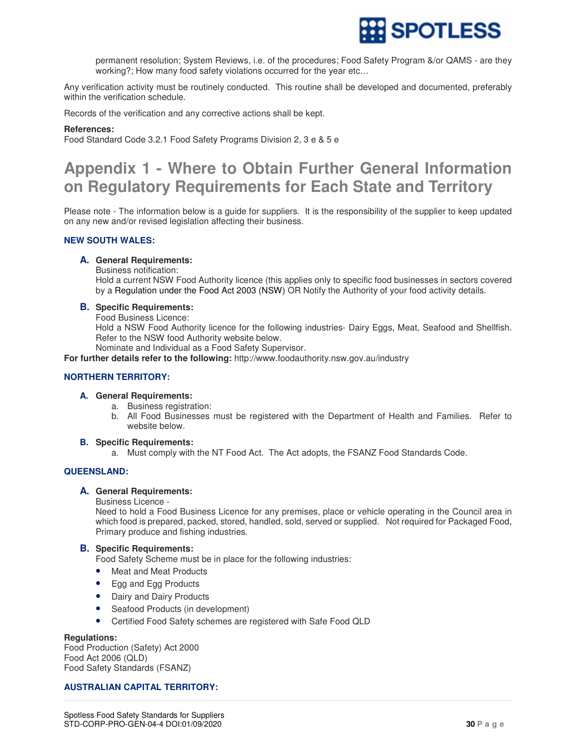permanent resolution; System Reviews, i.e. of the procedures; Food Safety Program &/or QAMS - are they working?; How many food safety violations occurred for the year etc…

Any verification activity must be routinely conducted. This routine shall be developed and documented, preferably within the verification schedule.

Records of the verification and any corrective actions shall be kept.

**References:**
Food Standard Code 3.2.1 Food Safety Programs Division 2, 3 e & 5 e

# Appendix 1 - Where to Obtain Further General Information on Regulatory Requirements for Each State and Territory

Please note - The information below is a guide for suppliers. It is the responsibility of the supplier to keep updated on any new and/or revised legislation affecting their business.

### NEW SOUTH WALES:

**A. General Requirements:**
Business notification:
Hold a current NSW Food Authority licence (this applies only to specific food businesses in sectors covered by a Regulation under the Food Act 2003 (NSW) OR Notify the Authority of your food activity details.

**B. Specific Requirements:**
Food Business Licence:
Hold a NSW Food Authority licence for the following industries- Dairy Eggs, Meat, Seafood and Shellfish. Refer to the NSW food Authority website below.
Nominate and Individual as a Food Safety Supervisor.

**For further details refer to the following:** http://www.foodauthority.nsw.gov.au/industry

### NORTHERN TERRITORY:

**A. General Requirements:**

a. Business registration:
b. All Food Businesses must be registered with the Department of Health and Families. Refer to website below.

**B. Specific Requirements:**

a. Must comply with the NT Food Act. The Act adopts, the FSANZ Food Standards Code.

### QUEENSLAND:

**A. General Requirements:**
Business Licence -
Need to hold a Food Business Licence for any premises, place or vehicle operating in the Council area in which food is prepared, packed, stored, handled, sold, served or supplied. Not required for Packaged Food, Primary produce and fishing industries.

**B. Specific Requirements:**
Food Safety Scheme must be in place for the following industries:

- Meat and Meat Products
- Egg and Egg Products
- Dairy and Dairy Products
- Seafood Products (in development)
- Certified Food Safety schemes are registered with Safe Food QLD

**Regulations:**
Food Production (Safety) Act 2000
Food Act 2006 (QLD)
Food Safety Standards (FSANZ)

### AUSTRALIAN CAPITAL TERRITORY: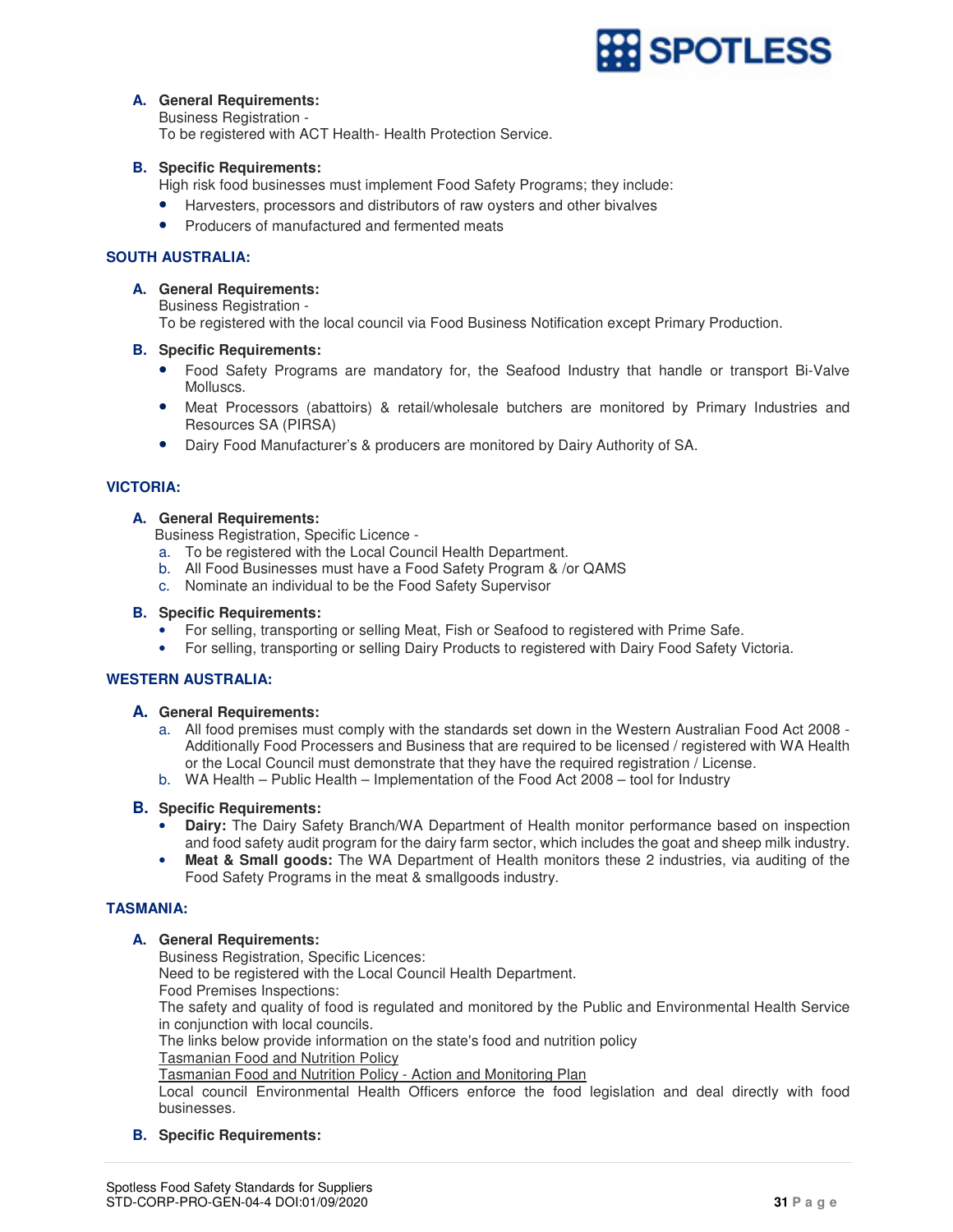**A. General Requirements:**
Business Registration -
To be registered with ACT Health- Health Protection Service.

**B. Specific Requirements:**
High risk food businesses must implement Food Safety Programs; they include:

- Harvesters, processors and distributors of raw oysters and other bivalves
- Producers of manufactured and fermented meats

## SOUTH AUSTRALIA:

**A. General Requirements:**
Business Registration -
To be registered with the local council via Food Business Notification except Primary Production.

**B. Specific Requirements:**

- Food Safety Programs are mandatory for, the Seafood Industry that handle or transport Bi-Valve Molluscs.
- Meat Processors (abattoirs) & retail/wholesale butchers are monitored by Primary Industries and Resources SA (PIRSA)
- Dairy Food Manufacturer's & producers are monitored by Dairy Authority of SA.

## VICTORIA:

**A. General Requirements:**
Business Registration, Specific Licence -

a. To be registered with the Local Council Health Department.
b. All Food Businesses must have a Food Safety Program & /or QAMS
c. Nominate an individual to be the Food Safety Supervisor

**B. Specific Requirements:**

- For selling, transporting or selling Meat, Fish or Seafood to registered with Prime Safe.
- For selling, transporting or selling Dairy Products to registered with Dairy Food Safety Victoria.

## WESTERN AUSTRALIA:

**A. General Requirements:**

a. All food premises must comply with the standards set down in the Western Australian Food Act 2008 - Additionally Food Processers and Business that are required to be licensed / registered with WA Health or the Local Council must demonstrate that they have the required registration / License.
b. WA Health – Public Health – Implementation of the Food Act 2008 – tool for Industry

**B. Specific Requirements:**

- **Dairy:** The Dairy Safety Branch/WA Department of Health monitor performance based on inspection and food safety audit program for the dairy farm sector, which includes the goat and sheep milk industry.
- **Meat & Small goods:** The WA Department of Health monitors these 2 industries, via auditing of the Food Safety Programs in the meat & smallgoods industry.

## TASMANIA:

**A. General Requirements:**
Business Registration, Specific Licences:
Need to be registered with the Local Council Health Department.
Food Premises Inspections:
The safety and quality of food is regulated and monitored by the Public and Environmental Health Service in conjunction with local councils.
The links below provide information on the state's food and nutrition policy
Tasmanian Food and Nutrition Policy
Tasmanian Food and Nutrition Policy - Action and Monitoring Plan
Local council Environmental Health Officers enforce the food legislation and deal directly with food businesses.

**B. Specific Requirements:**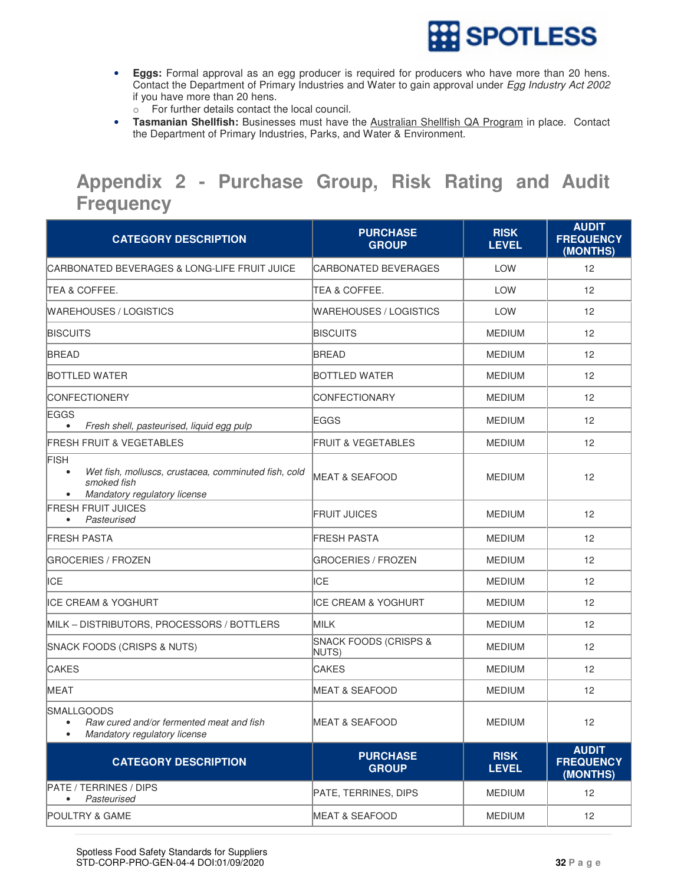- **Eggs:** Formal approval as an egg producer is required for producers who have more than 20 hens. Contact the Department of Primary Industries and Water to gain approval under *Egg Industry Act 2002* if you have more than 20 hens.
  - For further details contact the local council.
- **Tasmanian Shellfish:** Businesses must have the Australian Shellfish QA Program in place. Contact the Department of Primary Industries, Parks, and Water & Environment.

# Appendix 2 - Purchase Group, Risk Rating and Audit Frequency

| CATEGORY DESCRIPTION | PURCHASE GROUP | RISK LEVEL | AUDIT FREQUENCY (MONTHS) |
|---|---|---|---|
| CARBONATED BEVERAGES & LONG-LIFE FRUIT JUICE | CARBONATED BEVERAGES | LOW | 12 |
| TEA & COFFEE. | TEA & COFFEE. | LOW | 12 |
| WAREHOUSES / LOGISTICS | WAREHOUSES / LOGISTICS | LOW | 12 |
| BISCUITS | BISCUITS | MEDIUM | 12 |
| BREAD | BREAD | MEDIUM | 12 |
| BOTTLED WATER | BOTTLED WATER | MEDIUM | 12 |
| CONFECTIONERY | CONFECTIONARY | MEDIUM | 12 |
| EGGS<br>• *Fresh shell, pasteurised, liquid egg pulp* | EGGS | MEDIUM | 12 |
| FRESH FRUIT & VEGETABLES | FRUIT & VEGETABLES | MEDIUM | 12 |
| FISH<br>• *Wet fish, molluscs, crustacea, comminuted fish, cold smoked fish*<br>• *Mandatory regulatory license* | MEAT & SEAFOOD | MEDIUM | 12 |
| FRESH FRUIT JUICES<br>• *Pasteurised* | FRUIT JUICES | MEDIUM | 12 |
| FRESH PASTA | FRESH PASTA | MEDIUM | 12 |
| GROCERIES / FROZEN | GROCERIES / FROZEN | MEDIUM | 12 |
| ICE | ICE | MEDIUM | 12 |
| ICE CREAM & YOGHURT | ICE CREAM & YOGHURT | MEDIUM | 12 |
| MILK – DISTRIBUTORS, PROCESSORS / BOTTLERS | MILK | MEDIUM | 12 |
| SNACK FOODS (CRISPS & NUTS) | SNACK FOODS (CRISPS & NUTS) | MEDIUM | 12 |
| CAKES | CAKES | MEDIUM | 12 |
| MEAT | MEAT & SEAFOOD | MEDIUM | 12 |
| SMALLGOODS<br>• *Raw cured and/or fermented meat and fish*<br>• *Mandatory regulatory license* | MEAT & SEAFOOD | MEDIUM | 12 |
| PATE / TERRINES / DIPS<br>• *Pasteurised* | PATE, TERRINES, DIPS | MEDIUM | 12 |
| POULTRY & GAME | MEAT & SEAFOOD | MEDIUM | 12 |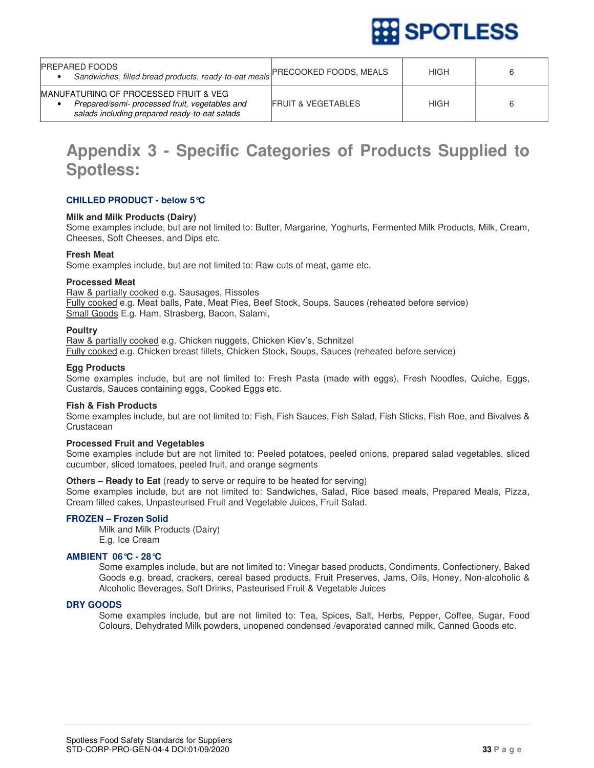| PREPARED FOODS<br>• *Sandwiches, filled bread products, ready-to-eat meals* | PRECOOKED FOODS, MEALS | HIGH | 6 |
|---|---|---|---|
| MANUFATURING OF PROCESSED FRUIT & VEG<br>• *Prepared/semi- processed fruit, vegetables and salads including prepared ready-to-eat salads* | FRUIT & VEGETABLES | HIGH | 6 |

# Appendix 3 - Specific Categories of Products Supplied to Spotless:

### CHILLED PRODUCT - below 5°C

**Milk and Milk Products (Dairy)**
Some examples include, but are not limited to: Butter, Margarine, Yoghurts, Fermented Milk Products, Milk, Cream, Cheeses, Soft Cheeses, and Dips etc.

**Fresh Meat**
Some examples include, but are not limited to: Raw cuts of meat, game etc.

**Processed Meat**
Raw & partially cooked e.g. Sausages, Rissoles
Fully cooked e.g. Meat balls, Pate, Meat Pies, Beef Stock, Soups, Sauces (reheated before service)
Small Goods E.g. Ham, Strasberg, Bacon, Salami,

**Poultry**
Raw & partially cooked e.g. Chicken nuggets, Chicken Kiev's, Schnitzel
Fully cooked e.g. Chicken breast fillets, Chicken Stock, Soups, Sauces (reheated before service)

**Egg Products**
Some examples include, but are not limited to: Fresh Pasta (made with eggs), Fresh Noodles, Quiche, Eggs, Custards, Sauces containing eggs, Cooked Eggs etc.

**Fish & Fish Products**
Some examples include, but are not limited to: Fish, Fish Sauces, Fish Salad, Fish Sticks, Fish Roe, and Bivalves & Crustacean

**Processed Fruit and Vegetables**
Some examples include but are not limited to: Peeled potatoes, peeled onions, prepared salad vegetables, sliced cucumber, sliced tomatoes, peeled fruit, and orange segments

**Others – Ready to Eat** (ready to serve or require to be heated for serving)
Some examples include, but are not limited to: Sandwiches, Salad, Rice based meals, Prepared Meals, Pizza, Cream filled cakes, Unpasteurised Fruit and Vegetable Juices, Fruit Salad.

### FROZEN – Frozen Solid

Milk and Milk Products (Dairy)
E.g. Ice Cream

### AMBIENT 06°C - 28°C

Some examples include, but are not limited to: Vinegar based products, Condiments, Confectionery, Baked Goods e.g. bread, crackers, cereal based products, Fruit Preserves, Jams, Oils, Honey, Non-alcoholic & Alcoholic Beverages, Soft Drinks, Pasteurised Fruit & Vegetable Juices

### DRY GOODS

Some examples include, but are not limited to: Tea, Spices, Salt, Herbs, Pepper, Coffee, Sugar, Food Colours, Dehydrated Milk powders, unopened condensed /evaporated canned milk, Canned Goods etc.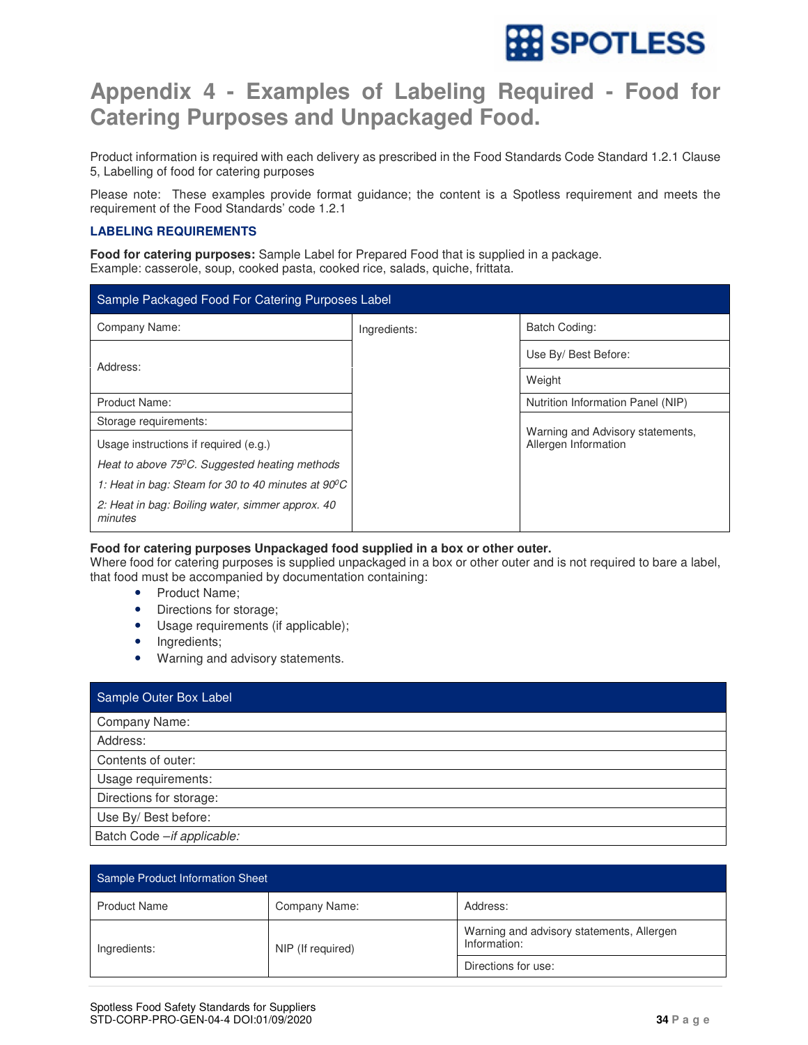# Appendix 4 - Examples of Labeling Required - Food for Catering Purposes and Unpackaged Food.

Product information is required with each delivery as prescribed in the Food Standards Code Standard 1.2.1 Clause 5, Labelling of food for catering purposes

Please note: These examples provide format guidance; the content is a Spotless requirement and meets the requirement of the Food Standards' code 1.2.1

### LABELING REQUIREMENTS

**Food for catering purposes:** Sample Label for Prepared Food that is supplied in a package.
Example: casserole, soup, cooked pasta, cooked rice, salads, quiche, frittata.

| Sample Packaged Food For Catering Purposes Label | | |
|---|---|---|
| Company Name: | Ingredients: | Batch Coding: |
| Address: | | Use By/ Best Before: |
| | | Weight |
| Product Name: | | Nutrition Information Panel (NIP) |
| Storage requirements: | | Warning and Advisory statements, Allergen Information |
| Usage instructions if required (e.g.) *Heat to above 75⁰C. Suggested heating methods* *1: Heat in bag: Steam for 30 to 40 minutes at 90⁰C* *2: Heat in bag: Boiling water, simmer approx. 40 minutes* | | |

**Food for catering purposes Unpackaged food supplied in a box or other outer.**
Where food for catering purposes is supplied unpackaged in a box or other outer and is not required to bare a label, that food must be accompanied by documentation containing:

- Product Name;
- Directions for storage;
- Usage requirements (if applicable);
- Ingredients;
- Warning and advisory statements.

| Sample Outer Box Label |
|---|
| Company Name: |
| Address: |
| Contents of outer: |
| Usage requirements: |
| Directions for storage: |
| Use By/ Best before: |
| Batch Code –*if applicable:* |

| Sample Product Information Sheet | | |
|---|---|---|
| Product Name | Company Name: | Address: |
| Ingredients: | NIP (If required) | Warning and advisory statements, Allergen Information: |
| | | Directions for use: |

Spotless Food Safety Standards for Suppliers
STD-CORP-PRO-GEN-04-4 DOI:01/09/2020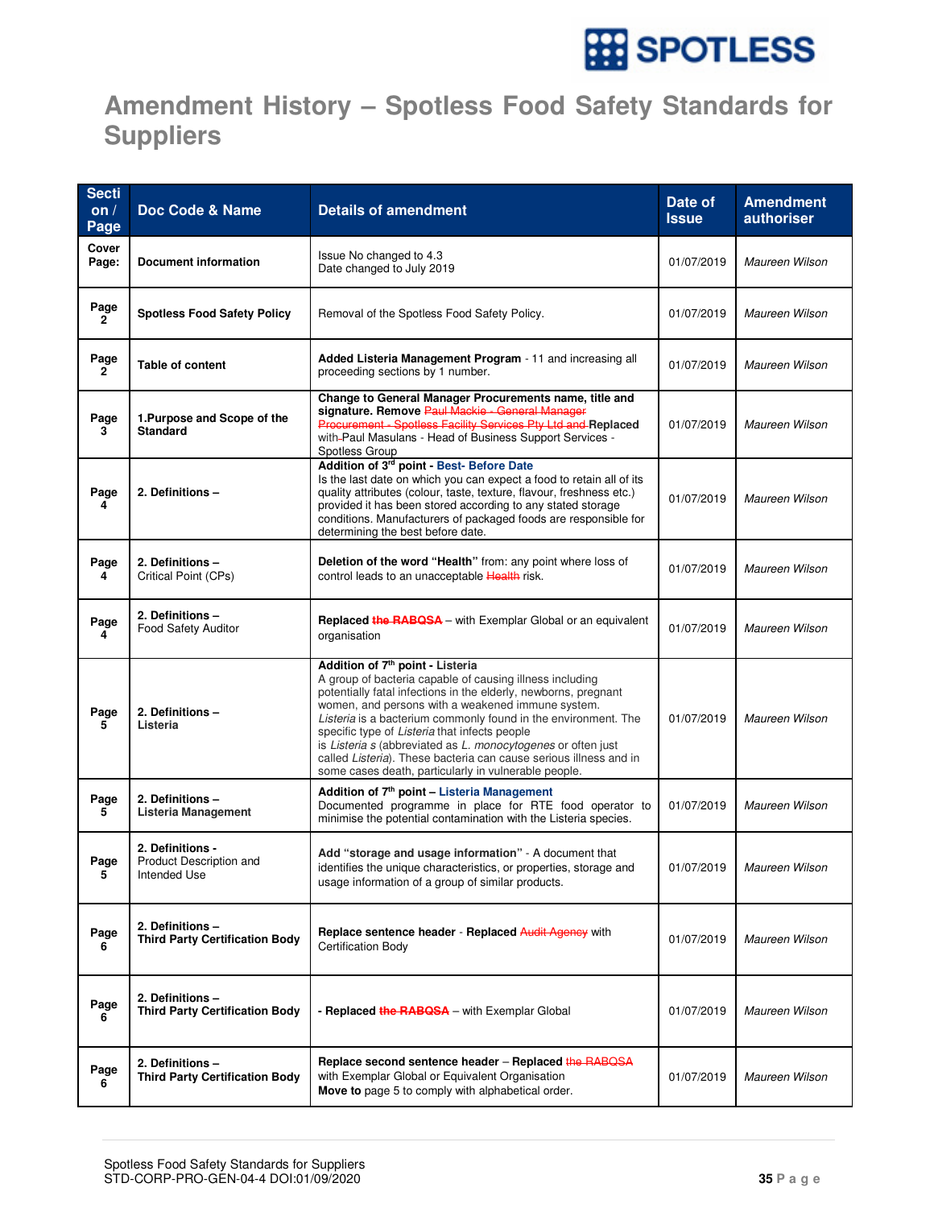# Amendment History – Spotless Food Safety Standards for Suppliers

| Section / Page | Doc Code & Name | Details of amendment | Date of Issue | Amendment authoriser |
|---|---|---|---|---|
| Cover Page: | **Document information** | Issue No changed to 4.3<br>Date changed to July 2019 | 01/07/2019 | *Maureen Wilson* |
| Page 2 | **Spotless Food Safety Policy** | Removal of the Spotless Food Safety Policy. | 01/07/2019 | *Maureen Wilson* |
| Page 2 | Table of content | **Added Listeria Management Program** - 11 and increasing all proceeding sections by 1 number. | 01/07/2019 | *Maureen Wilson* |
| Page 3 | **1.Purpose and Scope of the Standard** | **Change to General Manager Procurements name, title and signature. Remove** ~~Paul Mackie - General Manager Procurement - Spotless Facility Services Pty Ltd and~~ **Replaced** with Paul Masulans - Head of Business Support Services - Spotless Group | 01/07/2019 | *Maureen Wilson* |
| Page 4 | **2. Definitions –** | **Addition of 3rd point - Best- Before Date**<br>Is the last date on which you can expect a food to retain all of its quality attributes (colour, taste, texture, flavour, freshness etc.) provided it has been stored according to any stated storage conditions. Manufacturers of packaged foods are responsible for determining the best before date. | 01/07/2019 | *Maureen Wilson* |
| Page 4 | **2. Definitions –**<br>Critical Point (CPs) | **Deletion of the word "Health"** from: any point where loss of control leads to an unacceptable ~~Health~~ risk. | 01/07/2019 | *Maureen Wilson* |
| Page 4 | **2. Definitions –**<br>Food Safety Auditor | **Replaced** ~~**the RABQSA**~~ – with Exemplar Global or an equivalent organisation | 01/07/2019 | *Maureen Wilson* |
| Page 5 | **2. Definitions –**<br>**Listeria** | **Addition of 7th point - Listeria**<br>A group of bacteria capable of causing illness including potentially fatal infections in the elderly, newborns, pregnant women, and persons with a weakened immune system. *Listeria* is a bacterium commonly found in the environment. The specific type of *Listeria* that infects people is *Listeria s* (abbreviated as *L. monocytogenes* or often just called *Listeria*). These bacteria can cause serious illness and in some cases death, particularly in vulnerable people. | 01/07/2019 | *Maureen Wilson* |
| Page 5 | **2. Definitions –**<br>**Listeria Management** | **Addition of 7th point – Listeria Management**<br>Documented programme in place for RTE food operator to minimise the potential contamination with the Listeria species. | 01/07/2019 | *Maureen Wilson* |
| Page 5 | **2. Definitions -**<br>Product Description and Intended Use | **Add "storage and usage information"** - A document that identifies the unique characteristics, or properties, storage and usage information of a group of similar products. | 01/07/2019 | *Maureen Wilson* |
| Page 6 | **2. Definitions –**<br>**Third Party Certification Body** | **Replace sentence header** - **Replaced** ~~Audit Agency~~ with Certification Body | 01/07/2019 | *Maureen Wilson* |
| Page 6 | **2. Definitions –**<br>**Third Party Certification Body** | **- Replaced** ~~**the RABQSA**~~ – with Exemplar Global | 01/07/2019 | *Maureen Wilson* |
| Page 6 | **2. Definitions –**<br>**Third Party Certification Body** | **Replace second sentence header** – **Replaced** ~~the RABQSA~~ with Exemplar Global or Equivalent Organisation<br>**Move to** page 5 to comply with alphabetical order. | 01/07/2019 | *Maureen Wilson* |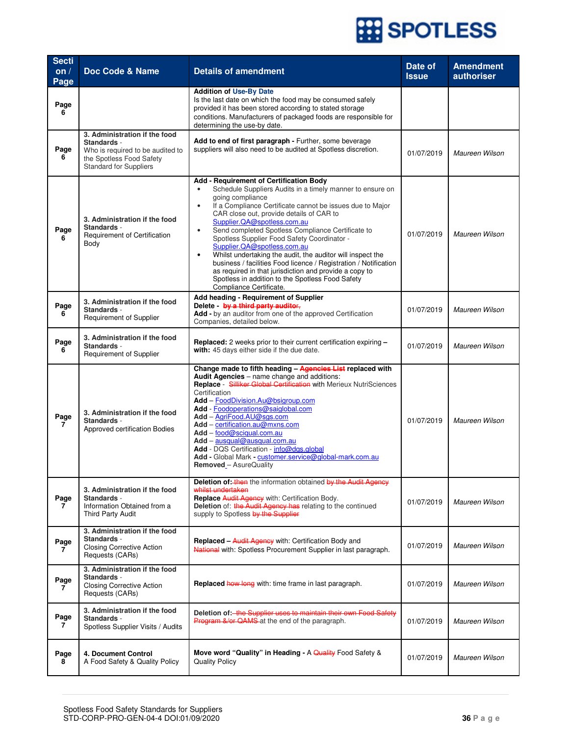| Section / Page | Doc Code & Name | Details of amendment | Date of Issue | Amendment authoriser |
|---|---|---|---|---|
| Page 6 | | **Addition of Use-By Date**<br>Is the last date on which the food may be consumed safely provided it has been stored according to stated storage conditions. Manufacturers of packaged foods are responsible for determining the use-by date. | | |
| Page 6 | **3. Administration if the food Standards** - Who is required to be audited to the Spotless Food Safety Standard for Suppliers | **Add to end of first paragraph -** Further, some beverage suppliers will also need to be audited at Spotless discretion. | 01/07/2019 | *Maureen Wilson* |
| Page 6 | **3. Administration if the food Standards** - Requirement of Certification Body | **Add - Requirement of Certification Body**<br>• Schedule Suppliers Audits in a timely manner to ensure on going compliance<br>• If a Compliance Certificate cannot be issues due to Major CAR close out, provide details of CAR to Supplier.QA@spotless.com.au<br>• Send completed Spotless Compliance Certificate to Spotless Supplier Food Safety Coordinator - Supplier.QA@spotless.com.au<br>• Whilst undertaking the audit, the auditor will inspect the business / facilities Food licence / Registration / Notification as required in that jurisdiction and provide a copy to Spotless in addition to the Spotless Food Safety Compliance Certificate. | 01/07/2019 | *Maureen Wilson* |
| Page 6 | **3. Administration if the food Standards** - Requirement of Supplier | **Add heading - Requirement of Supplier**<br>**Delete -** ~~by a third party auditor,~~<br>**Add -** by an auditor from one of the approved Certification Companies, detailed below. | 01/07/2019 | *Maureen Wilson* |
| Page 6 | **3. Administration if the food Standards** - Requirement of Supplier | **Replaced:** 2 weeks prior to their current certification expiring – **with:** 45 days either side if the due date. | 01/07/2019 | *Maureen Wilson* |
| Page 7 | **3. Administration if the food Standards** - Approved certification Bodies | **Change made to fifth heading – ~~Agencies List~~ replaced with Audit Agencies** – name change and additions:<br>**Replace** - ~~Silliker Global Certification~~ with Merieux NutriSciences Certification<br>**Add** – FoodDivision.Au@bsigroup.com<br>**Add** - Foodoperations@saiglobal.com<br>**Add** – AgriFood.AU@sgs.com<br>**Add** – certification.au@mxns.com<br>**Add** – food@sciqual.com.au<br>**Add** – ausqual@ausqual.com.au<br>**Add** - DQS Certification - info@dqs.global<br>**Add** - Global Mark **-** customer.service@global-mark.com.au<br>**Removed** – AsureQuality | 01/07/2019 | *Maureen Wilson* |
| Page 7 | **3. Administration if the food Standards** - Information Obtained from a Third Party Audit | **Deletion of:** ~~then~~ the information obtained ~~by the Audit Agency whilst undertaken~~<br>**Replace** ~~Audit Agency~~ with: Certification Body.<br>**Deletion** of: ~~the Audit Agency has~~ relating to the continued supply to Spotless ~~by the Supplier~~ | 01/07/2019 | *Maureen Wilson* |
| Page 7 | **3. Administration if the food Standards** - Closing Corrective Action Requests (CARs) | **Replaced –** ~~Audit Agency~~ with: Certification Body and ~~National~~ with: Spotless Procurement Supplier in last paragraph. | 01/07/2019 | *Maureen Wilson* |
| Page 7 | **3. Administration if the food Standards** - Closing Corrective Action Requests (CARs) | **Replaced** ~~how long~~ with: time frame in last paragraph. | 01/07/2019 | *Maureen Wilson* |
| Page 7 | **3. Administration if the food Standards** - Spotless Supplier Visits / Audits | **Deletion of:** ~~the Supplier uses to maintain their own Food Safety Program &/or QAMS~~ at the end of the paragraph. | 01/07/2019 | *Maureen Wilson* |
| Page 8 | **4. Document Control** A Food Safety & Quality Policy | **Move word "Quality" in Heading -** A ~~Quality~~ Food Safety & Quality Policy | 01/07/2019 | *Maureen Wilson* |

Spotless Food Safety Standards for Suppliers
STD-CORP-PRO-GEN-04-4 DOI:01/09/2020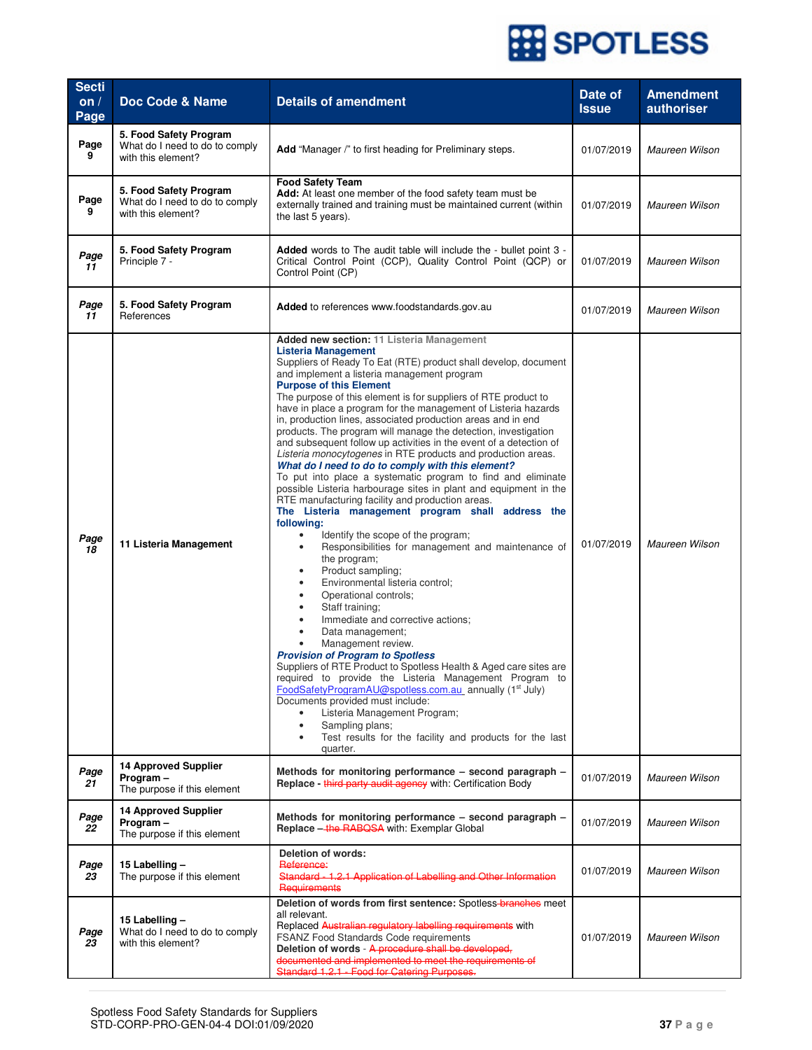| Section / Page | Doc Code & Name | Details of amendment | Date of Issue | Amendment authoriser |
|---|---|---|---|---|
| Page 9 | **5. Food Safety Program** What do I need to do to comply with this element? | **Add** "Manager /" to first heading for Preliminary steps. | 01/07/2019 | *Maureen Wilson* |
| Page 9 | **5. Food Safety Program** What do I need to do to comply with this element? | **Food Safety Team** **Add:** At least one member of the food safety team must be externally trained and training must be maintained current (within the last 5 years). | 01/07/2019 | *Maureen Wilson* |
| *Page 11* | **5. Food Safety Program** Principle 7 - | **Added** words to The audit table will include the - bullet point 3 - Critical Control Point (CCP), Quality Control Point (QCP) or Control Point (CP) | 01/07/2019 | *Maureen Wilson* |
| *Page 11* | **5. Food Safety Program** References | **Added** to references www.foodstandards.gov.au | 01/07/2019 | *Maureen Wilson* |
| *Page 18* | **11 Listeria Management** | **Added new section:** 11 Listeria Management<br>**Listeria Management**<br>Suppliers of Ready To Eat (RTE) product shall develop, document and implement a listeria management program<br>**Purpose of this Element**<br>The purpose of this element is for suppliers of RTE product to have in place a program for the management of Listeria hazards in, production lines, associated production areas and in end products. The program will manage the detection, investigation and subsequent follow up activities in the event of a detection of *Listeria monocytogenes* in RTE products and production areas.<br>***What do I need to do to comply with this element?***<br>To put into place a systematic program to find and eliminate possible Listeria harbourage sites in plant and equipment in the RTE manufacturing facility and production areas.<br>**The Listeria management program shall address the following:**<br>• Identify the scope of the program;<br>• Responsibilities for management and maintenance of the program;<br>• Product sampling;<br>• Environmental listeria control;<br>• Operational controls;<br>• Staff training;<br>• Immediate and corrective actions;<br>• Data management;<br>• Management review.<br>***Provision of Program to Spotless***<br>Suppliers of RTE Product to Spotless Health & Aged care sites are required to provide the Listeria Management Program to FoodSafetyProgramAU@spotless.com.au annually (1st July)<br>Documents provided must include:<br>• Listeria Management Program;<br>• Sampling plans;<br>• Test results for the facility and products for the last quarter. | 01/07/2019 | *Maureen Wilson* |
| *Page 21* | **14 Approved Supplier Program –** The purpose if this element | **Methods for monitoring performance – second paragraph – Replace** - ~~third party audit agency~~ with: Certification Body | 01/07/2019 | *Maureen Wilson* |
| *Page 22* | **14 Approved Supplier Program –** The purpose if this element | **Methods for monitoring performance – second paragraph – Replace** – ~~the RABQSA~~ with: Exemplar Global | 01/07/2019 | *Maureen Wilson* |
| *Page 23* | **15 Labelling –** The purpose if this element | **Deletion of words:**<br>~~Reference:~~<br>~~Standard - 1.2.1 Application of Labelling and Other Information Requirements~~ | 01/07/2019 | *Maureen Wilson* |
| *Page 23* | **15 Labelling –** What do I need to do to comply with this element? | **Deletion of words from first sentence:** Spotless ~~branches~~ meet all relevant.<br>Replaced ~~Australian regulatory labelling requirements~~ with FSANZ Food Standards Code requirements<br>**Deletion of words** - ~~A procedure shall be developed, documented and implemented to meet the requirements of Standard 1.2.1 - Food for Catering Purposes.~~ | 01/07/2019 | *Maureen Wilson* |

Spotless Food Safety Standards for Suppliers
STD-CORP-PRO-GEN-04-4 DOI:01/09/2020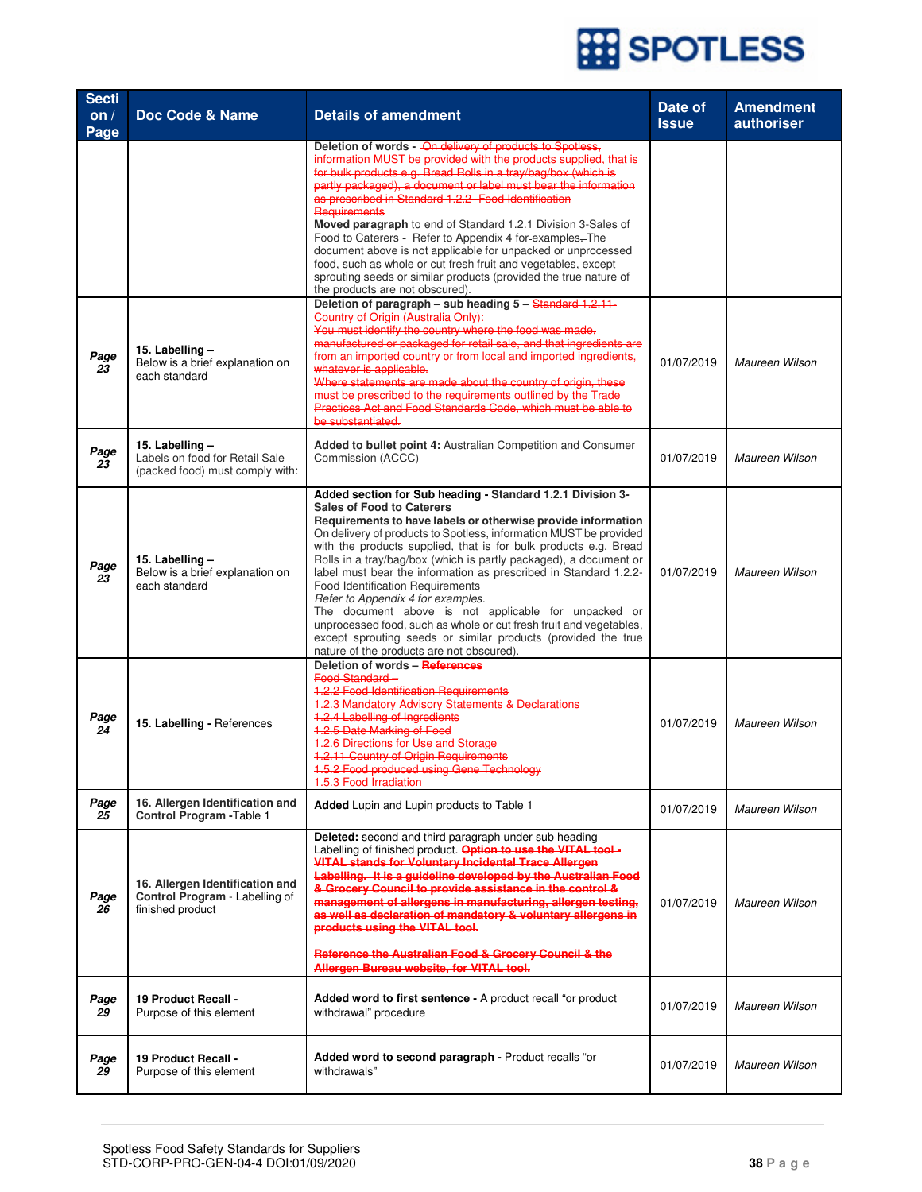| Section / Page | Doc Code & Name | Details of amendment | Date of Issue | Amendment authoriser |
|---|---|---|---|---|
| | | **Deletion of words** - ~~On delivery of products to Spotless, information MUST be provided with the products supplied, that is for bulk products e.g. Bread Rolls in a tray/bag/box (which is partly packaged), a document or label must bear the information as prescribed in Standard 1.2.2- Food Identification Requirements~~ **Moved paragraph** to end of Standard 1.2.1 Division 3-Sales of Food to Caterers - Refer to Appendix 4 for-examples. The document above is not applicable for unpacked or unprocessed food, such as whole or cut fresh fruit and vegetables, except sprouting seeds or similar products (provided the true nature of the products are not obscured). | | |
| ***Page 23*** | **15. Labelling –** Below is a brief explanation on each standard | **Deletion of paragraph – sub heading 5 –** ~~Standard 1.2.11- Country of Origin (Australia Only): You must identify the country where the food was made, manufactured or packaged for retail sale, and that ingredients are from an imported country or from local and imported ingredients, whatever is applicable. Where statements are made about the country of origin, these must be prescribed to the requirements outlined by the Trade Practices Act and Food Standards Code, which must be able to be substantiated.~~ | 01/07/2019 | *Maureen Wilson* |
| ***Page 23*** | **15. Labelling –** Labels on food for Retail Sale (packed food) must comply with: | **Added to bullet point 4:** Australian Competition and Consumer Commission (ACCC) | 01/07/2019 | *Maureen Wilson* |
| ***Page 23*** | **15. Labelling –** Below is a brief explanation on each standard | **Added section for Sub heading - Standard 1.2.1 Division 3-Sales of Food to Caterers** **Requirements to have labels or otherwise provide information** On delivery of products to Spotless, information MUST be provided with the products supplied, that is for bulk products e.g. Bread Rolls in a tray/bag/box (which is partly packaged), a document or label must bear the information as prescribed in Standard 1.2.2-Food Identification Requirements *Refer to Appendix 4 for examples.* The document above is not applicable for unpacked or unprocessed food, such as whole or cut fresh fruit and vegetables, except sprouting seeds or similar products (provided the true nature of the products are not obscured). | 01/07/2019 | *Maureen Wilson* |
| ***Page 24*** | **15. Labelling** - References | **Deletion of words –** ~~**References** Food Standard – 1.2.2 Food Identification Requirements 1.2.3 Mandatory Advisory Statements & Declarations 1.2.4 Labelling of Ingredients 1.2.5 Date Marking of Food 1.2.6 Directions for Use and Storage 1.2.11 Country of Origin Requirements 1.5.2 Food produced using Gene Technology 1.5.3 Food Irradiation~~ | 01/07/2019 | *Maureen Wilson* |
| ***Page 25*** | **16. Allergen Identification and Control Program -**Table 1 | **Added** Lupin and Lupin products to Table 1 | 01/07/2019 | *Maureen Wilson* |
| ***Page 26*** | **16. Allergen Identification and Control Program** - Labelling of finished product | **Deleted:** second and third paragraph under sub heading Labelling of finished product. ~~**Option to use the VITAL tool - VITAL stands for Voluntary Incidental Trace Allergen Labelling. It is a guideline developed by the Australian Food & Grocery Council to provide assistance in the control & management of allergens in manufacturing, allergen testing, as well as declaration of mandatory & voluntary allergens in products using the VITAL tool.**~~ ~~**Reference the Australian Food & Grocery Council & the Allergen Bureau website, for VITAL tool.**~~ | 01/07/2019 | *Maureen Wilson* |
| ***Page 29*** | **19 Product Recall -** Purpose of this element | **Added word to first sentence -** A product recall "or product withdrawal" procedure | 01/07/2019 | *Maureen Wilson* |
| ***Page 29*** | **19 Product Recall -** Purpose of this element | **Added word to second paragraph -** Product recalls "or withdrawals" | 01/07/2019 | *Maureen Wilson* |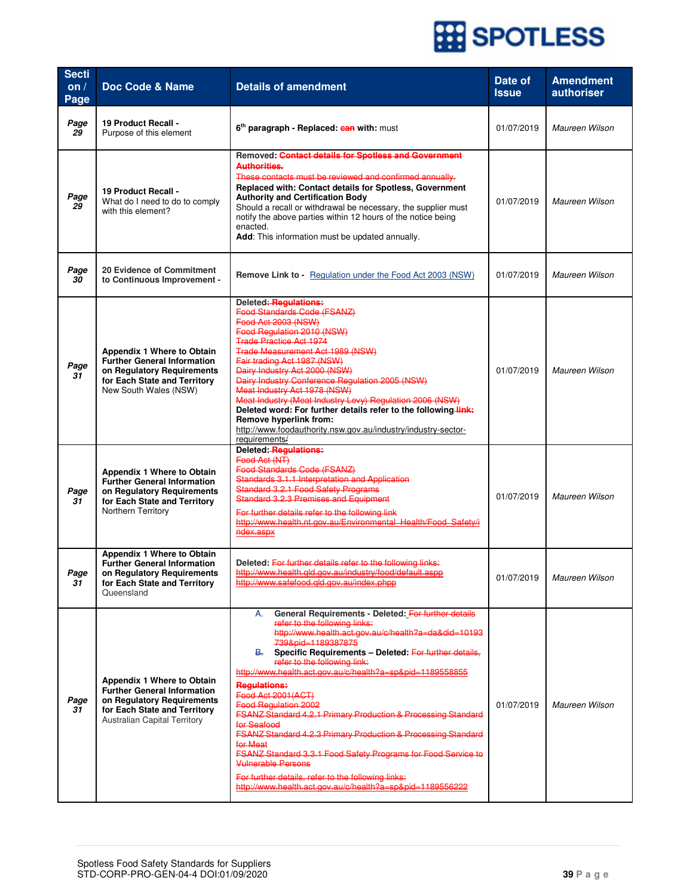| Section / Page | Doc Code & Name | Details of amendment | Date of Issue | Amendment authoriser |
|---|---|---|---|---|
| ***Page 29*** | **19 Product Recall -** Purpose of this element | **6th paragraph - Replaced:** ~~**can**~~ **with:** must | 01/07/2019 | *Maureen Wilson* |
| ***Page 29*** | **19 Product Recall -** What do I need to do to comply with this element? | **Removed:** ~~**Contact details for Spotless and Government Authorities.**~~ ~~These contacts must be reviewed and confirmed annually.~~ **Replaced with: Contact details for Spotless, Government Authority and Certification Body** Should a recall or withdrawal be necessary, the supplier must notify the above parties within 12 hours of the notice being enacted. **Add**: This information must be updated annually. | 01/07/2019 | *Maureen Wilson* |
| ***Page 30*** | **20 Evidence of Commitment to Continuous Improvement -** | **Remove Link to -** Regulation under the Food Act 2003 (NSW) | 01/07/2019 | *Maureen Wilson* |
| ***Page 31*** | **Appendix 1 Where to Obtain Further General Information on Regulatory Requirements for Each State and Territory** New South Wales (NSW) | **Deleted**~~**: Regulations:**~~ ~~Food Standards Code (FSANZ)~~ ~~Food Act 2003 (NSW)~~ ~~Food Regulation 2010 (NSW)~~ ~~Trade Practice Act 1974~~ ~~Trade Measurement Act 1989 (NSW)~~ ~~Fair trading Act 1987 (NSW)~~ ~~Dairy Industry Act 2000 (NSW)~~ ~~Dairy Industry Conference Regulation 2005 (NSW)~~ ~~Meat Industry Act 1978 (NSW)~~ ~~Meat Industry (Meat Industry Levy) Regulation 2006 (NSW)~~ **Deleted word: For further details refer to the following** ~~**link:**~~ **Remove hyperlink from:** http://www.foodauthority.nsw.gov.au/industry/industry-sector-requirements/ | 01/07/2019 | *Maureen Wilson* |
| ***Page 31*** | **Appendix 1 Where to Obtain Further General Information on Regulatory Requirements for Each State and Territory** Northern Territory | **Deleted:** ~~**Regulations:**~~ ~~Food Act (NT)~~ ~~Food Standards Code (FSANZ)~~ ~~Standards 3.1.1 Interpretation and Application~~ ~~Standard 3.2.1 Food Safety Programs~~ ~~Standard 3.2.3 Premises and Equipment~~ ~~For further details refer to the following link~~ ~~http://www.health.nt.gov.au/Environmental_Health/Food_Safety/index.aspx~~ | 01/07/2019 | *Maureen Wilson* |
| ***Page 31*** | **Appendix 1 Where to Obtain Further General Information on Regulatory Requirements for Each State and Territory** Queensland | **Deleted:** ~~For further details refer to the following links:~~ ~~http://www.health.qld.gov.au/industry/food/default.aspp~~ ~~http://www.safefood.qld.gov.au/index.phpp~~ | 01/07/2019 | *Maureen Wilson* |
| ***Page 31*** | **Appendix 1 Where to Obtain Further General Information on Regulatory Requirements for Each State and Territory** Australian Capital Territory | A. **General Requirements - Deleted:** ~~For further details refer to the following links: http://www.health.act.gov.au/c/health?a=da&did=10193739&pid=1189387875~~ ~~B.~~ **Specific Requirements – Deleted:** ~~For further details, refer to the following link: http://www.health.act.gov.au/c/health?a=sp&pid=1189558855~~ ~~**Regulations:**~~ ~~Food Act 2001(ACT)~~ ~~Food Regulation 2002~~ ~~FSANZ Standard 4.2.1 Primary Production & Processing Standard for Seafood~~ ~~FSANZ Standard 4.2.3 Primary Production & Processing Standard for Meat~~ ~~FSANZ Standard 3.3.1 Food Safety Programs for Food Service to Vulnerable Persons~~ ~~For further details, refer to the following links: http://www.health.act.gov.au/c/health?a=sp&pid=1189556222~~ | 01/07/2019 | *Maureen Wilson* |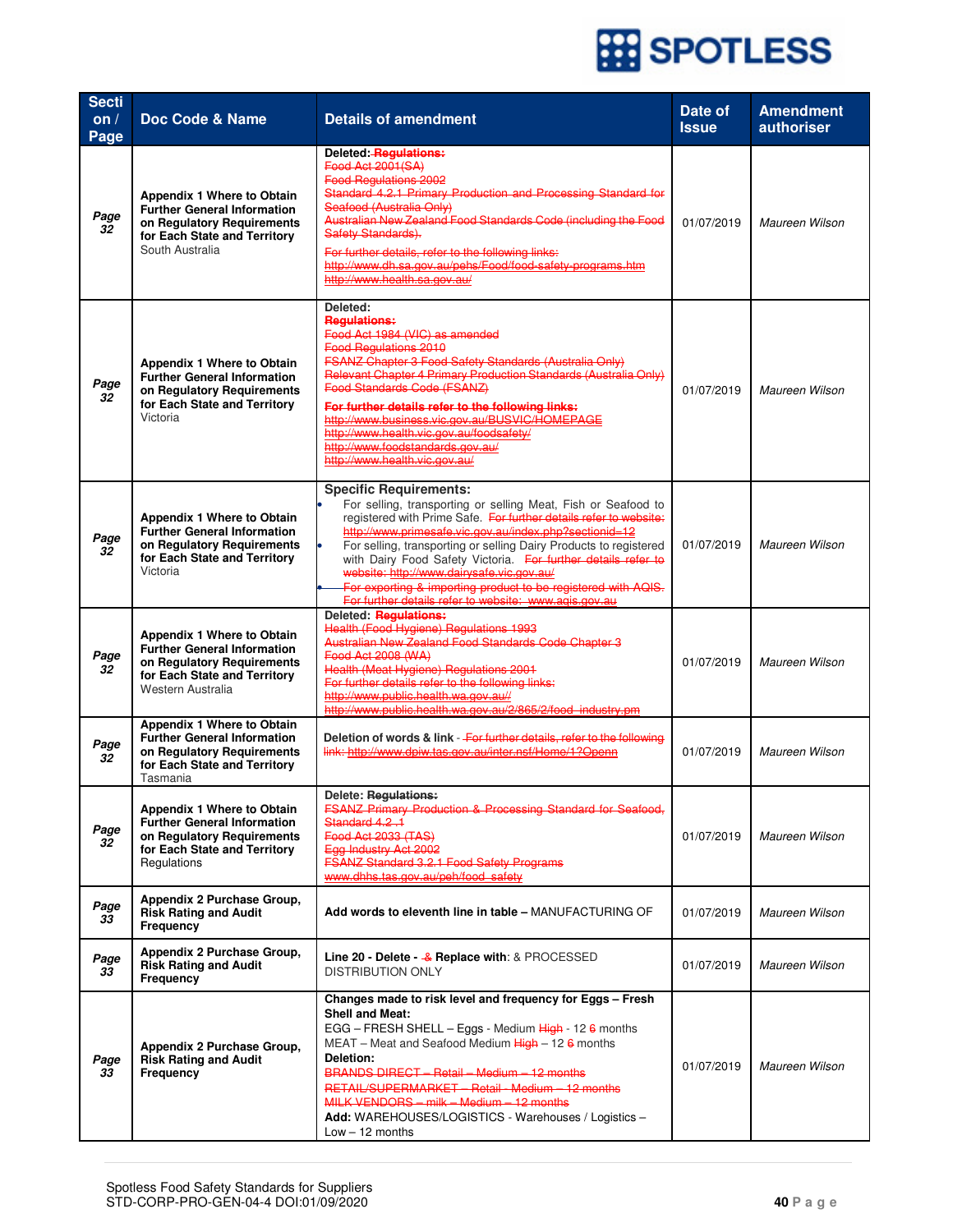| Section / Page | Doc Code & Name | Details of amendment | Date of Issue | Amendment authoriser |
|---|---|---|---|---|
| *Page 32* | **Appendix 1 Where to Obtain Further General Information on Regulatory Requirements for Each State and Territory** South Australia | **Deleted:** ~~**Regulations:**~~ ~~Food Act 2001(SA)~~ ~~Food Regulations 2002~~ ~~Standard 4.2.1 Primary Production and Processing Standard for Seafood (Australia Only)~~ ~~Australian New Zealand Food Standards Code (including the Food Safety Standards).~~ ~~For further details, refer to the following links:~~ ~~http://www.dh.sa.gov.au/pehs/Food/food-safety-programs.htm~~ ~~http://www.health.sa.gov.au/~~ | 01/07/2019 | *Maureen Wilson* |
| *Page 32* | **Appendix 1 Where to Obtain Further General Information on Regulatory Requirements for Each State and Territory** Victoria | **Deleted:** ~~**Regulations:**~~ ~~Food Act 1984 (VIC) as amended~~ ~~Food Regulations 2010~~ ~~FSANZ Chapter 3 Food Safety Standards (Australia Only)~~ ~~Relevant Chapter 4 Primary Production Standards (Australia Only)~~ ~~Food Standards Code (FSANZ)~~ ~~**For further details refer to the following links:**~~ ~~http://www.business.vic.gov.au/BUSVIC/HOMEPAGE~~ ~~http://www.health.vic.gov.au/foodsafety/~~ ~~http://www.foodstandards.gov.au/~~ ~~http://www.health.vic.gov.au/~~ | 01/07/2019 | *Maureen Wilson* |
| *Page 32* | **Appendix 1 Where to Obtain Further General Information on Regulatory Requirements for Each State and Territory** Victoria | **Specific Requirements:** • For selling, transporting or selling Meat, Fish or Seafood to registered with Prime Safe. ~~For further details refer to website: http://www.primesafe.vic.gov.au/index.php?sectionid=12~~ • For selling, transporting or selling Dairy Products to registered with Dairy Food Safety Victoria. ~~For further details refer to website: http://www.dairysafe.vic.gov.au/~~ • ~~For exporting & importing product to be registered with AQIS. For further details refer to website: www.aqis.gov.au~~ | 01/07/2019 | *Maureen Wilson* |
| *Page 32* | **Appendix 1 Where to Obtain Further General Information on Regulatory Requirements for Each State and Territory** Western Australia | **Deleted:** ~~**Regulations:**~~ ~~Health (Food Hygiene) Regulations 1993~~ ~~Australian New Zealand Food Standards Code Chapter 3~~ ~~Food Act 2008 (WA)~~ ~~Health (Meat Hygiene) Regulations 2001~~ ~~For further details refer to the following links:~~ ~~http://www.public.health.wa.gov.au//~~ ~~http://www.public.health.wa.gov.au/2/865/2/food_industry.pm~~ | 01/07/2019 | *Maureen Wilson* |
| *Page 32* | **Appendix 1 Where to Obtain Further General Information on Regulatory Requirements for Each State and Territory** Tasmania | **Deletion of words & link** - ~~For further details, refer to the following link: http://www.dpiw.tas.gov.au/inter.nsf/Home/1?Openn~~ | 01/07/2019 | *Maureen Wilson* |
| *Page 32* | **Appendix 1 Where to Obtain Further General Information on Regulatory Requirements for Each State and Territory** Regulations | **Delete:** ~~**Regulations:**~~ ~~FSANZ Primary Production & Processing Standard for Seafood, Standard 4.2 .1~~ ~~Food Act 2033 (TAS)~~ ~~Egg Industry Act 2002~~ ~~FSANZ Standard 3.2.1 Food Safety Programs~~ ~~www.dhhs.tas.gov.au/peh/food_safety~~ | 01/07/2019 | *Maureen Wilson* |
| *Page 33* | **Appendix 2 Purchase Group, Risk Rating and Audit Frequency** | **Add words to eleventh line in table –** MANUFACTURING OF | 01/07/2019 | *Maureen Wilson* |
| *Page 33* | **Appendix 2 Purchase Group, Risk Rating and Audit Frequency** | **Line 20 - Delete -** ~~&~~ **Replace with**: & PROCESSED DISTRIBUTION ONLY | 01/07/2019 | *Maureen Wilson* |
| *Page 33* | **Appendix 2 Purchase Group, Risk Rating and Audit Frequency** | **Changes made to risk level and frequency for Eggs – Fresh Shell and Meat:** EGG – FRESH SHELL – Eggs - Medium ~~High~~ - 12 ~~6~~ months MEAT – Meat and Seafood Medium ~~High~~ – 12 ~~6~~ months **Deletion:** ~~BRANDS DIRECT – Retail – Medium – 12 months~~ ~~RETAIL/SUPERMARKET – Retail - Medium – 12 months~~ ~~MILK VENDORS – milk – Medium – 12 months~~ **Add:** WAREHOUSES/LOGISTICS - Warehouses / Logistics – Low – 12 months | 01/07/2019 | *Maureen Wilson* |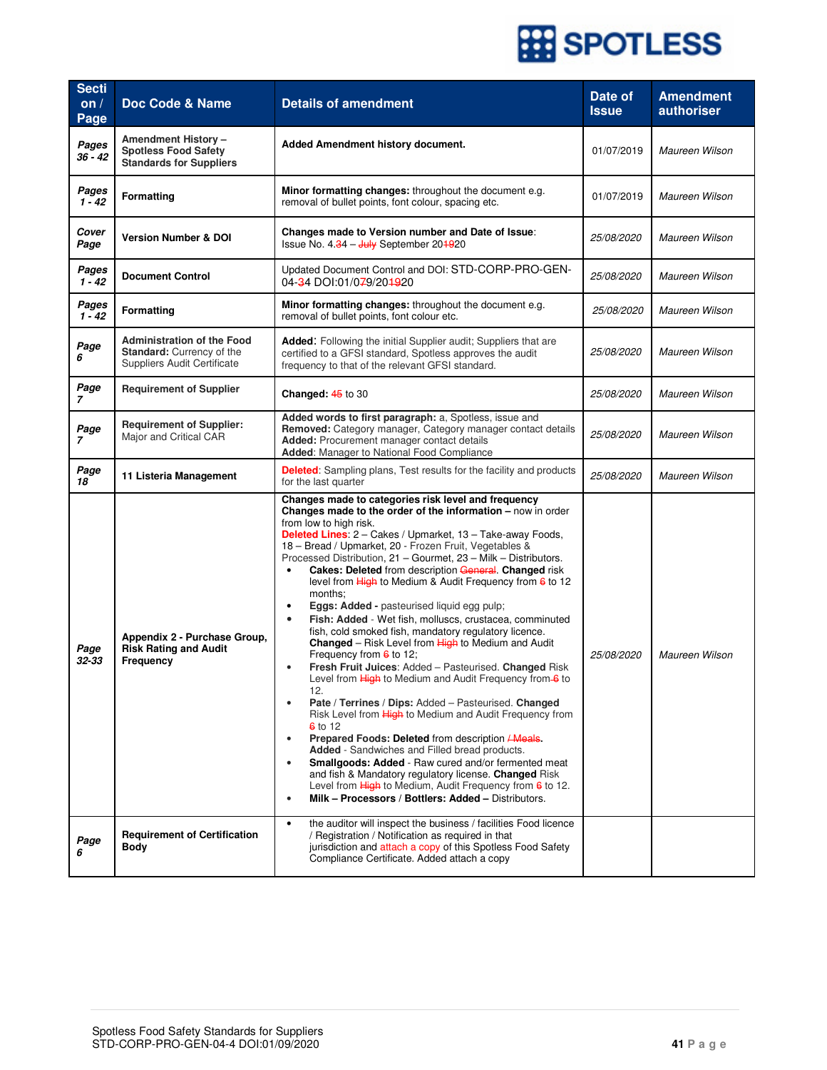| Section / Page | Doc Code & Name | Details of amendment | Date of Issue | Amendment authoriser |
|---|---|---|---|---|
| *Pages 36 - 42* | **Amendment History – Spotless Food Safety Standards for Suppliers** | **Added Amendment history document.** | 01/07/2019 | *Maureen Wilson* |
| *Pages 1 - 42* | **Formatting** | **Minor formatting changes:** throughout the document e.g. removal of bullet points, font colour, spacing etc. | 01/07/2019 | *Maureen Wilson* |
| *Cover Page* | **Version Number & DOI** | **Changes made to Version number and Date of Issue**: Issue No. 4.34 – ~~July~~ September 201920 | *25/08/2020* | *Maureen Wilson* |
| *Pages 1 - 42* | **Document Control** | Updated Document Control and DOI: STD-CORP-PRO-GEN-04-34 DOI:01/079/201920 | *25/08/2020* | *Maureen Wilson* |
| *Pages 1 - 42* | **Formatting** | **Minor formatting changes:** throughout the document e.g. removal of bullet points, font colour etc. | *25/08/2020* | *Maureen Wilson* |
| *Page 6* | **Administration of the Food Standard:** Currency of the Suppliers Audit Certificate | **Added**: Following the initial Supplier audit; Suppliers that are certified to a GFSI standard, Spotless approves the audit frequency to that of the relevant GFSI standard. | *25/08/2020* | *Maureen Wilson* |
| *Page 7* | **Requirement of Supplier** | **Changed:** ~~45~~ to 30 | *25/08/2020* | *Maureen Wilson* |
| *Page 7* | **Requirement of Supplier:** Major and Critical CAR | **Added words to first paragraph:** a, Spotless, issue and **Removed:** Category manager, Category manager contact details **Added:** Procurement manager contact details **Added**: Manager to National Food Compliance | *25/08/2020* | *Maureen Wilson* |
| *Page 18* | **11 Listeria Management** | **Deleted**: Sampling plans, Test results for the facility and products for the last quarter | *25/08/2020* | *Maureen Wilson* |
| *Page 32-33* | **Appendix 2 - Purchase Group, Risk Rating and Audit Frequency** | **Changes made to categories risk level and frequency** **Changes made to the order of the information** – now in order from low to high risk. **Deleted Lines**: 2 – Cakes / Upmarket, 13 – Take-away Foods, 18 – Bread / Upmarket, 20 - Frozen Fruit, Vegetables & Processed Distribution, 21 – Gourmet, 23 – Milk – Distributors.<br>• **Cakes: Deleted** from description ~~General~~. **Changed** risk level from ~~High~~ to Medium & Audit Frequency from ~~6~~ to 12 months;<br>• **Eggs: Added** - pasteurised liquid egg pulp;<br>• **Fish: Added** - Wet fish, molluscs, crustacea, comminuted fish, cold smoked fish, mandatory regulatory licence. **Changed** – Risk Level from ~~High~~ to Medium and Audit Frequency from ~~6~~ to 12;<br>• **Fresh Fruit Juices**: Added – Pasteurised. **Changed** Risk Level from ~~High~~ to Medium and Audit Frequency from ~~6~~ to 12.<br>• **Pate / Terrines / Dips:** Added – Pasteurised. **Changed** Risk Level from ~~High~~ to Medium and Audit Frequency from ~~6~~ to 12<br>• **Prepared Foods: Deleted** from description ~~/ Meals~~. **Added** - Sandwiches and Filled bread products.<br>• **Smallgoods: Added** - Raw cured and/or fermented meat and fish & Mandatory regulatory license. **Changed** Risk Level from ~~High~~ to Medium, Audit Frequency from ~~6~~ to 12.<br>• **Milk – Processors / Bottlers: Added –** Distributors. | *25/08/2020* | *Maureen Wilson* |
| *Page 6* | **Requirement of Certification Body** | • the auditor will inspect the business / facilities Food licence / Registration / Notification as required in that jurisdiction and attach a copy of this Spotless Food Safety Compliance Certificate. Added attach a copy | | |

Spotless Food Safety Standards for Suppliers
STD-CORP-PRO-GEN-04-4 DOI:01/09/2020